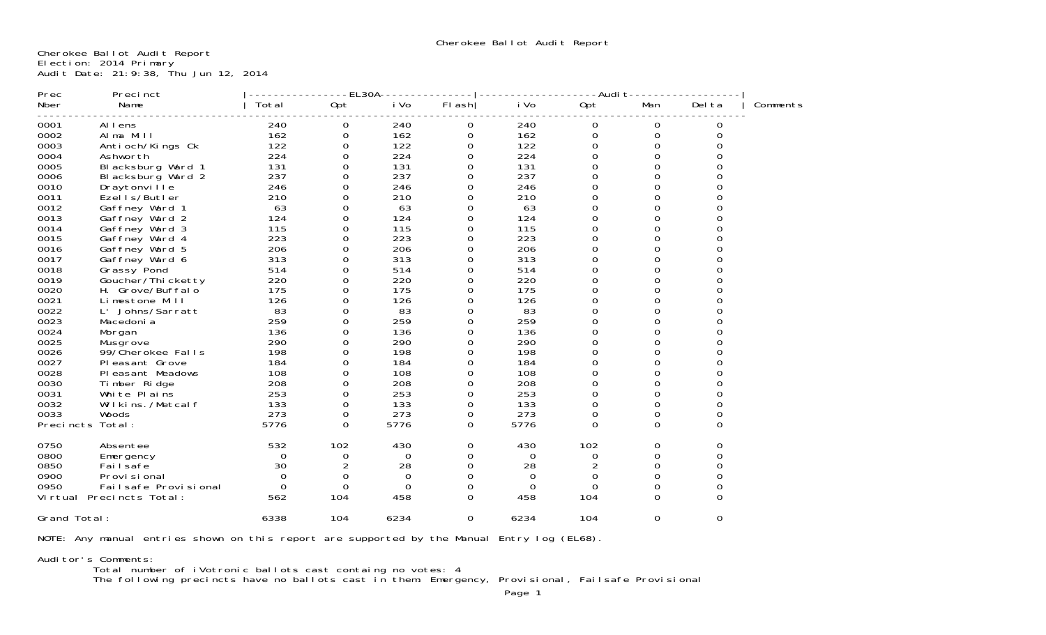Cherokee Ballot Audit Report

Cherokee Ballot Audit Report
Election: 2014 Primary
Audit Date: 21:9:38, Thu Jun 12, 2014

| Prec Nber | Precinct Name | EL30A Total | EL30A Opt | EL30A iVo | EL30A Flash | Audit iVo | Audit Opt | Audit Man | Audit Delta | Comments |
|---|---|---|---|---|---|---|---|---|---|---|
| 0001 | Allens | 240 | 0 | 240 | 0 | 240 | 0 | 0 | 0 | |
| 0002 | Alma Mill | 162 | 0 | 162 | 0 | 162 | 0 | 0 | 0 | |
| 0003 | Antioch/Kings Ck | 122 | 0 | 122 | 0 | 122 | 0 | 0 | 0 | |
| 0004 | Ashworth | 224 | 0 | 224 | 0 | 224 | 0 | 0 | 0 | |
| 0005 | Blacksburg Ward 1 | 131 | 0 | 131 | 0 | 131 | 0 | 0 | 0 | |
| 0006 | Blacksburg Ward 2 | 237 | 0 | 237 | 0 | 237 | 0 | 0 | 0 | |
| 0010 | Draytonville | 246 | 0 | 246 | 0 | 246 | 0 | 0 | 0 | |
| 0011 | Ezells/Butler | 210 | 0 | 210 | 0 | 210 | 0 | 0 | 0 | |
| 0012 | Gaffney Ward 1 | 63 | 0 | 63 | 0 | 63 | 0 | 0 | 0 | |
| 0013 | Gaffney Ward 2 | 124 | 0 | 124 | 0 | 124 | 0 | 0 | 0 | |
| 0014 | Gaffney Ward 3 | 115 | 0 | 115 | 0 | 115 | 0 | 0 | 0 | |
| 0015 | Gaffney Ward 4 | 223 | 0 | 223 | 0 | 223 | 0 | 0 | 0 | |
| 0016 | Gaffney Ward 5 | 206 | 0 | 206 | 0 | 206 | 0 | 0 | 0 | |
| 0017 | Gaffney Ward 6 | 313 | 0 | 313 | 0 | 313 | 0 | 0 | 0 | |
| 0018 | Grassy Pond | 514 | 0 | 514 | 0 | 514 | 0 | 0 | 0 | |
| 0019 | Goucher/Thicketty | 220 | 0 | 220 | 0 | 220 | 0 | 0 | 0 | |
| 0020 | H. Grove/Buffalo | 175 | 0 | 175 | 0 | 175 | 0 | 0 | 0 | |
| 0021 | Limestone Mill | 126 | 0 | 126 | 0 | 126 | 0 | 0 | 0 | |
| 0022 | L' Johns/Sarratt | 83 | 0 | 83 | 0 | 83 | 0 | 0 | 0 | |
| 0023 | Macedonia | 259 | 0 | 259 | 0 | 259 | 0 | 0 | 0 | |
| 0024 | Morgan | 136 | 0 | 136 | 0 | 136 | 0 | 0 | 0 | |
| 0025 | Musgrove | 290 | 0 | 290 | 0 | 290 | 0 | 0 | 0 | |
| 0026 | 99/Cherokee Falls | 198 | 0 | 198 | 0 | 198 | 0 | 0 | 0 | |
| 0027 | Pleasant Grove | 184 | 0 | 184 | 0 | 184 | 0 | 0 | 0 | |
| 0028 | Pleasant Meadows | 108 | 0 | 108 | 0 | 108 | 0 | 0 | 0 | |
| 0030 | Timber Ridge | 208 | 0 | 208 | 0 | 208 | 0 | 0 | 0 | |
| 0031 | White Plains | 253 | 0 | 253 | 0 | 253 | 0 | 0 | 0 | |
| 0032 | Wilkins./Metcalf | 133 | 0 | 133 | 0 | 133 | 0 | 0 | 0 | |
| 0033 | Woods | 273 | 0 | 273 | 0 | 273 | 0 | 0 | 0 | |
| Precincts Total: | | 5776 | 0 | 5776 | 0 | 5776 | 0 | 0 | 0 | |
| 0750 | Absentee | 532 | 102 | 430 | 0 | 430 | 102 | 0 | 0 | |
| 0800 | Emergency | 0 | 0 | 0 | 0 | 0 | 0 | 0 | 0 | |
| 0850 | Failsafe | 30 | 2 | 28 | 0 | 28 | 2 | 0 | 0 | |
| 0900 | Provisional | 0 | 0 | 0 | 0 | 0 | 0 | 0 | 0 | |
| 0950 | Failsafe Provisional | 0 | 0 | 0 | 0 | 0 | 0 | 0 | 0 | |
| Virtual Precincts Total: | | 562 | 104 | 458 | 0 | 458 | 104 | 0 | 0 | |
| Grand Total: | | 6338 | 104 | 6234 | 0 | 6234 | 104 | 0 | 0 | |

NOTE: Any manual entries shown on this report are supported by the Manual Entry log (EL68).

Auditor's Comments:
Total number of iVotronic ballots cast containg no votes: 4
The following precincts have no ballots cast in them: Emergency, Provisional, Failsafe Provisional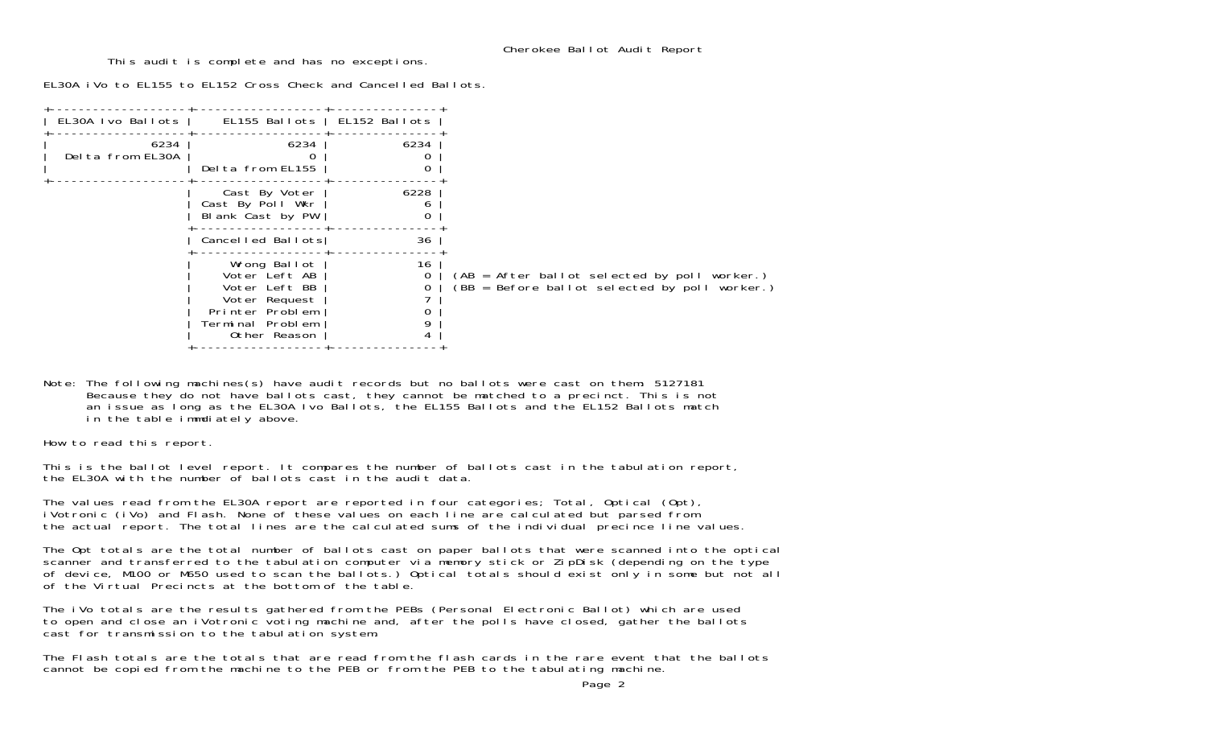# Cherokee Ballot Audit Report

This audit is complete and has no exceptions.

EL30A iVo to EL155 to EL152 Cross Check and Cancelled Ballots.

| EL30A Ivo Ballots | EL155 Ballots | EL152 Ballots | |
|---|---|---|---|
| 6234 | 6234 | 6234 | |
| Delta from EL30A | 0 | 0 | |
| | Delta from EL155 | 0 | |
| | Cast By Voter | 6228 | |
| | Cast By Poll Wkr | 6 | |
| | Blank Cast by PW | 0 | |
| | Cancelled Ballots | 36 | |
| | Wrong Ballot | 16 | |
| | Voter Left AB | 0 | (AB = After ballot selected by poll worker.) |
| | Voter Left BB | 0 | (BB = Before ballot selected by poll worker.) |
| | Voter Request | 7 | |
| | Printer Problem | 0 | |
| | Terminal Problem | 9 | |
| | Other Reason | 4 | |

Note: The following machines(s) have audit records but no ballots were cast on them: 5127181
Because they do not have ballots cast, they cannot be matched to a precinct. This is not an issue as long as the EL30A Ivo Ballots, the EL155 Ballots and the EL152 Ballots match in the table immdiately above.

How to read this report.

This is the ballot level report. It compares the number of ballots cast in the tabulation report, the EL30A with the number of ballots cast in the audit data.

The values read from the EL30A report are reported in four categories; Total, Optical (Opt), iVotronic (iVo) and Flash. None of these values on each line are calculated but parsed from the actual report. The total lines are the calculated sums of the individual precince line values.

The Opt totals are the total number of ballots cast on paper ballots that were scanned into the optical scanner and transferred to the tabulation computer via memory stick or ZipDisk (depending on the type of device, M100 or M650 used to scan the ballots.) Optical totals should exist only in some but not all of the Virtual Precincts at the bottom of the table.

The iVo totals are the results gathered from the PEBs (Personal Electronic Ballot) which are used to open and close an iVotronic voting machine and, after the polls have closed, gather the ballots cast for transmission to the tabulation system.

The Flash totals are the totals that are read from the flash cards in the rare event that the ballots cannot be copied from the machine to the PEB or from the PEB to the tabulating machine.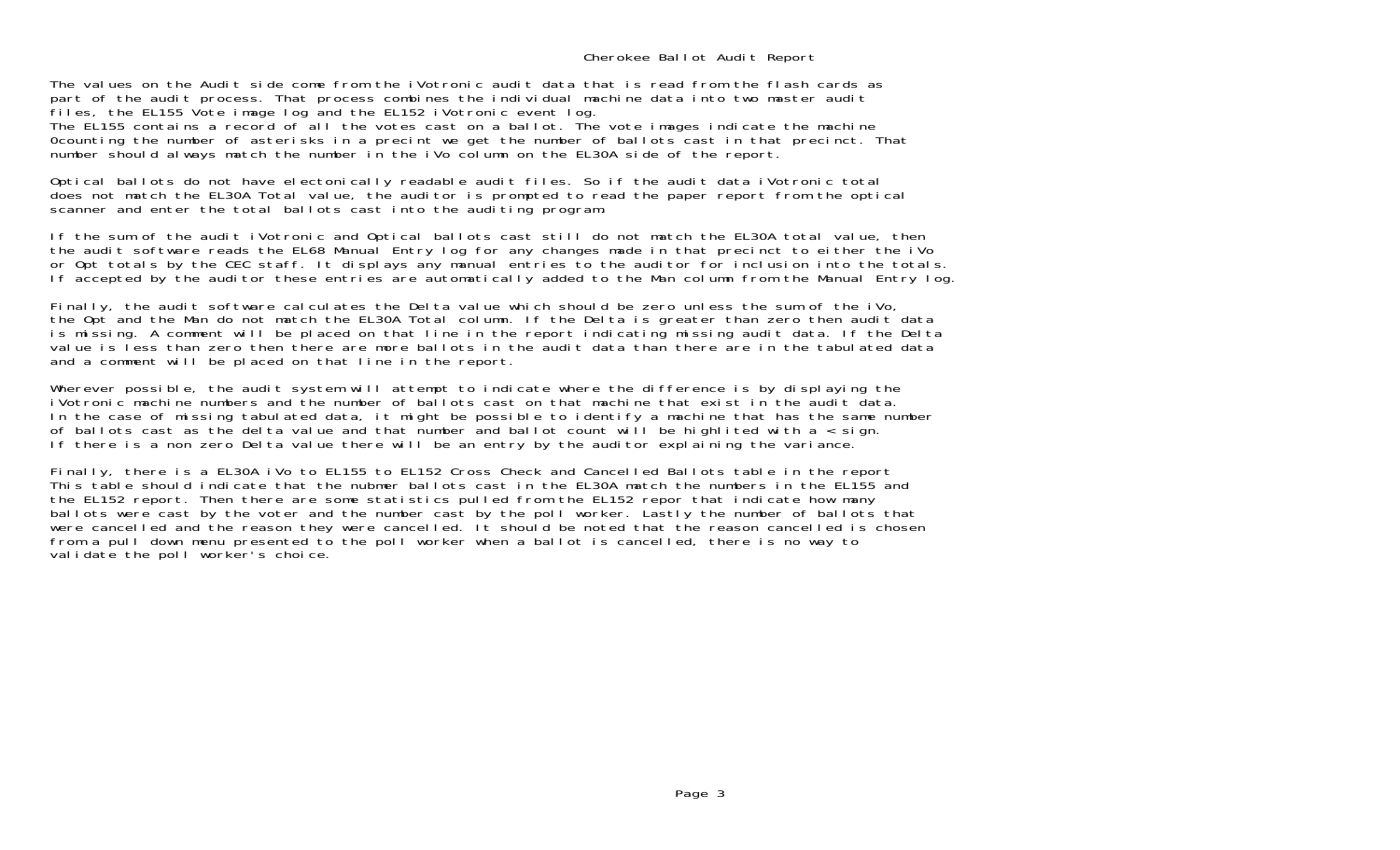# Cherokee Ballot Audit Report

The values on the Audit side come from the iVotronic audit data that is read from the flash cards as part of the audit process. That process combines the individual machine data into two master audit files, the EL155 Vote image log and the EL152 iVotronic event log.
The EL155 contains a record of all the votes cast on a ballot. The vote images indicate the machine 0counting the number of asterisks in a precint we get the number of ballots cast in that precinct. That number should always match the number in the iVo column on the EL30A side of the report.

Optical ballots do not have electonically readable audit files. So if the audit data iVotronic total does not match the EL30A Total value, the auditor is prompted to read the paper report from the optical scanner and enter the total ballots cast into the auditing program.

If the sum of the audit iVotronic and Optical ballots cast still do not match the EL30A total value, then the audit software reads the EL68 Manual Entry log for any changes made in that precinct to either the iVo or Opt totals by the CEC staff. It displays any manual entries to the auditor for inclusion into the totals. If accepted by the auditor these entries are automatically added to the Man column from the Manual Entry log.

Finally, the audit software calculates the Delta value which should be zero unless the sum of the iVo, the Opt and the Man do not match the EL30A Total column. If the Delta is greater than zero then audit data is missing. A comment will be placed on that line in the report indicating missing audit data. If the Delta value is less than zero then there are more ballots in the audit data than there are in the tabulated data and a comment will be placed on that line in the report.

Wherever possible, the audit system will attempt to indicate where the difference is by displaying the iVotronic machine numbers and the number of ballots cast on that machine that exist in the audit data. In the case of missing tabulated data, it might be possible to identify a machine that has the same number of ballots cast as the delta value and that number and ballot count will be highlited with a < sign. If there is a non zero Delta value there will be an entry by the auditor explaining the variance.

Finally, there is a EL30A iVo to EL155 to EL152 Cross Check and Cancelled Ballots table in the report This table should indicate that the nubmer ballots cast in the EL30A match the numbers in the EL155 and the EL152 report. Then there are some statistics pulled from the EL152 repor that indicate how many ballots were cast by the voter and the number cast by the poll worker. Lastly the number of ballots that were cancelled and the reason they were cancelled. It should be noted that the reason cancelled is chosen from a pull down menu presented to the poll worker when a ballot is cancelled, there is no way to validate the poll worker's choice.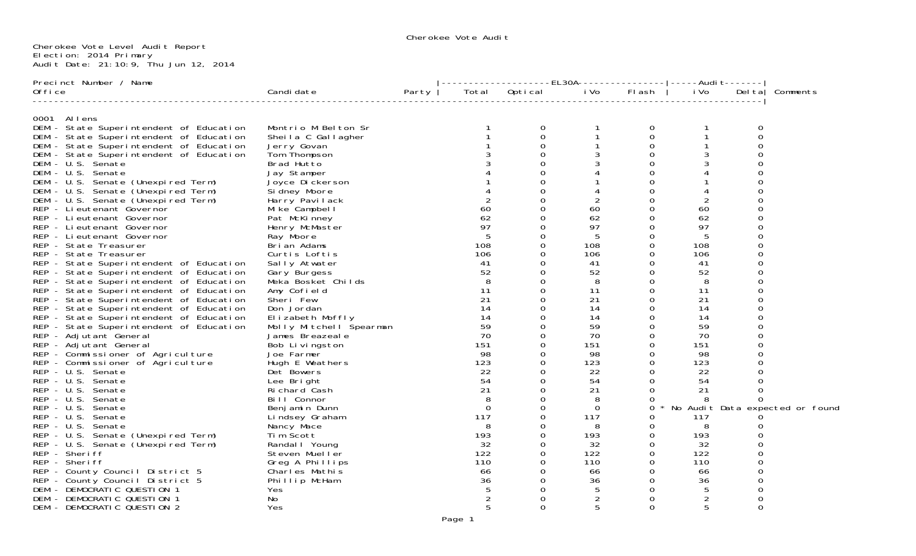Cherokee Vote Audit

Cherokee Vote Level Audit Report
Election: 2014 Primary
Audit Date: 21:10:9, Thu Jun 12, 2014

| Precinct Number / Name Office | Candidate | Party | EL30A Total | EL30A Optical | EL30A iVo | EL30A Flash | Audit iVo | Audit Delta | Comments |
|---|---|---|---|---|---|---|---|---|---|
| **0001 Allens** | | | | | | | | | |
| DEM - State Superintendent of Education | Montrio M Belton Sr | | 1 | 0 | 1 | 0 | 1 | 0 | |
| DEM - State Superintendent of Education | Sheila C Gallagher | | 1 | 0 | 1 | 0 | 1 | 0 | |
| DEM - State Superintendent of Education | Jerry Govan | | 1 | 0 | 1 | 0 | 1 | 0 | |
| DEM - State Superintendent of Education | Tom Thompson | | 3 | 0 | 3 | 0 | 3 | 0 | |
| DEM - U.S. Senate | Brad Hutto | | 3 | 0 | 3 | 0 | 3 | 0 | |
| DEM - U.S. Senate | Jay Stamper | | 4 | 0 | 4 | 0 | 4 | 0 | |
| DEM - U.S. Senate (Unexpired Term) | Joyce Dickerson | | 1 | 0 | 1 | 0 | 1 | 0 | |
| DEM - U.S. Senate (Unexpired Term) | Sidney Moore | | 4 | 0 | 4 | 0 | 4 | 0 | |
| DEM - U.S. Senate (Unexpired Term) | Harry Pavilack | | 2 | 0 | 2 | 0 | 2 | 0 | |
| REP - Lieutenant Governor | Mike Campbell | | 60 | 0 | 60 | 0 | 60 | 0 | |
| REP - Lieutenant Governor | Pat McKinney | | 62 | 0 | 62 | 0 | 62 | 0 | |
| REP - Lieutenant Governor | Henry McMaster | | 97 | 0 | 97 | 0 | 97 | 0 | |
| REP - Lieutenant Governor | Ray Moore | | 5 | 0 | 5 | 0 | 5 | 0 | |
| REP - State Treasurer | Brian Adams | | 108 | 0 | 108 | 0 | 108 | 0 | |
| REP - State Treasurer | Curtis Loftis | | 106 | 0 | 106 | 0 | 106 | 0 | |
| REP - State Superintendent of Education | Sally Atwater | | 41 | 0 | 41 | 0 | 41 | 0 | |
| REP - State Superintendent of Education | Gary Burgess | | 52 | 0 | 52 | 0 | 52 | 0 | |
| REP - State Superintendent of Education | Meka Bosket Childs | | 8 | 0 | 8 | 0 | 8 | 0 | |
| REP - State Superintendent of Education | Amy Cofield | | 11 | 0 | 11 | 0 | 11 | 0 | |
| REP - State Superintendent of Education | Sheri Few | | 21 | 0 | 21 | 0 | 21 | 0 | |
| REP - State Superintendent of Education | Don Jordan | | 14 | 0 | 14 | 0 | 14 | 0 | |
| REP - State Superintendent of Education | Elizabeth Moffly | | 14 | 0 | 14 | 0 | 14 | 0 | |
| REP - State Superintendent of Education | Molly Mitchell Spearman | | 59 | 0 | 59 | 0 | 59 | 0 | |
| REP - Adjutant General | James Breazeale | | 70 | 0 | 70 | 0 | 70 | 0 | |
| REP - Adjutant General | Bob Livingston | | 151 | 0 | 151 | 0 | 151 | 0 | |
| REP - Commissioner of Agriculture | Joe Farmer | | 98 | 0 | 98 | 0 | 98 | 0 | |
| REP - Commissioner of Agriculture | Hugh E Weathers | | 123 | 0 | 123 | 0 | 123 | 0 | |
| REP - U.S. Senate | Det Bowers | | 22 | 0 | 22 | 0 | 22 | 0 | |
| REP - U.S. Senate | Lee Bright | | 54 | 0 | 54 | 0 | 54 | 0 | |
| REP - U.S. Senate | Richard Cash | | 21 | 0 | 21 | 0 | 21 | 0 | |
| REP - U.S. Senate | Bill Connor | | 8 | 0 | 8 | 0 | 8 | 0 | |
| REP - U.S. Senate | Benjamin Dunn | | 0 | 0 | 0 | 0 | | | * No Audit Data expected or found |
| REP - U.S. Senate | Lindsey Graham | | 117 | 0 | 117 | 0 | 117 | 0 | |
| REP - U.S. Senate | Nancy Mace | | 8 | 0 | 8 | 0 | 8 | 0 | |
| REP - U.S. Senate (Unexpired Term) | Tim Scott | | 193 | 0 | 193 | 0 | 193 | 0 | |
| REP - U.S. Senate (Unexpired Term) | Randall Young | | 32 | 0 | 32 | 0 | 32 | 0 | |
| REP - Sheriff | Steven Mueller | | 122 | 0 | 122 | 0 | 122 | 0 | |
| REP - Sheriff | Greg A Phillips | | 110 | 0 | 110 | 0 | 110 | 0 | |
| REP - County Council District 5 | Charles Mathis | | 66 | 0 | 66 | 0 | 66 | 0 | |
| REP - County Council District 5 | Phillip McHam | | 36 | 0 | 36 | 0 | 36 | 0 | |
| DEM - DEMOCRATIC QUESTION 1 | Yes | | 5 | 0 | 5 | 0 | 5 | 0 | |
| DEM - DEMOCRATIC QUESTION 1 | No | | 2 | 0 | 2 | 0 | 2 | 0 | |
| DEM - DEMOCRATIC QUESTION 2 | Yes | | 5 | 0 | 5 | 0 | 5 | 0 | |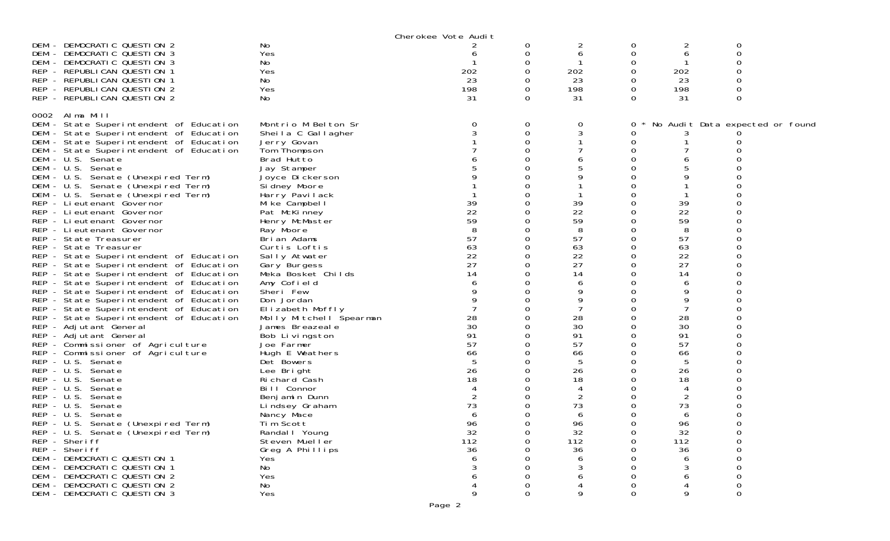Cherokee Vote Audit

| Race | Candidate | | | | | | |
|---|---|---|---|---|---|---|---|
| DEM - DEMOCRATIC QUESTION 2 | No | 2 | 0 | 2 | 0 | 2 | 0 |
| DEM - DEMOCRATIC QUESTION 3 | Yes | 6 | 0 | 6 | 0 | 6 | 0 |
| DEM - DEMOCRATIC QUESTION 3 | No | 1 | 0 | 1 | 0 | 1 | 0 |
| REP - REPUBLICAN QUESTION 1 | Yes | 202 | 0 | 202 | 0 | 202 | 0 |
| REP - REPUBLICAN QUESTION 1 | No | 23 | 0 | 23 | 0 | 23 | 0 |
| REP - REPUBLICAN QUESTION 2 | Yes | 198 | 0 | 198 | 0 | 198 | 0 |
| REP - REPUBLICAN QUESTION 2 | No | 31 | 0 | 31 | 0 | 31 | 0 |

0002 Alma Mill

| Race | Candidate | | | | | | |
|---|---|---|---|---|---|---|---|
| DEM - State Superintendent of Education | Montrio M Belton Sr | 0 | 0 | 0 | 0 * No Audit Data expected or found | | |
| DEM - State Superintendent of Education | Sheila C Gallagher | 3 | 0 | 3 | 0 | 3 | 0 |
| DEM - State Superintendent of Education | Jerry Govan | 1 | 0 | 1 | 0 | 1 | 0 |
| DEM - State Superintendent of Education | Tom Thompson | 7 | 0 | 7 | 0 | 7 | 0 |
| DEM - U.S. Senate | Brad Hutto | 6 | 0 | 6 | 0 | 6 | 0 |
| DEM - U.S. Senate | Jay Stamper | 5 | 0 | 5 | 0 | 5 | 0 |
| DEM - U.S. Senate (Unexpired Term) | Joyce Dickerson | 9 | 0 | 9 | 0 | 9 | 0 |
| DEM - U.S. Senate (Unexpired Term) | Sidney Moore | 1 | 0 | 1 | 0 | 1 | 0 |
| DEM - U.S. Senate (Unexpired Term) | Harry Pavilack | 1 | 0 | 1 | 0 | 1 | 0 |
| REP - Lieutenant Governor | Mike Campbell | 39 | 0 | 39 | 0 | 39 | 0 |
| REP - Lieutenant Governor | Pat McKinney | 22 | 0 | 22 | 0 | 22 | 0 |
| REP - Lieutenant Governor | Henry McMaster | 59 | 0 | 59 | 0 | 59 | 0 |
| REP - Lieutenant Governor | Ray Moore | 8 | 0 | 8 | 0 | 8 | 0 |
| REP - State Treasurer | Brian Adams | 57 | 0 | 57 | 0 | 57 | 0 |
| REP - State Treasurer | Curtis Loftis | 63 | 0 | 63 | 0 | 63 | 0 |
| REP - State Superintendent of Education | Sally Atwater | 22 | 0 | 22 | 0 | 22 | 0 |
| REP - State Superintendent of Education | Gary Burgess | 27 | 0 | 27 | 0 | 27 | 0 |
| REP - State Superintendent of Education | Meka Bosket Childs | 14 | 0 | 14 | 0 | 14 | 0 |
| REP - State Superintendent of Education | Amy Cofield | 6 | 0 | 6 | 0 | 6 | 0 |
| REP - State Superintendent of Education | Sheri Few | 9 | 0 | 9 | 0 | 9 | 0 |
| REP - State Superintendent of Education | Don Jordan | 9 | 0 | 9 | 0 | 9 | 0 |
| REP - State Superintendent of Education | Elizabeth Moffly | 7 | 0 | 7 | 0 | 7 | 0 |
| REP - State Superintendent of Education | Molly Mitchell Spearman | 28 | 0 | 28 | 0 | 28 | 0 |
| REP - Adjutant General | James Breazeale | 30 | 0 | 30 | 0 | 30 | 0 |
| REP - Adjutant General | Bob Livingston | 91 | 0 | 91 | 0 | 91 | 0 |
| REP - Commissioner of Agriculture | Joe Farmer | 57 | 0 | 57 | 0 | 57 | 0 |
| REP - Commissioner of Agriculture | Hugh E Weathers | 66 | 0 | 66 | 0 | 66 | 0 |
| REP - U.S. Senate | Det Bowers | 5 | 0 | 5 | 0 | 5 | 0 |
| REP - U.S. Senate | Lee Bright | 26 | 0 | 26 | 0 | 26 | 0 |
| REP - U.S. Senate | Richard Cash | 18 | 0 | 18 | 0 | 18 | 0 |
| REP - U.S. Senate | Bill Connor | 4 | 0 | 4 | 0 | 4 | 0 |
| REP - U.S. Senate | Benjamin Dunn | 2 | 0 | 2 | 0 | 2 | 0 |
| REP - U.S. Senate | Lindsey Graham | 73 | 0 | 73 | 0 | 73 | 0 |
| REP - U.S. Senate | Nancy Mace | 6 | 0 | 6 | 0 | 6 | 0 |
| REP - U.S. Senate (Unexpired Term) | Tim Scott | 96 | 0 | 96 | 0 | 96 | 0 |
| REP - U.S. Senate (Unexpired Term) | Randall Young | 32 | 0 | 32 | 0 | 32 | 0 |
| REP - Sheriff | Steven Mueller | 112 | 0 | 112 | 0 | 112 | 0 |
| REP - Sheriff | Greg A Phillips | 36 | 0 | 36 | 0 | 36 | 0 |
| DEM - DEMOCRATIC QUESTION 1 | Yes | 6 | 0 | 6 | 0 | 6 | 0 |
| DEM - DEMOCRATIC QUESTION 1 | No | 3 | 0 | 3 | 0 | 3 | 0 |
| DEM - DEMOCRATIC QUESTION 2 | Yes | 6 | 0 | 6 | 0 | 6 | 0 |
| DEM - DEMOCRATIC QUESTION 2 | No | 4 | 0 | 4 | 0 | 4 | 0 |
| DEM - DEMOCRATIC QUESTION 3 | Yes | 9 | 0 | 9 | 0 | 9 | 0 |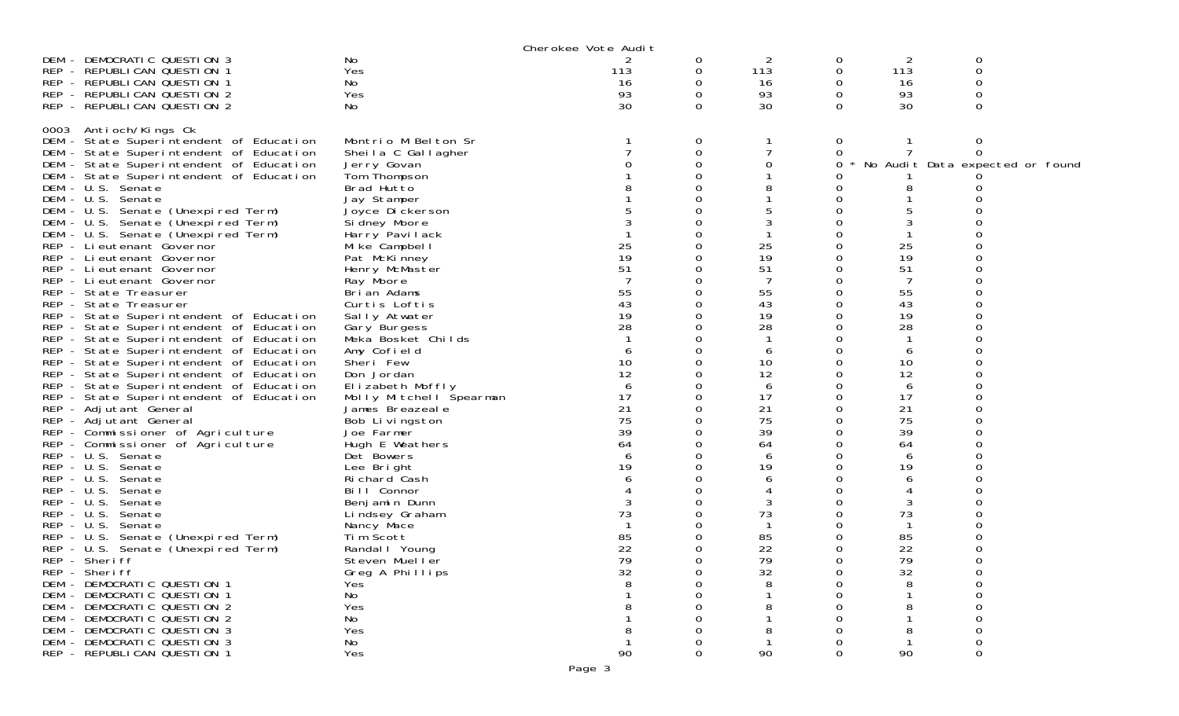Cherokee Vote Audit

| Contest | Choice | | | | | | |
|---|---|---|---|---|---|---|---|
| DEM - DEMOCRATIC QUESTION 3 | No | 2 | 0 | 2 | 0 | 2 | 0 |
| REP - REPUBLICAN QUESTION 1 | Yes | 113 | 0 | 113 | 0 | 113 | 0 |
| REP - REPUBLICAN QUESTION 1 | No | 16 | 0 | 16 | 0 | 16 | 0 |
| REP - REPUBLICAN QUESTION 2 | Yes | 93 | 0 | 93 | 0 | 93 | 0 |
| REP - REPUBLICAN QUESTION 2 | No | 30 | 0 | 30 | 0 | 30 | 0 |

0003 Antioch/Kings Ck

| Contest | Choice | | | | | | |
|---|---|---|---|---|---|---|---|
| DEM - State Superintendent of Education | Montrio M Belton Sr | 1 | 0 | 1 | 0 | 1 | 0 |
| DEM - State Superintendent of Education | Sheila C Gallagher | 7 | 0 | 7 | 0 | 7 | 0 |
| DEM - State Superintendent of Education | Jerry Govan | 0 | 0 | 0 | 0 * | No Audit Data expected or found | |
| DEM - State Superintendent of Education | Tom Thompson | 1 | 0 | 1 | 0 | 1 | 0 |
| DEM - U.S. Senate | Brad Hutto | 8 | 0 | 8 | 0 | 8 | 0 |
| DEM - U.S. Senate | Jay Stamper | 1 | 0 | 1 | 0 | 1 | 0 |
| DEM - U.S. Senate (Unexpired Term) | Joyce Dickerson | 5 | 0 | 5 | 0 | 5 | 0 |
| DEM - U.S. Senate (Unexpired Term) | Sidney Moore | 3 | 0 | 3 | 0 | 3 | 0 |
| DEM - U.S. Senate (Unexpired Term) | Harry Pavilack | 1 | 0 | 1 | 0 | 1 | 0 |
| REP - Lieutenant Governor | Mike Campbell | 25 | 0 | 25 | 0 | 25 | 0 |
| REP - Lieutenant Governor | Pat McKinney | 19 | 0 | 19 | 0 | 19 | 0 |
| REP - Lieutenant Governor | Henry McMaster | 51 | 0 | 51 | 0 | 51 | 0 |
| REP - Lieutenant Governor | Ray Moore | 7 | 0 | 7 | 0 | 7 | 0 |
| REP - State Treasurer | Brian Adams | 55 | 0 | 55 | 0 | 55 | 0 |
| REP - State Treasurer | Curtis Loftis | 43 | 0 | 43 | 0 | 43 | 0 |
| REP - State Superintendent of Education | Sally Atwater | 19 | 0 | 19 | 0 | 19 | 0 |
| REP - State Superintendent of Education | Gary Burgess | 28 | 0 | 28 | 0 | 28 | 0 |
| REP - State Superintendent of Education | Meka Bosket Childs | 1 | 0 | 1 | 0 | 1 | 0 |
| REP - State Superintendent of Education | Amy Cofield | 6 | 0 | 6 | 0 | 6 | 0 |
| REP - State Superintendent of Education | Sheri Few | 10 | 0 | 10 | 0 | 10 | 0 |
| REP - State Superintendent of Education | Don Jordan | 12 | 0 | 12 | 0 | 12 | 0 |
| REP - State Superintendent of Education | Elizabeth Moffly | 6 | 0 | 6 | 0 | 6 | 0 |
| REP - State Superintendent of Education | Molly Mitchell Spearman | 17 | 0 | 17 | 0 | 17 | 0 |
| REP - Adjutant General | James Breazeale | 21 | 0 | 21 | 0 | 21 | 0 |
| REP - Adjutant General | Bob Livingston | 75 | 0 | 75 | 0 | 75 | 0 |
| REP - Commissioner of Agriculture | Joe Farmer | 39 | 0 | 39 | 0 | 39 | 0 |
| REP - Commissioner of Agriculture | Hugh E Weathers | 64 | 0 | 64 | 0 | 64 | 0 |
| REP - U.S. Senate | Det Bowers | 6 | 0 | 6 | 0 | 6 | 0 |
| REP - U.S. Senate | Lee Bright | 19 | 0 | 19 | 0 | 19 | 0 |
| REP - U.S. Senate | Richard Cash | 6 | 0 | 6 | 0 | 6 | 0 |
| REP - U.S. Senate | Bill Connor | 4 | 0 | 4 | 0 | 4 | 0 |
| REP - U.S. Senate | Benjamin Dunn | 3 | 0 | 3 | 0 | 3 | 0 |
| REP - U.S. Senate | Lindsey Graham | 73 | 0 | 73 | 0 | 73 | 0 |
| REP - U.S. Senate | Nancy Mace | 1 | 0 | 1 | 0 | 1 | 0 |
| REP - U.S. Senate (Unexpired Term) | Tim Scott | 85 | 0 | 85 | 0 | 85 | 0 |
| REP - U.S. Senate (Unexpired Term) | Randall Young | 22 | 0 | 22 | 0 | 22 | 0 |
| REP - Sheriff | Steven Mueller | 79 | 0 | 79 | 0 | 79 | 0 |
| REP - Sheriff | Greg A Phillips | 32 | 0 | 32 | 0 | 32 | 0 |
| DEM - DEMOCRATIC QUESTION 1 | Yes | 8 | 0 | 8 | 0 | 8 | 0 |
| DEM - DEMOCRATIC QUESTION 1 | No | 1 | 0 | 1 | 0 | 1 | 0 |
| DEM - DEMOCRATIC QUESTION 2 | Yes | 8 | 0 | 8 | 0 | 8 | 0 |
| DEM - DEMOCRATIC QUESTION 2 | No | 1 | 0 | 1 | 0 | 1 | 0 |
| DEM - DEMOCRATIC QUESTION 3 | Yes | 8 | 0 | 8 | 0 | 8 | 0 |
| DEM - DEMOCRATIC QUESTION 3 | No | 1 | 0 | 1 | 0 | 1 | 0 |
| REP - REPUBLICAN QUESTION 1 | Yes | 90 | 0 | 90 | 0 | 90 | 0 |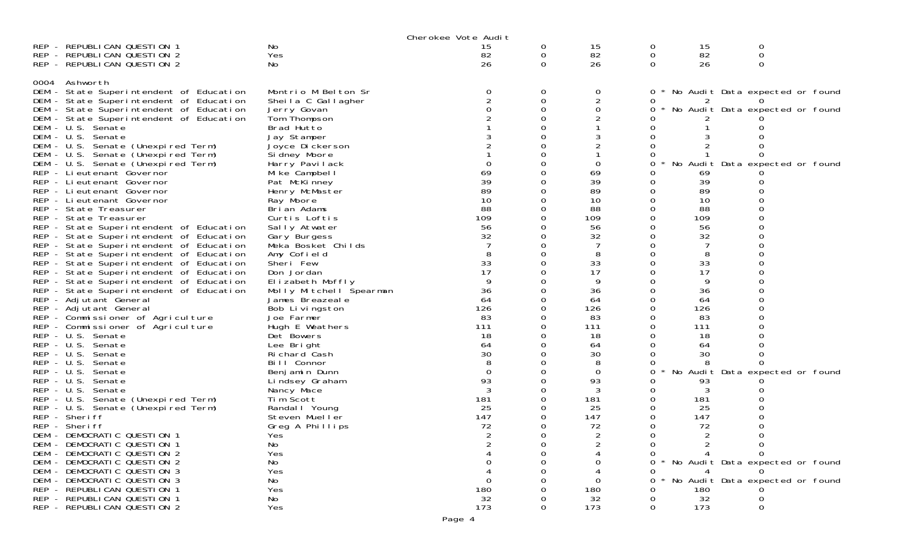Cherokee Vote Audit

| | | | | | | | |
|---|---|---|---|---|---|---|---|
| REP - REPUBLICAN QUESTION 1 | No | 15 | 0 | 15 | 0 | 15 | 0 |
| REP - REPUBLICAN QUESTION 2 | Yes | 82 | 0 | 82 | 0 | 82 | 0 |
| REP - REPUBLICAN QUESTION 2 | No | 26 | 0 | 26 | 0 | 26 | 0 |

0004 Ashworth

| | | | | | | | |
|---|---|---|---|---|---|---|---|
| DEM - State Superintendent of Education | Montrio M Belton Sr | 0 | 0 | 0 | 0 * No Audit Data expected or found | | |
| DEM - State Superintendent of Education | Sheila C Gallagher | 2 | 0 | 2 | 0 | 2 | 0 |
| DEM - State Superintendent of Education | Jerry Govan | 0 | 0 | 0 | 0 * No Audit Data expected or found | | |
| DEM - State Superintendent of Education | Tom Thompson | 2 | 0 | 2 | 0 | 2 | 0 |
| DEM - U.S. Senate | Brad Hutto | 1 | 0 | 1 | 0 | 1 | 0 |
| DEM - U.S. Senate | Jay Stamper | 3 | 0 | 3 | 0 | 3 | 0 |
| DEM - U.S. Senate (Unexpired Term) | Joyce Dickerson | 2 | 0 | 2 | 0 | 2 | 0 |
| DEM - U.S. Senate (Unexpired Term) | Sidney Moore | 1 | 0 | 1 | 0 | 1 | 0 |
| DEM - U.S. Senate (Unexpired Term) | Harry Pavilack | 0 | 0 | 0 | 0 * No Audit Data expected or found | | |
| REP - Lieutenant Governor | Mike Campbell | 69 | 0 | 69 | 0 | 69 | 0 |
| REP - Lieutenant Governor | Pat McKinney | 39 | 0 | 39 | 0 | 39 | 0 |
| REP - Lieutenant Governor | Henry McMaster | 89 | 0 | 89 | 0 | 89 | 0 |
| REP - Lieutenant Governor | Ray Moore | 10 | 0 | 10 | 0 | 10 | 0 |
| REP - State Treasurer | Brian Adams | 88 | 0 | 88 | 0 | 88 | 0 |
| REP - State Treasurer | Curtis Loftis | 109 | 0 | 109 | 0 | 109 | 0 |
| REP - State Superintendent of Education | Sally Atwater | 56 | 0 | 56 | 0 | 56 | 0 |
| REP - State Superintendent of Education | Gary Burgess | 32 | 0 | 32 | 0 | 32 | 0 |
| REP - State Superintendent of Education | Meka Bosket Childs | 7 | 0 | 7 | 0 | 7 | 0 |
| REP - State Superintendent of Education | Amy Cofield | 8 | 0 | 8 | 0 | 8 | 0 |
| REP - State Superintendent of Education | Sheri Few | 33 | 0 | 33 | 0 | 33 | 0 |
| REP - State Superintendent of Education | Don Jordan | 17 | 0 | 17 | 0 | 17 | 0 |
| REP - State Superintendent of Education | Elizabeth Moffly | 9 | 0 | 9 | 0 | 9 | 0 |
| REP - State Superintendent of Education | Molly Mitchell Spearman | 36 | 0 | 36 | 0 | 36 | 0 |
| REP - Adjutant General | James Breazeale | 64 | 0 | 64 | 0 | 64 | 0 |
| REP - Adjutant General | Bob Livingston | 126 | 0 | 126 | 0 | 126 | 0 |
| REP - Commissioner of Agriculture | Joe Farmer | 83 | 0 | 83 | 0 | 83 | 0 |
| REP - Commissioner of Agriculture | Hugh E Weathers | 111 | 0 | 111 | 0 | 111 | 0 |
| REP - U.S. Senate | Det Bowers | 18 | 0 | 18 | 0 | 18 | 0 |
| REP - U.S. Senate | Lee Bright | 64 | 0 | 64 | 0 | 64 | 0 |
| REP - U.S. Senate | Richard Cash | 30 | 0 | 30 | 0 | 30 | 0 |
| REP - U.S. Senate | Bill Connor | 8 | 0 | 8 | 0 | 8 | 0 |
| REP - U.S. Senate | Benjamin Dunn | 0 | 0 | 0 | 0 * No Audit Data expected or found | | |
| REP - U.S. Senate | Lindsey Graham | 93 | 0 | 93 | 0 | 93 | 0 |
| REP - U.S. Senate | Nancy Mace | 3 | 0 | 3 | 0 | 3 | 0 |
| REP - U.S. Senate (Unexpired Term) | Tim Scott | 181 | 0 | 181 | 0 | 181 | 0 |
| REP - U.S. Senate (Unexpired Term) | Randall Young | 25 | 0 | 25 | 0 | 25 | 0 |
| REP - Sheriff | Steven Mueller | 147 | 0 | 147 | 0 | 147 | 0 |
| REP - Sheriff | Greg A Phillips | 72 | 0 | 72 | 0 | 72 | 0 |
| DEM - DEMOCRATIC QUESTION 1 | Yes | 2 | 0 | 2 | 0 | 2 | 0 |
| DEM - DEMOCRATIC QUESTION 1 | No | 2 | 0 | 2 | 0 | 2 | 0 |
| DEM - DEMOCRATIC QUESTION 2 | Yes | 4 | 0 | 4 | 0 | 4 | 0 |
| DEM - DEMOCRATIC QUESTION 2 | No | 0 | 0 | 0 | 0 * No Audit Data expected or found | | |
| DEM - DEMOCRATIC QUESTION 3 | Yes | 4 | 0 | 4 | 0 | 4 | 0 |
| DEM - DEMOCRATIC QUESTION 3 | No | 0 | 0 | 0 | 0 * No Audit Data expected or found | | |
| REP - REPUBLICAN QUESTION 1 | Yes | 180 | 0 | 180 | 0 | 180 | 0 |
| REP - REPUBLICAN QUESTION 1 | No | 32 | 0 | 32 | 0 | 32 | 0 |
| REP - REPUBLICAN QUESTION 2 | Yes | 173 | 0 | 173 | 0 | 173 | 0 |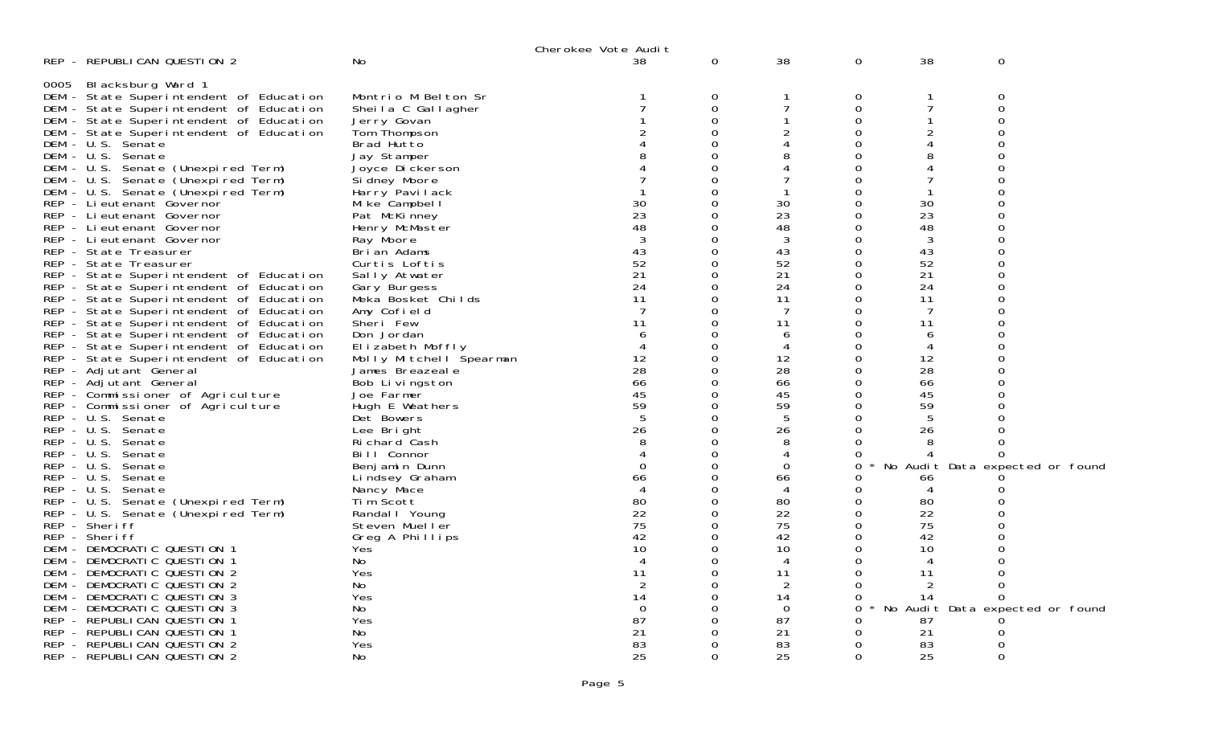Cherokee Vote Audit

| Contest | Choice | | | | | | |
|---|---|---|---|---|---|---|---|
| REP - REPUBLICAN QUESTION 2 | No | 38 | 0 | 38 | 0 | 38 | 0 |

0005 Blacksburg Ward 1

| Contest | Choice | | | | | | |
|---|---|---|---|---|---|---|---|
| DEM - State Superintendent of Education | Montrio M Belton Sr | 1 | 0 | 1 | 0 | 1 | 0 |
| DEM - State Superintendent of Education | Sheila C Gallagher | 7 | 0 | 7 | 0 | 7 | 0 |
| DEM - State Superintendent of Education | Jerry Govan | 1 | 0 | 1 | 0 | 1 | 0 |
| DEM - State Superintendent of Education | Tom Thompson | 2 | 0 | 2 | 0 | 2 | 0 |
| DEM - U.S. Senate | Brad Hutto | 4 | 0 | 4 | 0 | 4 | 0 |
| DEM - U.S. Senate | Jay Stamper | 8 | 0 | 8 | 0 | 8 | 0 |
| DEM - U.S. Senate (Unexpired Term) | Joyce Dickerson | 4 | 0 | 4 | 0 | 4 | 0 |
| DEM - U.S. Senate (Unexpired Term) | Sidney Moore | 7 | 0 | 7 | 0 | 7 | 0 |
| DEM - U.S. Senate (Unexpired Term) | Harry Pavilack | 1 | 0 | 1 | 0 | 1 | 0 |
| REP - Lieutenant Governor | Mike Campbell | 30 | 0 | 30 | 0 | 30 | 0 |
| REP - Lieutenant Governor | Pat McKinney | 23 | 0 | 23 | 0 | 23 | 0 |
| REP - Lieutenant Governor | Henry McMaster | 48 | 0 | 48 | 0 | 48 | 0 |
| REP - Lieutenant Governor | Ray Moore | 3 | 0 | 3 | 0 | 3 | 0 |
| REP - State Treasurer | Brian Adams | 43 | 0 | 43 | 0 | 43 | 0 |
| REP - State Treasurer | Curtis Loftis | 52 | 0 | 52 | 0 | 52 | 0 |
| REP - State Superintendent of Education | Sally Atwater | 21 | 0 | 21 | 0 | 21 | 0 |
| REP - State Superintendent of Education | Gary Burgess | 24 | 0 | 24 | 0 | 24 | 0 |
| REP - State Superintendent of Education | Meka Bosket Childs | 11 | 0 | 11 | 0 | 11 | 0 |
| REP - State Superintendent of Education | Amy Cofield | 7 | 0 | 7 | 0 | 7 | 0 |
| REP - State Superintendent of Education | Sheri Few | 11 | 0 | 11 | 0 | 11 | 0 |
| REP - State Superintendent of Education | Don Jordan | 6 | 0 | 6 | 0 | 6 | 0 |
| REP - State Superintendent of Education | Elizabeth Moffly | 4 | 0 | 4 | 0 | 4 | 0 |
| REP - State Superintendent of Education | Molly Mitchell Spearman | 12 | 0 | 12 | 0 | 12 | 0 |
| REP - Adjutant General | James Breazeale | 28 | 0 | 28 | 0 | 28 | 0 |
| REP - Adjutant General | Bob Livingston | 66 | 0 | 66 | 0 | 66 | 0 |
| REP - Commissioner of Agriculture | Joe Farmer | 45 | 0 | 45 | 0 | 45 | 0 |
| REP - Commissioner of Agriculture | Hugh E Weathers | 59 | 0 | 59 | 0 | 59 | 0 |
| REP - U.S. Senate | Det Bowers | 5 | 0 | 5 | 0 | 5 | 0 |
| REP - U.S. Senate | Lee Bright | 26 | 0 | 26 | 0 | 26 | 0 |
| REP - U.S. Senate | Richard Cash | 8 | 0 | 8 | 0 | 8 | 0 |
| REP - U.S. Senate | Bill Connor | 4 | 0 | 4 | 0 | 4 | 0 |
| REP - U.S. Senate | Benjamin Dunn | 0 | 0 | 0 | 0 * No Audit Data expected or found | | |
| REP - U.S. Senate | Lindsey Graham | 66 | 0 | 66 | 0 | 66 | 0 |
| REP - U.S. Senate | Nancy Mace | 4 | 0 | 4 | 0 | 4 | 0 |
| REP - U.S. Senate (Unexpired Term) | Tim Scott | 80 | 0 | 80 | 0 | 80 | 0 |
| REP - U.S. Senate (Unexpired Term) | Randall Young | 22 | 0 | 22 | 0 | 22 | 0 |
| REP - Sheriff | Steven Mueller | 75 | 0 | 75 | 0 | 75 | 0 |
| REP - Sheriff | Greg A Phillips | 42 | 0 | 42 | 0 | 42 | 0 |
| DEM - DEMOCRATIC QUESTION 1 | Yes | 10 | 0 | 10 | 0 | 10 | 0 |
| DEM - DEMOCRATIC QUESTION 1 | No | 4 | 0 | 4 | 0 | 4 | 0 |
| DEM - DEMOCRATIC QUESTION 2 | Yes | 11 | 0 | 11 | 0 | 11 | 0 |
| DEM - DEMOCRATIC QUESTION 2 | No | 2 | 0 | 2 | 0 | 2 | 0 |
| DEM - DEMOCRATIC QUESTION 3 | Yes | 14 | 0 | 14 | 0 | 14 | 0 |
| DEM - DEMOCRATIC QUESTION 3 | No | 0 | 0 | 0 | 0 * No Audit Data expected or found | | |
| REP - REPUBLICAN QUESTION 1 | Yes | 87 | 0 | 87 | 0 | 87 | 0 |
| REP - REPUBLICAN QUESTION 1 | No | 21 | 0 | 21 | 0 | 21 | 0 |
| REP - REPUBLICAN QUESTION 2 | Yes | 83 | 0 | 83 | 0 | 83 | 0 |
| REP - REPUBLICAN QUESTION 2 | No | 25 | 0 | 25 | 0 | 25 | 0 |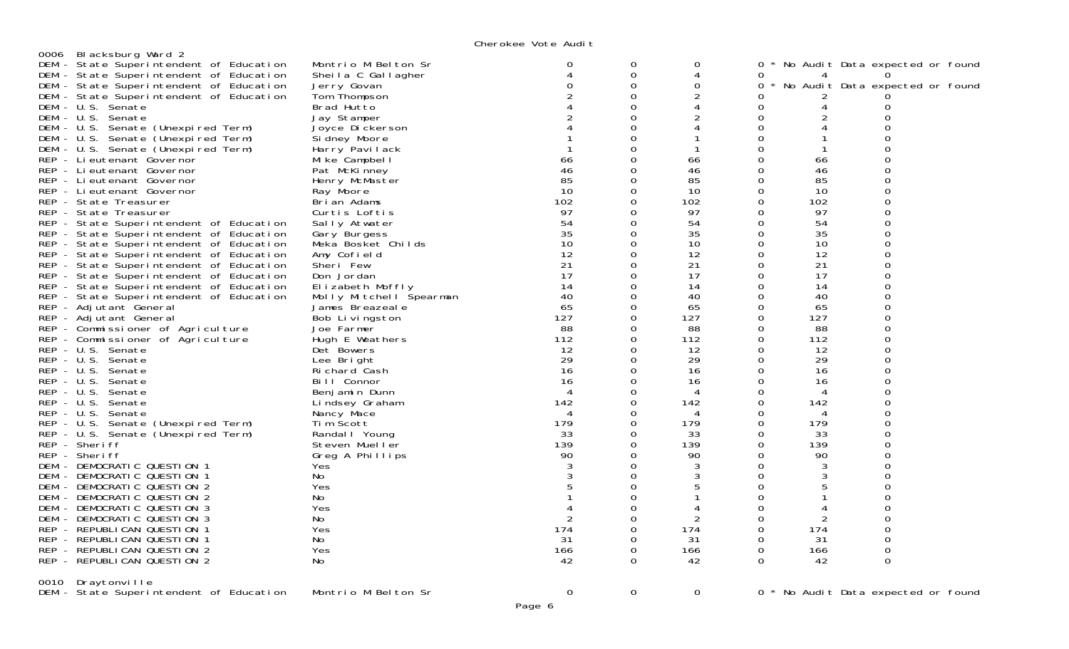## Cherokee Vote Audit

### 0006 Blacksburg Ward 2

| Contest | Candidate | | | | | | |
|---|---|---|---|---|---|---|---|
| DEM - State Superintendent of Education | Montrio M Belton Sr | 0 | 0 | 0 | 0 * No Audit Data expected or found | | |
| DEM - State Superintendent of Education | Sheila C Gallagher | 4 | 0 | 4 | 0 | 4 | 0 |
| DEM - State Superintendent of Education | Jerry Govan | 0 | 0 | 0 | 0 * No Audit Data expected or found | | |
| DEM - State Superintendent of Education | Tom Thompson | 2 | 0 | 2 | 0 | 2 | 0 |
| DEM - U.S. Senate | Brad Hutto | 4 | 0 | 4 | 0 | 4 | 0 |
| DEM - U.S. Senate | Jay Stamper | 2 | 0 | 2 | 0 | 2 | 0 |
| DEM - U.S. Senate (Unexpired Term) | Joyce Dickerson | 4 | 0 | 4 | 0 | 4 | 0 |
| DEM - U.S. Senate (Unexpired Term) | Sidney Moore | 1 | 0 | 1 | 0 | 1 | 0 |
| DEM - U.S. Senate (Unexpired Term) | Harry Pavilack | 1 | 0 | 1 | 0 | 1 | 0 |
| REP - Lieutenant Governor | Mike Campbell | 66 | 0 | 66 | 0 | 66 | 0 |
| REP - Lieutenant Governor | Pat McKinney | 46 | 0 | 46 | 0 | 46 | 0 |
| REP - Lieutenant Governor | Henry McMaster | 85 | 0 | 85 | 0 | 85 | 0 |
| REP - Lieutenant Governor | Ray Moore | 10 | 0 | 10 | 0 | 10 | 0 |
| REP - State Treasurer | Brian Adams | 102 | 0 | 102 | 0 | 102 | 0 |
| REP - State Treasurer | Curtis Loftis | 97 | 0 | 97 | 0 | 97 | 0 |
| REP - State Superintendent of Education | Sally Atwater | 54 | 0 | 54 | 0 | 54 | 0 |
| REP - State Superintendent of Education | Gary Burgess | 35 | 0 | 35 | 0 | 35 | 0 |
| REP - State Superintendent of Education | Meka Bosket Childs | 10 | 0 | 10 | 0 | 10 | 0 |
| REP - State Superintendent of Education | Amy Cofield | 12 | 0 | 12 | 0 | 12 | 0 |
| REP - State Superintendent of Education | Sheri Few | 21 | 0 | 21 | 0 | 21 | 0 |
| REP - State Superintendent of Education | Don Jordan | 17 | 0 | 17 | 0 | 17 | 0 |
| REP - State Superintendent of Education | Elizabeth Moffly | 14 | 0 | 14 | 0 | 14 | 0 |
| REP - State Superintendent of Education | Molly Mitchell Spearman | 40 | 0 | 40 | 0 | 40 | 0 |
| REP - Adjutant General | James Breazeale | 65 | 0 | 65 | 0 | 65 | 0 |
| REP - Adjutant General | Bob Livingston | 127 | 0 | 127 | 0 | 127 | 0 |
| REP - Commissioner of Agriculture | Joe Farmer | 88 | 0 | 88 | 0 | 88 | 0 |
| REP - Commissioner of Agriculture | Hugh E Weathers | 112 | 0 | 112 | 0 | 112 | 0 |
| REP - U.S. Senate | Det Bowers | 12 | 0 | 12 | 0 | 12 | 0 |
| REP - U.S. Senate | Lee Bright | 29 | 0 | 29 | 0 | 29 | 0 |
| REP - U.S. Senate | Richard Cash | 16 | 0 | 16 | 0 | 16 | 0 |
| REP - U.S. Senate | Bill Connor | 16 | 0 | 16 | 0 | 16 | 0 |
| REP - U.S. Senate | Benjamin Dunn | 4 | 0 | 4 | 0 | 4 | 0 |
| REP - U.S. Senate | Lindsey Graham | 142 | 0 | 142 | 0 | 142 | 0 |
| REP - U.S. Senate | Nancy Mace | 4 | 0 | 4 | 0 | 4 | 0 |
| REP - U.S. Senate (Unexpired Term) | Tim Scott | 179 | 0 | 179 | 0 | 179 | 0 |
| REP - U.S. Senate (Unexpired Term) | Randall Young | 33 | 0 | 33 | 0 | 33 | 0 |
| REP - Sheriff | Steven Mueller | 139 | 0 | 139 | 0 | 139 | 0 |
| REP - Sheriff | Greg A Phillips | 90 | 0 | 90 | 0 | 90 | 0 |
| DEM - DEMOCRATIC QUESTION 1 | Yes | 3 | 0 | 3 | 0 | 3 | 0 |
| DEM - DEMOCRATIC QUESTION 1 | No | 3 | 0 | 3 | 0 | 3 | 0 |
| DEM - DEMOCRATIC QUESTION 2 | Yes | 5 | 0 | 5 | 0 | 5 | 0 |
| DEM - DEMOCRATIC QUESTION 2 | No | 1 | 0 | 1 | 0 | 1 | 0 |
| DEM - DEMOCRATIC QUESTION 3 | Yes | 4 | 0 | 4 | 0 | 4 | 0 |
| DEM - DEMOCRATIC QUESTION 3 | No | 2 | 0 | 2 | 0 | 2 | 0 |
| REP - REPUBLICAN QUESTION 1 | Yes | 174 | 0 | 174 | 0 | 174 | 0 |
| REP - REPUBLICAN QUESTION 1 | No | 31 | 0 | 31 | 0 | 31 | 0 |
| REP - REPUBLICAN QUESTION 2 | Yes | 166 | 0 | 166 | 0 | 166 | 0 |
| REP - REPUBLICAN QUESTION 2 | No | 42 | 0 | 42 | 0 | 42 | 0 |

### 0010 Draytonville

| Contest | Candidate | | | | | | |
|---|---|---|---|---|---|---|---|
| DEM - State Superintendent of Education | Montrio M Belton Sr | 0 | 0 | 0 | 0 * No Audit Data expected or found | | |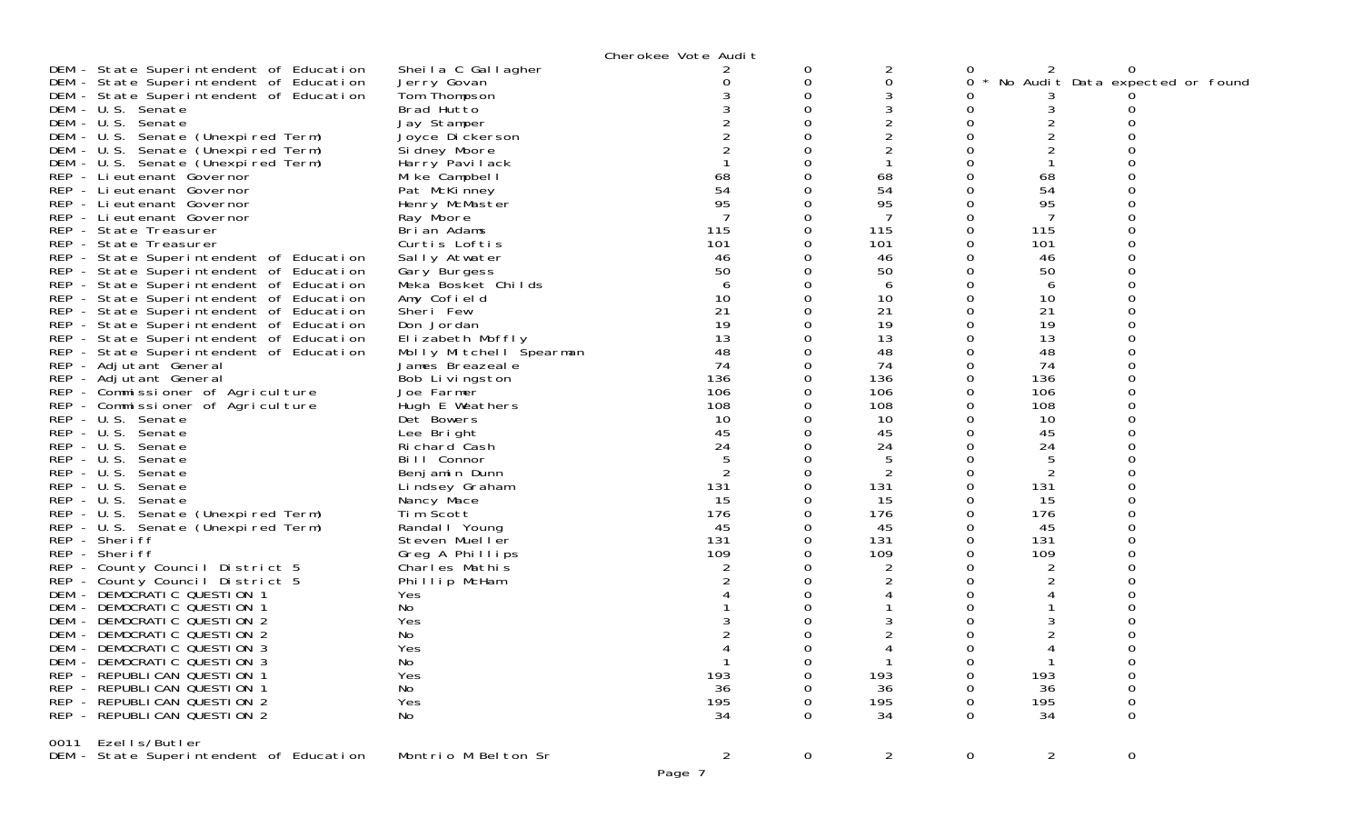Cherokee Vote Audit

| Contest | Candidate | | | | | | |
|---|---|---|---|---|---|---|---|
| DEM - State Superintendent of Education | Sheila C Gallagher | 2 | 0 | 2 | 0 | 2 | 0 |
| DEM - State Superintendent of Education | Jerry Govan | 0 | 0 | 0 | 0 | * No Audit Data expected or found | |
| DEM - State Superintendent of Education | Tom Thompson | 3 | 0 | 3 | 0 | 3 | 0 |
| DEM - U.S. Senate | Brad Hutto | 3 | 0 | 3 | 0 | 3 | 0 |
| DEM - U.S. Senate | Jay Stamper | 2 | 0 | 2 | 0 | 2 | 0 |
| DEM - U.S. Senate (Unexpired Term) | Joyce Dickerson | 2 | 0 | 2 | 0 | 2 | 0 |
| DEM - U.S. Senate (Unexpired Term) | Sidney Moore | 2 | 0 | 2 | 0 | 2 | 0 |
| DEM - U.S. Senate (Unexpired Term) | Harry Pavilack | 1 | 0 | 1 | 0 | 1 | 0 |
| REP - Lieutenant Governor | Mike Campbell | 68 | 0 | 68 | 0 | 68 | 0 |
| REP - Lieutenant Governor | Pat McKinney | 54 | 0 | 54 | 0 | 54 | 0 |
| REP - Lieutenant Governor | Henry McMaster | 95 | 0 | 95 | 0 | 95 | 0 |
| REP - Lieutenant Governor | Ray Moore | 7 | 0 | 7 | 0 | 7 | 0 |
| REP - State Treasurer | Brian Adams | 115 | 0 | 115 | 0 | 115 | 0 |
| REP - State Treasurer | Curtis Loftis | 101 | 0 | 101 | 0 | 101 | 0 |
| REP - State Superintendent of Education | Sally Atwater | 46 | 0 | 46 | 0 | 46 | 0 |
| REP - State Superintendent of Education | Gary Burgess | 50 | 0 | 50 | 0 | 50 | 0 |
| REP - State Superintendent of Education | Meka Bosket Childs | 6 | 0 | 6 | 0 | 6 | 0 |
| REP - State Superintendent of Education | Amy Cofield | 10 | 0 | 10 | 0 | 10 | 0 |
| REP - State Superintendent of Education | Sheri Few | 21 | 0 | 21 | 0 | 21 | 0 |
| REP - State Superintendent of Education | Don Jordan | 19 | 0 | 19 | 0 | 19 | 0 |
| REP - State Superintendent of Education | Elizabeth Moffly | 13 | 0 | 13 | 0 | 13 | 0 |
| REP - State Superintendent of Education | Molly Mitchell Spearman | 48 | 0 | 48 | 0 | 48 | 0 |
| REP - Adjutant General | James Breazeale | 74 | 0 | 74 | 0 | 74 | 0 |
| REP - Adjutant General | Bob Livingston | 136 | 0 | 136 | 0 | 136 | 0 |
| REP - Commissioner of Agriculture | Joe Farmer | 106 | 0 | 106 | 0 | 106 | 0 |
| REP - Commissioner of Agriculture | Hugh E Weathers | 108 | 0 | 108 | 0 | 108 | 0 |
| REP - U.S. Senate | Det Bowers | 10 | 0 | 10 | 0 | 10 | 0 |
| REP - U.S. Senate | Lee Bright | 45 | 0 | 45 | 0 | 45 | 0 |
| REP - U.S. Senate | Richard Cash | 24 | 0 | 24 | 0 | 24 | 0 |
| REP - U.S. Senate | Bill Connor | 5 | 0 | 5 | 0 | 5 | 0 |
| REP - U.S. Senate | Benjamin Dunn | 2 | 0 | 2 | 0 | 2 | 0 |
| REP - U.S. Senate | Lindsey Graham | 131 | 0 | 131 | 0 | 131 | 0 |
| REP - U.S. Senate | Nancy Mace | 15 | 0 | 15 | 0 | 15 | 0 |
| REP - U.S. Senate (Unexpired Term) | Tim Scott | 176 | 0 | 176 | 0 | 176 | 0 |
| REP - U.S. Senate (Unexpired Term) | Randall Young | 45 | 0 | 45 | 0 | 45 | 0 |
| REP - Sheriff | Steven Mueller | 131 | 0 | 131 | 0 | 131 | 0 |
| REP - Sheriff | Greg A Phillips | 109 | 0 | 109 | 0 | 109 | 0 |
| REP - County Council District 5 | Charles Mathis | 2 | 0 | 2 | 0 | 2 | 0 |
| REP - County Council District 5 | Phillip McHam | 2 | 0 | 2 | 0 | 2 | 0 |
| DEM - DEMOCRATIC QUESTION 1 | Yes | 4 | 0 | 4 | 0 | 4 | 0 |
| DEM - DEMOCRATIC QUESTION 1 | No | 1 | 0 | 1 | 0 | 1 | 0 |
| DEM - DEMOCRATIC QUESTION 2 | Yes | 3 | 0 | 3 | 0 | 3 | 0 |
| DEM - DEMOCRATIC QUESTION 2 | No | 2 | 0 | 2 | 0 | 2 | 0 |
| DEM - DEMOCRATIC QUESTION 3 | Yes | 4 | 0 | 4 | 0 | 4 | 0 |
| DEM - DEMOCRATIC QUESTION 3 | No | 1 | 0 | 1 | 0 | 1 | 0 |
| REP - REPUBLICAN QUESTION 1 | Yes | 193 | 0 | 193 | 0 | 193 | 0 |
| REP - REPUBLICAN QUESTION 1 | No | 36 | 0 | 36 | 0 | 36 | 0 |
| REP - REPUBLICAN QUESTION 2 | Yes | 195 | 0 | 195 | 0 | 195 | 0 |
| REP - REPUBLICAN QUESTION 2 | No | 34 | 0 | 34 | 0 | 34 | 0 |

0011 Ezells/Butler

| Contest | Candidate | | | | | | |
|---|---|---|---|---|---|---|---|
| DEM - State Superintendent of Education | Montrio M Belton Sr | 2 | 0 | 2 | 0 | 2 | 0 |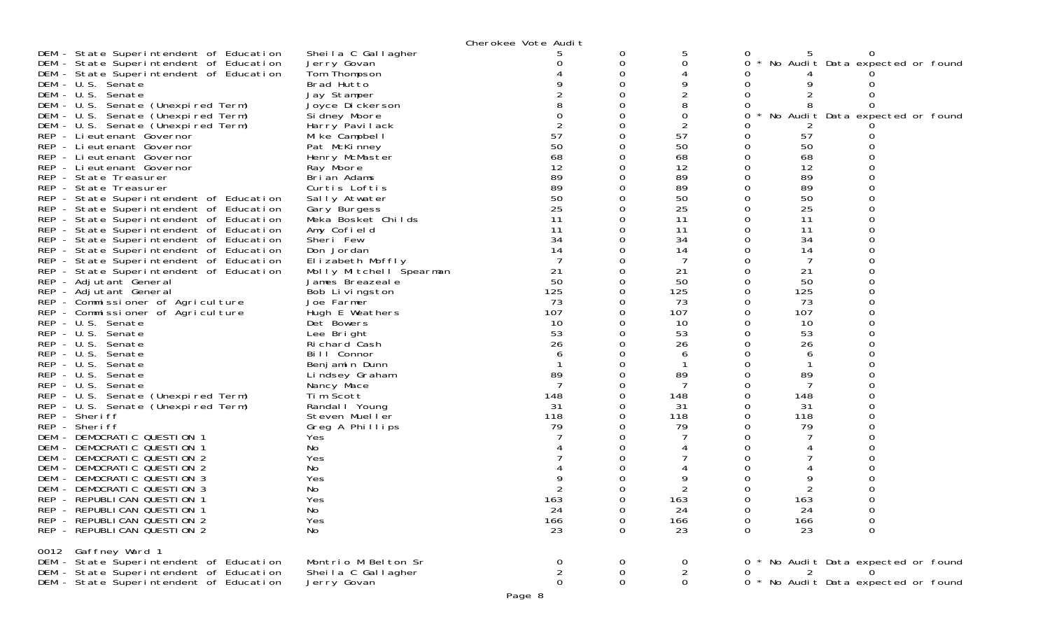Cherokee Vote Audit

| Contest | Candidate | | | | | | |
|---|---|---|---|---|---|---|---|
| DEM - State Superintendent of Education | Sheila C Gallagher | 5 | 0 | 5 | 0 | 5 | 0 |
| DEM - State Superintendent of Education | Jerry Govan | 0 | 0 | 0 | 0 * No Audit Data expected or found | | |
| DEM - State Superintendent of Education | Tom Thompson | 4 | 0 | 4 | 0 | 4 | 0 |
| DEM - U.S. Senate | Brad Hutto | 9 | 0 | 9 | 0 | 9 | 0 |
| DEM - U.S. Senate | Jay Stamper | 2 | 0 | 2 | 0 | 2 | 0 |
| DEM - U.S. Senate (Unexpired Term) | Joyce Dickerson | 8 | 0 | 8 | 0 | 8 | 0 |
| DEM - U.S. Senate (Unexpired Term) | Sidney Moore | 0 | 0 | 0 | 0 * No Audit Data expected or found | | |
| DEM - U.S. Senate (Unexpired Term) | Harry Pavilack | 2 | 0 | 2 | 0 | 2 | 0 |
| REP - Lieutenant Governor | Mike Campbell | 57 | 0 | 57 | 0 | 57 | 0 |
| REP - Lieutenant Governor | Pat McKinney | 50 | 0 | 50 | 0 | 50 | 0 |
| REP - Lieutenant Governor | Henry McMaster | 68 | 0 | 68 | 0 | 68 | 0 |
| REP - Lieutenant Governor | Ray Moore | 12 | 0 | 12 | 0 | 12 | 0 |
| REP - State Treasurer | Brian Adams | 89 | 0 | 89 | 0 | 89 | 0 |
| REP - State Treasurer | Curtis Loftis | 89 | 0 | 89 | 0 | 89 | 0 |
| REP - State Superintendent of Education | Sally Atwater | 50 | 0 | 50 | 0 | 50 | 0 |
| REP - State Superintendent of Education | Gary Burgess | 25 | 0 | 25 | 0 | 25 | 0 |
| REP - State Superintendent of Education | Meka Bosket Childs | 11 | 0 | 11 | 0 | 11 | 0 |
| REP - State Superintendent of Education | Amy Cofield | 11 | 0 | 11 | 0 | 11 | 0 |
| REP - State Superintendent of Education | Sheri Few | 34 | 0 | 34 | 0 | 34 | 0 |
| REP - State Superintendent of Education | Don Jordan | 14 | 0 | 14 | 0 | 14 | 0 |
| REP - State Superintendent of Education | Elizabeth Moffly | 7 | 0 | 7 | 0 | 7 | 0 |
| REP - State Superintendent of Education | Molly Mitchell Spearman | 21 | 0 | 21 | 0 | 21 | 0 |
| REP - Adjutant General | James Breazeale | 50 | 0 | 50 | 0 | 50 | 0 |
| REP - Adjutant General | Bob Livingston | 125 | 0 | 125 | 0 | 125 | 0 |
| REP - Commissioner of Agriculture | Joe Farmer | 73 | 0 | 73 | 0 | 73 | 0 |
| REP - Commissioner of Agriculture | Hugh E Weathers | 107 | 0 | 107 | 0 | 107 | 0 |
| REP - U.S. Senate | Det Bowers | 10 | 0 | 10 | 0 | 10 | 0 |
| REP - U.S. Senate | Lee Bright | 53 | 0 | 53 | 0 | 53 | 0 |
| REP - U.S. Senate | Richard Cash | 26 | 0 | 26 | 0 | 26 | 0 |
| REP - U.S. Senate | Bill Connor | 6 | 0 | 6 | 0 | 6 | 0 |
| REP - U.S. Senate | Benjamin Dunn | 1 | 0 | 1 | 0 | 1 | 0 |
| REP - U.S. Senate | Lindsey Graham | 89 | 0 | 89 | 0 | 89 | 0 |
| REP - U.S. Senate | Nancy Mace | 7 | 0 | 7 | 0 | 7 | 0 |
| REP - U.S. Senate (Unexpired Term) | Tim Scott | 148 | 0 | 148 | 0 | 148 | 0 |
| REP - U.S. Senate (Unexpired Term) | Randall Young | 31 | 0 | 31 | 0 | 31 | 0 |
| REP - Sheriff | Steven Mueller | 118 | 0 | 118 | 0 | 118 | 0 |
| REP - Sheriff | Greg A Phillips | 79 | 0 | 79 | 0 | 79 | 0 |
| DEM - DEMOCRATIC QUESTION 1 | Yes | 7 | 0 | 7 | 0 | 7 | 0 |
| DEM - DEMOCRATIC QUESTION 1 | No | 4 | 0 | 4 | 0 | 4 | 0 |
| DEM - DEMOCRATIC QUESTION 2 | Yes | 7 | 0 | 7 | 0 | 7 | 0 |
| DEM - DEMOCRATIC QUESTION 2 | No | 4 | 0 | 4 | 0 | 4 | 0 |
| DEM - DEMOCRATIC QUESTION 3 | Yes | 9 | 0 | 9 | 0 | 9 | 0 |
| DEM - DEMOCRATIC QUESTION 3 | No | 2 | 0 | 2 | 0 | 2 | 0 |
| REP - REPUBLICAN QUESTION 1 | Yes | 163 | 0 | 163 | 0 | 163 | 0 |
| REP - REPUBLICAN QUESTION 1 | No | 24 | 0 | 24 | 0 | 24 | 0 |
| REP - REPUBLICAN QUESTION 2 | Yes | 166 | 0 | 166 | 0 | 166 | 0 |
| REP - REPUBLICAN QUESTION 2 | No | 23 | 0 | 23 | 0 | 23 | 0 |

0012 Gaffney Ward 1

| Contest | Candidate | | | | | | |
|---|---|---|---|---|---|---|---|
| DEM - State Superintendent of Education | Montrio M Belton Sr | 0 | 0 | 0 | 0 * No Audit Data expected or found | | |
| DEM - State Superintendent of Education | Sheila C Gallagher | 2 | 0 | 2 | 0 | 2 | 0 |
| DEM - State Superintendent of Education | Jerry Govan | 0 | 0 | 0 | 0 * No Audit Data expected or found | | |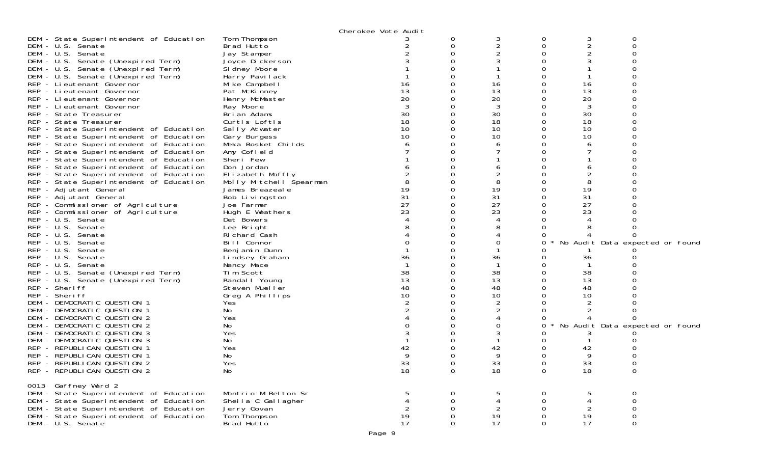Cherokee Vote Audit

| Contest | Candidate | | | | | | |
|---|---|---|---|---|---|---|---|
| DEM - State Superintendent of Education | Tom Thompson | 3 | 0 | 3 | 0 | 3 | 0 |
| DEM - U.S. Senate | Brad Hutto | 2 | 0 | 2 | 0 | 2 | 0 |
| DEM - U.S. Senate | Jay Stamper | 2 | 0 | 2 | 0 | 2 | 0 |
| DEM - U.S. Senate (Unexpired Term) | Joyce Dickerson | 3 | 0 | 3 | 0 | 3 | 0 |
| DEM - U.S. Senate (Unexpired Term) | Sidney Moore | 1 | 0 | 1 | 0 | 1 | 0 |
| DEM - U.S. Senate (Unexpired Term) | Harry Pavilack | 1 | 0 | 1 | 0 | 1 | 0 |
| REP - Lieutenant Governor | Mike Campbell | 16 | 0 | 16 | 0 | 16 | 0 |
| REP - Lieutenant Governor | Pat McKinney | 13 | 0 | 13 | 0 | 13 | 0 |
| REP - Lieutenant Governor | Henry McMaster | 20 | 0 | 20 | 0 | 20 | 0 |
| REP - Lieutenant Governor | Ray Moore | 3 | 0 | 3 | 0 | 3 | 0 |
| REP - State Treasurer | Brian Adams | 30 | 0 | 30 | 0 | 30 | 0 |
| REP - State Treasurer | Curtis Loftis | 18 | 0 | 18 | 0 | 18 | 0 |
| REP - State Superintendent of Education | Sally Atwater | 10 | 0 | 10 | 0 | 10 | 0 |
| REP - State Superintendent of Education | Gary Burgess | 10 | 0 | 10 | 0 | 10 | 0 |
| REP - State Superintendent of Education | Meka Bosket Childs | 6 | 0 | 6 | 0 | 6 | 0 |
| REP - State Superintendent of Education | Amy Cofield | 7 | 0 | 7 | 0 | 7 | 0 |
| REP - State Superintendent of Education | Sheri Few | 1 | 0 | 1 | 0 | 1 | 0 |
| REP - State Superintendent of Education | Don Jordan | 6 | 0 | 6 | 0 | 6 | 0 |
| REP - State Superintendent of Education | Elizabeth Moffly | 2 | 0 | 2 | 0 | 2 | 0 |
| REP - State Superintendent of Education | Molly Mitchell Spearman | 8 | 0 | 8 | 0 | 8 | 0 |
| REP - Adjutant General | James Breazeale | 19 | 0 | 19 | 0 | 19 | 0 |
| REP - Adjutant General | Bob Livingston | 31 | 0 | 31 | 0 | 31 | 0 |
| REP - Commissioner of Agriculture | Joe Farmer | 27 | 0 | 27 | 0 | 27 | 0 |
| REP - Commissioner of Agriculture | Hugh E Weathers | 23 | 0 | 23 | 0 | 23 | 0 |
| REP - U.S. Senate | Det Bowers | 4 | 0 | 4 | 0 | 4 | 0 |
| REP - U.S. Senate | Lee Bright | 8 | 0 | 8 | 0 | 8 | 0 |
| REP - U.S. Senate | Richard Cash | 4 | 0 | 4 | 0 | 4 | 0 |
| REP - U.S. Senate | Bill Connor | 0 | 0 | 0 | 0 * No Audit Data expected or found | | |
| REP - U.S. Senate | Benjamin Dunn | 1 | 0 | 1 | 0 | 1 | 0 |
| REP - U.S. Senate | Lindsey Graham | 36 | 0 | 36 | 0 | 36 | 0 |
| REP - U.S. Senate | Nancy Mace | 1 | 0 | 1 | 0 | 1 | 0 |
| REP - U.S. Senate (Unexpired Term) | Tim Scott | 38 | 0 | 38 | 0 | 38 | 0 |
| REP - U.S. Senate (Unexpired Term) | Randall Young | 13 | 0 | 13 | 0 | 13 | 0 |
| REP - Sheriff | Steven Mueller | 48 | 0 | 48 | 0 | 48 | 0 |
| REP - Sheriff | Greg A Phillips | 10 | 0 | 10 | 0 | 10 | 0 |
| DEM - DEMOCRATIC QUESTION 1 | Yes | 2 | 0 | 2 | 0 | 2 | 0 |
| DEM - DEMOCRATIC QUESTION 1 | No | 2 | 0 | 2 | 0 | 2 | 0 |
| DEM - DEMOCRATIC QUESTION 2 | Yes | 4 | 0 | 4 | 0 | 4 | 0 |
| DEM - DEMOCRATIC QUESTION 2 | No | 0 | 0 | 0 | 0 * No Audit Data expected or found | | |
| DEM - DEMOCRATIC QUESTION 3 | Yes | 3 | 0 | 3 | 0 | 3 | 0 |
| DEM - DEMOCRATIC QUESTION 3 | No | 1 | 0 | 1 | 0 | 1 | 0 |
| REP - REPUBLICAN QUESTION 1 | Yes | 42 | 0 | 42 | 0 | 42 | 0 |
| REP - REPUBLICAN QUESTION 1 | No | 9 | 0 | 9 | 0 | 9 | 0 |
| REP - REPUBLICAN QUESTION 2 | Yes | 33 | 0 | 33 | 0 | 33 | 0 |
| REP - REPUBLICAN QUESTION 2 | No | 18 | 0 | 18 | 0 | 18 | 0 |

0013 Gaffney Ward 2

| Contest | Candidate | | | | | | |
|---|---|---|---|---|---|---|---|
| DEM - State Superintendent of Education | Montrio M Belton Sr | 5 | 0 | 5 | 0 | 5 | 0 |
| DEM - State Superintendent of Education | Sheila C Gallagher | 4 | 0 | 4 | 0 | 4 | 0 |
| DEM - State Superintendent of Education | Jerry Govan | 2 | 0 | 2 | 0 | 2 | 0 |
| DEM - State Superintendent of Education | Tom Thompson | 19 | 0 | 19 | 0 | 19 | 0 |
| DEM - U.S. Senate | Brad Hutto | 17 | 0 | 17 | 0 | 17 | 0 |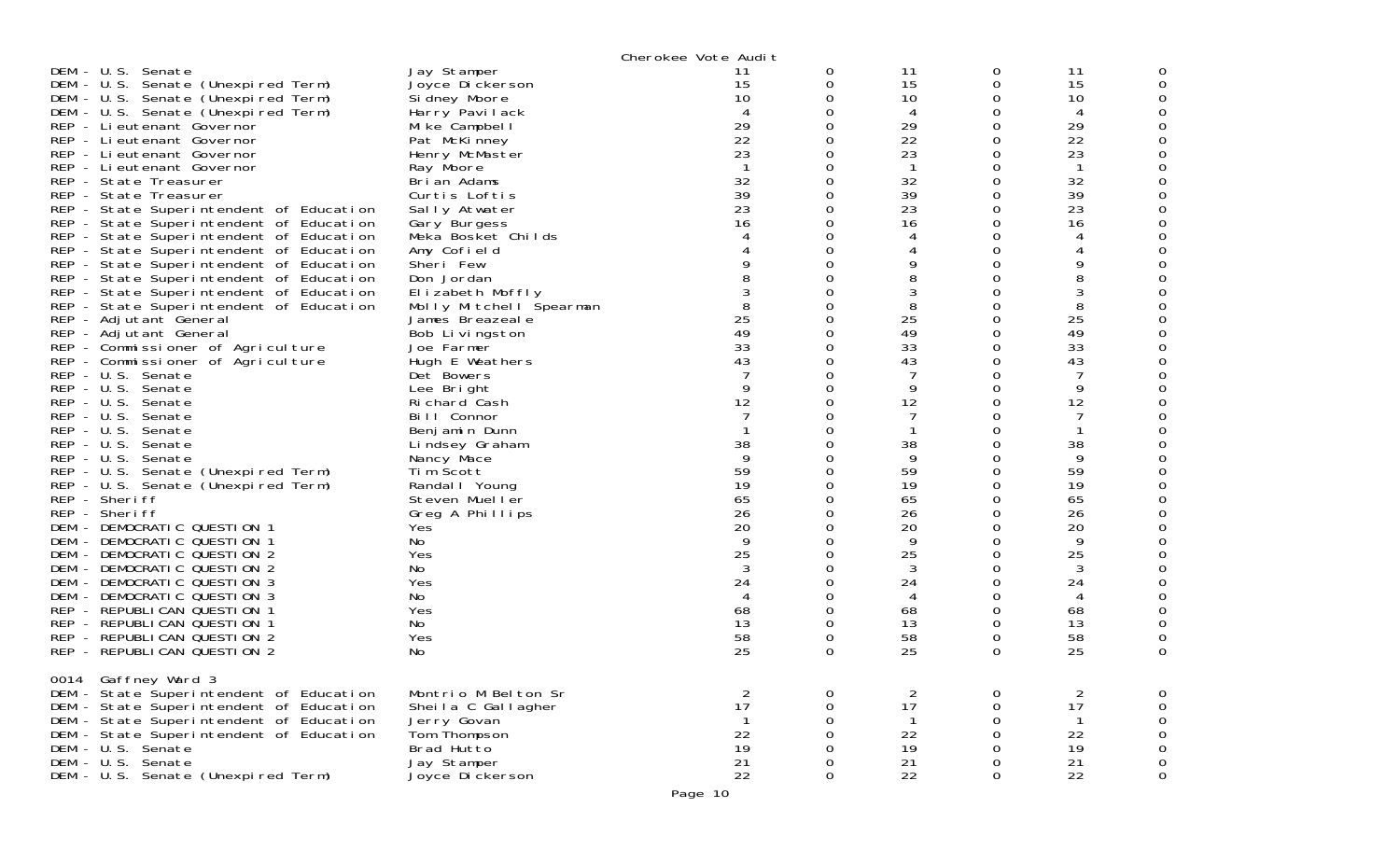Cherokee Vote Audit

| | | | | | | | |
|---|---|---|---|---|---|---|---|
| DEM - U.S. Senate | Jay Stamper | 11 | 0 | 11 | 0 | 11 | 0 |
| DEM - U.S. Senate (Unexpired Term) | Joyce Dickerson | 15 | 0 | 15 | 0 | 15 | 0 |
| DEM - U.S. Senate (Unexpired Term) | Sidney Moore | 10 | 0 | 10 | 0 | 10 | 0 |
| DEM - U.S. Senate (Unexpired Term) | Harry Pavilack | 4 | 0 | 4 | 0 | 4 | 0 |
| REP - Lieutenant Governor | Mike Campbell | 29 | 0 | 29 | 0 | 29 | 0 |
| REP - Lieutenant Governor | Pat McKinney | 22 | 0 | 22 | 0 | 22 | 0 |
| REP - Lieutenant Governor | Henry McMaster | 23 | 0 | 23 | 0 | 23 | 0 |
| REP - Lieutenant Governor | Ray Moore | 1 | 0 | 1 | 0 | 1 | 0 |
| REP - State Treasurer | Brian Adams | 32 | 0 | 32 | 0 | 32 | 0 |
| REP - State Treasurer | Curtis Loftis | 39 | 0 | 39 | 0 | 39 | 0 |
| REP - State Superintendent of Education | Sally Atwater | 23 | 0 | 23 | 0 | 23 | 0 |
| REP - State Superintendent of Education | Gary Burgess | 16 | 0 | 16 | 0 | 16 | 0 |
| REP - State Superintendent of Education | Meka Bosket Childs | 4 | 0 | 4 | 0 | 4 | 0 |
| REP - State Superintendent of Education | Amy Cofield | 4 | 0 | 4 | 0 | 4 | 0 |
| REP - State Superintendent of Education | Sheri Few | 9 | 0 | 9 | 0 | 9 | 0 |
| REP - State Superintendent of Education | Don Jordan | 8 | 0 | 8 | 0 | 8 | 0 |
| REP - State Superintendent of Education | Elizabeth Moffly | 3 | 0 | 3 | 0 | 3 | 0 |
| REP - State Superintendent of Education | Molly Mitchell Spearman | 8 | 0 | 8 | 0 | 8 | 0 |
| REP - Adjutant General | James Breazeale | 25 | 0 | 25 | 0 | 25 | 0 |
| REP - Adjutant General | Bob Livingston | 49 | 0 | 49 | 0 | 49 | 0 |
| REP - Commissioner of Agriculture | Joe Farmer | 33 | 0 | 33 | 0 | 33 | 0 |
| REP - Commissioner of Agriculture | Hugh E Weathers | 43 | 0 | 43 | 0 | 43 | 0 |
| REP - U.S. Senate | Det Bowers | 7 | 0 | 7 | 0 | 7 | 0 |
| REP - U.S. Senate | Lee Bright | 9 | 0 | 9 | 0 | 9 | 0 |
| REP - U.S. Senate | Richard Cash | 12 | 0 | 12 | 0 | 12 | 0 |
| REP - U.S. Senate | Bill Connor | 7 | 0 | 7 | 0 | 7 | 0 |
| REP - U.S. Senate | Benjamin Dunn | 1 | 0 | 1 | 0 | 1 | 0 |
| REP - U.S. Senate | Lindsey Graham | 38 | 0 | 38 | 0 | 38 | 0 |
| REP - U.S. Senate | Nancy Mace | 9 | 0 | 9 | 0 | 9 | 0 |
| REP - U.S. Senate (Unexpired Term) | Tim Scott | 59 | 0 | 59 | 0 | 59 | 0 |
| REP - U.S. Senate (Unexpired Term) | Randall Young | 19 | 0 | 19 | 0 | 19 | 0 |
| REP - Sheriff | Steven Mueller | 65 | 0 | 65 | 0 | 65 | 0 |
| REP - Sheriff | Greg A Phillips | 26 | 0 | 26 | 0 | 26 | 0 |
| DEM - DEMOCRATIC QUESTION 1 | Yes | 20 | 0 | 20 | 0 | 20 | 0 |
| DEM - DEMOCRATIC QUESTION 1 | No | 9 | 0 | 9 | 0 | 9 | 0 |
| DEM - DEMOCRATIC QUESTION 2 | Yes | 25 | 0 | 25 | 0 | 25 | 0 |
| DEM - DEMOCRATIC QUESTION 2 | No | 3 | 0 | 3 | 0 | 3 | 0 |
| DEM - DEMOCRATIC QUESTION 3 | Yes | 24 | 0 | 24 | 0 | 24 | 0 |
| DEM - DEMOCRATIC QUESTION 3 | No | 4 | 0 | 4 | 0 | 4 | 0 |
| REP - REPUBLICAN QUESTION 1 | Yes | 68 | 0 | 68 | 0 | 68 | 0 |
| REP - REPUBLICAN QUESTION 1 | No | 13 | 0 | 13 | 0 | 13 | 0 |
| REP - REPUBLICAN QUESTION 2 | Yes | 58 | 0 | 58 | 0 | 58 | 0 |
| REP - REPUBLICAN QUESTION 2 | No | 25 | 0 | 25 | 0 | 25 | 0 |

0014 Gaffney Ward 3

| | | | | | | | |
|---|---|---|---|---|---|---|---|
| DEM - State Superintendent of Education | Montrio M Belton Sr | 2 | 0 | 2 | 0 | 2 | 0 |
| DEM - State Superintendent of Education | Sheila C Gallagher | 17 | 0 | 17 | 0 | 17 | 0 |
| DEM - State Superintendent of Education | Jerry Govan | 1 | 0 | 1 | 0 | 1 | 0 |
| DEM - State Superintendent of Education | Tom Thompson | 22 | 0 | 22 | 0 | 22 | 0 |
| DEM - U.S. Senate | Brad Hutto | 19 | 0 | 19 | 0 | 19 | 0 |
| DEM - U.S. Senate | Jay Stamper | 21 | 0 | 21 | 0 | 21 | 0 |
| DEM - U.S. Senate (Unexpired Term) | Joyce Dickerson | 22 | 0 | 22 | 0 | 22 | 0 |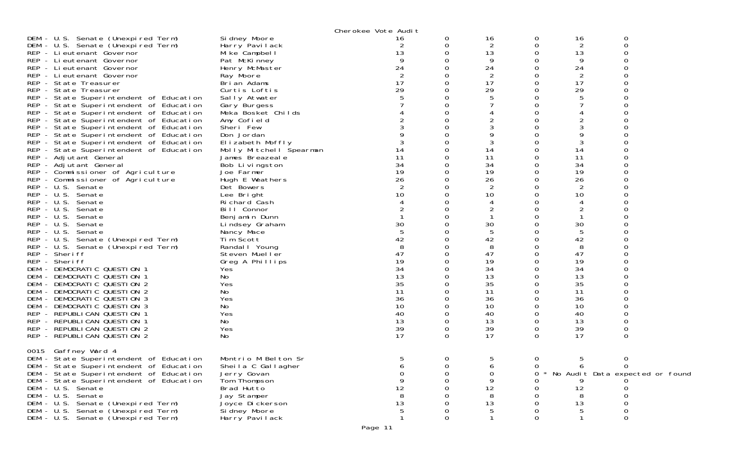Cherokee Vote Audit

| | | | | | | | |
|---|---|---|---|---|---|---|---|
| DEM - U.S. Senate (Unexpired Term) | Sidney Moore | 16 | 0 | 16 | 0 | 16 | 0 |
| DEM - U.S. Senate (Unexpired Term) | Harry Pavilack | 2 | 0 | 2 | 0 | 2 | 0 |
| REP - Lieutenant Governor | Mike Campbell | 13 | 0 | 13 | 0 | 13 | 0 |
| REP - Lieutenant Governor | Pat McKinney | 9 | 0 | 9 | 0 | 9 | 0 |
| REP - Lieutenant Governor | Henry McMaster | 24 | 0 | 24 | 0 | 24 | 0 |
| REP - Lieutenant Governor | Ray Moore | 2 | 0 | 2 | 0 | 2 | 0 |
| REP - State Treasurer | Brian Adams | 17 | 0 | 17 | 0 | 17 | 0 |
| REP - State Treasurer | Curtis Loftis | 29 | 0 | 29 | 0 | 29 | 0 |
| REP - State Superintendent of Education | Sally Atwater | 5 | 0 | 5 | 0 | 5 | 0 |
| REP - State Superintendent of Education | Gary Burgess | 7 | 0 | 7 | 0 | 7 | 0 |
| REP - State Superintendent of Education | Meka Bosket Childs | 4 | 0 | 4 | 0 | 4 | 0 |
| REP - State Superintendent of Education | Amy Cofield | 2 | 0 | 2 | 0 | 2 | 0 |
| REP - State Superintendent of Education | Sheri Few | 3 | 0 | 3 | 0 | 3 | 0 |
| REP - State Superintendent of Education | Don Jordan | 9 | 0 | 9 | 0 | 9 | 0 |
| REP - State Superintendent of Education | Elizabeth Moffly | 3 | 0 | 3 | 0 | 3 | 0 |
| REP - State Superintendent of Education | Molly Mitchell Spearman | 14 | 0 | 14 | 0 | 14 | 0 |
| REP - Adjutant General | James Breazeale | 11 | 0 | 11 | 0 | 11 | 0 |
| REP - Adjutant General | Bob Livingston | 34 | 0 | 34 | 0 | 34 | 0 |
| REP - Commissioner of Agriculture | Joe Farmer | 19 | 0 | 19 | 0 | 19 | 0 |
| REP - Commissioner of Agriculture | Hugh E Weathers | 26 | 0 | 26 | 0 | 26 | 0 |
| REP - U.S. Senate | Det Bowers | 2 | 0 | 2 | 0 | 2 | 0 |
| REP - U.S. Senate | Lee Bright | 10 | 0 | 10 | 0 | 10 | 0 |
| REP - U.S. Senate | Richard Cash | 4 | 0 | 4 | 0 | 4 | 0 |
| REP - U.S. Senate | Bill Connor | 2 | 0 | 2 | 0 | 2 | 0 |
| REP - U.S. Senate | Benjamin Dunn | 1 | 0 | 1 | 0 | 1 | 0 |
| REP - U.S. Senate | Lindsey Graham | 30 | 0 | 30 | 0 | 30 | 0 |
| REP - U.S. Senate | Nancy Mace | 5 | 0 | 5 | 0 | 5 | 0 |
| REP - U.S. Senate (Unexpired Term) | Tim Scott | 42 | 0 | 42 | 0 | 42 | 0 |
| REP - U.S. Senate (Unexpired Term) | Randall Young | 8 | 0 | 8 | 0 | 8 | 0 |
| REP - Sheriff | Steven Mueller | 47 | 0 | 47 | 0 | 47 | 0 |
| REP - Sheriff | Greg A Phillips | 19 | 0 | 19 | 0 | 19 | 0 |
| DEM - DEMOCRATIC QUESTION 1 | Yes | 34 | 0 | 34 | 0 | 34 | 0 |
| DEM - DEMOCRATIC QUESTION 1 | No | 13 | 0 | 13 | 0 | 13 | 0 |
| DEM - DEMOCRATIC QUESTION 2 | Yes | 35 | 0 | 35 | 0 | 35 | 0 |
| DEM - DEMOCRATIC QUESTION 2 | No | 11 | 0 | 11 | 0 | 11 | 0 |
| DEM - DEMOCRATIC QUESTION 3 | Yes | 36 | 0 | 36 | 0 | 36 | 0 |
| DEM - DEMOCRATIC QUESTION 3 | No | 10 | 0 | 10 | 0 | 10 | 0 |
| REP - REPUBLICAN QUESTION 1 | Yes | 40 | 0 | 40 | 0 | 40 | 0 |
| REP - REPUBLICAN QUESTION 1 | No | 13 | 0 | 13 | 0 | 13 | 0 |
| REP - REPUBLICAN QUESTION 2 | Yes | 39 | 0 | 39 | 0 | 39 | 0 |
| REP - REPUBLICAN QUESTION 2 | No | 17 | 0 | 17 | 0 | 17 | 0 |

0015 Gaffney Ward 4

| | | | | | | | |
|---|---|---|---|---|---|---|---|
| DEM - State Superintendent of Education | Montrio M Belton Sr | 5 | 0 | 5 | 0 | 5 | 0 |
| DEM - State Superintendent of Education | Sheila C Gallagher | 6 | 0 | 6 | 0 | 6 | 0 |
| DEM - State Superintendent of Education | Jerry Govan | 0 | 0 | 0 | 0 * No Audit Data expected or found | | |
| DEM - State Superintendent of Education | Tom Thompson | 9 | 0 | 9 | 0 | 9 | 0 |
| DEM - U.S. Senate | Brad Hutto | 12 | 0 | 12 | 0 | 12 | 0 |
| DEM - U.S. Senate | Jay Stamper | 8 | 0 | 8 | 0 | 8 | 0 |
| DEM - U.S. Senate (Unexpired Term) | Joyce Dickerson | 13 | 0 | 13 | 0 | 13 | 0 |
| DEM - U.S. Senate (Unexpired Term) | Sidney Moore | 5 | 0 | 5 | 0 | 5 | 0 |
| DEM - U.S. Senate (Unexpired Term) | Harry Pavilack | 1 | 0 | 1 | 0 | 1 | 0 |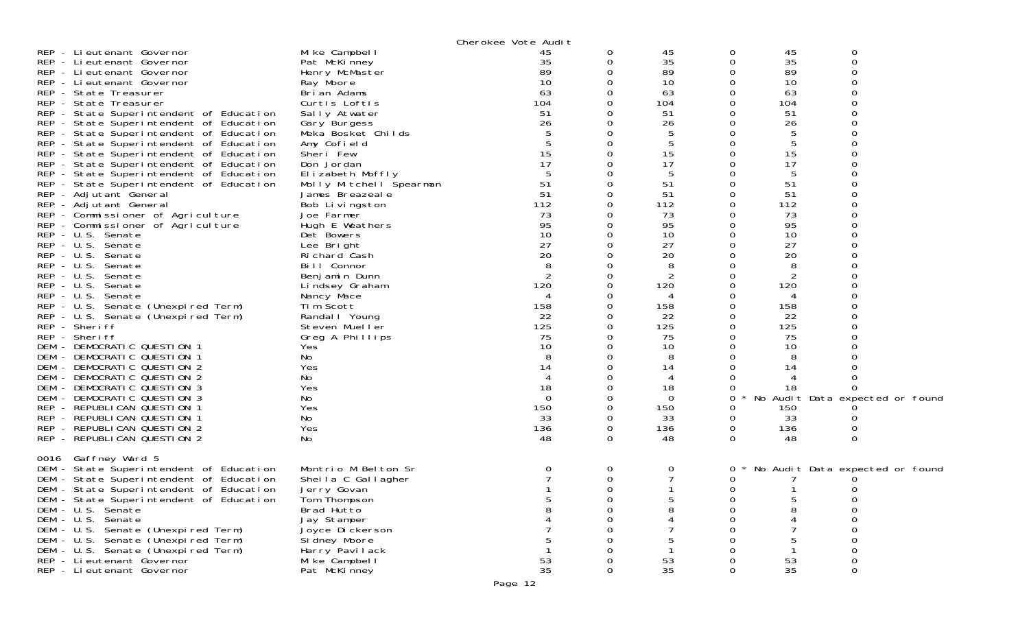Cherokee Vote Audit

| | | | | | | | |
|---|---|---|---|---|---|---|---|
| REP - Lieutenant Governor | Mike Campbell | 45 | 0 | 45 | 0 | 45 | 0 |
| REP - Lieutenant Governor | Pat McKinney | 35 | 0 | 35 | 0 | 35 | 0 |
| REP - Lieutenant Governor | Henry McMaster | 89 | 0 | 89 | 0 | 89 | 0 |
| REP - Lieutenant Governor | Ray Moore | 10 | 0 | 10 | 0 | 10 | 0 |
| REP - State Treasurer | Brian Adams | 63 | 0 | 63 | 0 | 63 | 0 |
| REP - State Treasurer | Curtis Loftis | 104 | 0 | 104 | 0 | 104 | 0 |
| REP - State Superintendent of Education | Sally Atwater | 51 | 0 | 51 | 0 | 51 | 0 |
| REP - State Superintendent of Education | Gary Burgess | 26 | 0 | 26 | 0 | 26 | 0 |
| REP - State Superintendent of Education | Meka Bosket Childs | 5 | 0 | 5 | 0 | 5 | 0 |
| REP - State Superintendent of Education | Amy Cofield | 5 | 0 | 5 | 0 | 5 | 0 |
| REP - State Superintendent of Education | Sheri Few | 15 | 0 | 15 | 0 | 15 | 0 |
| REP - State Superintendent of Education | Don Jordan | 17 | 0 | 17 | 0 | 17 | 0 |
| REP - State Superintendent of Education | Elizabeth Moffly | 5 | 0 | 5 | 0 | 5 | 0 |
| REP - State Superintendent of Education | Molly Mitchell Spearman | 51 | 0 | 51 | 0 | 51 | 0 |
| REP - Adjutant General | James Breazeale | 51 | 0 | 51 | 0 | 51 | 0 |
| REP - Adjutant General | Bob Livingston | 112 | 0 | 112 | 0 | 112 | 0 |
| REP - Commissioner of Agriculture | Joe Farmer | 73 | 0 | 73 | 0 | 73 | 0 |
| REP - Commissioner of Agriculture | Hugh E Weathers | 95 | 0 | 95 | 0 | 95 | 0 |
| REP - U.S. Senate | Det Bowers | 10 | 0 | 10 | 0 | 10 | 0 |
| REP - U.S. Senate | Lee Bright | 27 | 0 | 27 | 0 | 27 | 0 |
| REP - U.S. Senate | Richard Cash | 20 | 0 | 20 | 0 | 20 | 0 |
| REP - U.S. Senate | Bill Connor | 8 | 0 | 8 | 0 | 8 | 0 |
| REP - U.S. Senate | Benjamin Dunn | 2 | 0 | 2 | 0 | 2 | 0 |
| REP - U.S. Senate | Lindsey Graham | 120 | 0 | 120 | 0 | 120 | 0 |
| REP - U.S. Senate | Nancy Mace | 4 | 0 | 4 | 0 | 4 | 0 |
| REP - U.S. Senate (Unexpired Term) | Tim Scott | 158 | 0 | 158 | 0 | 158 | 0 |
| REP - U.S. Senate (Unexpired Term) | Randall Young | 22 | 0 | 22 | 0 | 22 | 0 |
| REP - Sheriff | Steven Mueller | 125 | 0 | 125 | 0 | 125 | 0 |
| REP - Sheriff | Greg A Phillips | 75 | 0 | 75 | 0 | 75 | 0 |
| DEM - DEMOCRATIC QUESTION 1 | Yes | 10 | 0 | 10 | 0 | 10 | 0 |
| DEM - DEMOCRATIC QUESTION 1 | No | 8 | 0 | 8 | 0 | 8 | 0 |
| DEM - DEMOCRATIC QUESTION 2 | Yes | 14 | 0 | 14 | 0 | 14 | 0 |
| DEM - DEMOCRATIC QUESTION 2 | No | 4 | 0 | 4 | 0 | 4 | 0 |
| DEM - DEMOCRATIC QUESTION 3 | Yes | 18 | 0 | 18 | 0 | 18 | 0 |
| DEM - DEMOCRATIC QUESTION 3 | No | 0 | 0 | 0 | 0 * No Audit Data expected or found | | |
| REP - REPUBLICAN QUESTION 1 | Yes | 150 | 0 | 150 | 0 | 150 | 0 |
| REP - REPUBLICAN QUESTION 1 | No | 33 | 0 | 33 | 0 | 33 | 0 |
| REP - REPUBLICAN QUESTION 2 | Yes | 136 | 0 | 136 | 0 | 136 | 0 |
| REP - REPUBLICAN QUESTION 2 | No | 48 | 0 | 48 | 0 | 48 | 0 |

0016 Gaffney Ward 5

| | | | | | | | |
|---|---|---|---|---|---|---|---|
| DEM - State Superintendent of Education | Montrio M Belton Sr | 0 | 0 | 0 | 0 * No Audit Data expected or found | | |
| DEM - State Superintendent of Education | Sheila C Gallagher | 7 | 0 | 7 | 0 | 7 | 0 |
| DEM - State Superintendent of Education | Jerry Govan | 1 | 0 | 1 | 0 | 1 | 0 |
| DEM - State Superintendent of Education | Tom Thompson | 5 | 0 | 5 | 0 | 5 | 0 |
| DEM - U.S. Senate | Brad Hutto | 8 | 0 | 8 | 0 | 8 | 0 |
| DEM - U.S. Senate | Jay Stamper | 4 | 0 | 4 | 0 | 4 | 0 |
| DEM - U.S. Senate (Unexpired Term) | Joyce Dickerson | 7 | 0 | 7 | 0 | 7 | 0 |
| DEM - U.S. Senate (Unexpired Term) | Sidney Moore | 5 | 0 | 5 | 0 | 5 | 0 |
| DEM - U.S. Senate (Unexpired Term) | Harry Pavilack | 1 | 0 | 1 | 0 | 1 | 0 |
| REP - Lieutenant Governor | Mike Campbell | 53 | 0 | 53 | 0 | 53 | 0 |
| REP - Lieutenant Governor | Pat McKinney | 35 | 0 | 35 | 0 | 35 | 0 |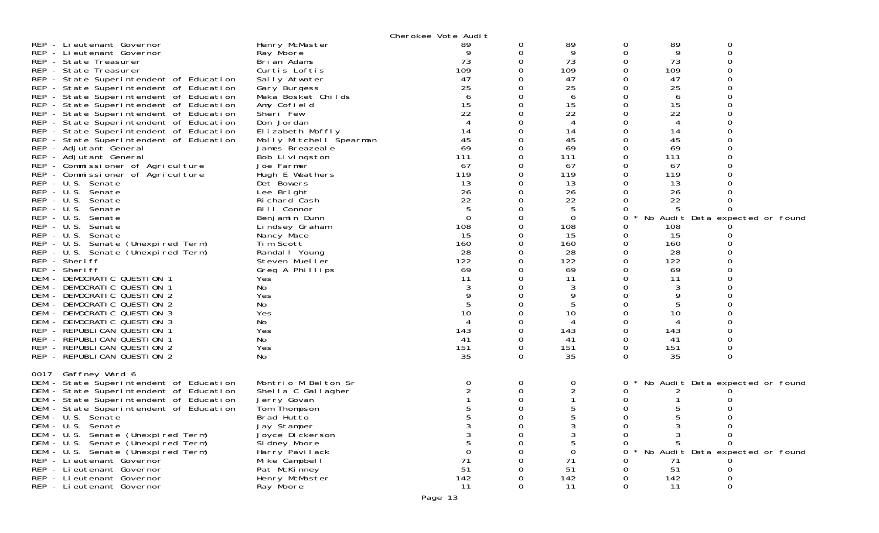Cherokee Vote Audit

| Contest | Candidate | | | | | | |
|---|---|---|---|---|---|---|---|
| REP - Lieutenant Governor | Henry McMaster | 89 | 0 | 89 | 0 | 89 | 0 |
| REP - Lieutenant Governor | Ray Moore | 9 | 0 | 9 | 0 | 9 | 0 |
| REP - State Treasurer | Brian Adams | 73 | 0 | 73 | 0 | 73 | 0 |
| REP - State Treasurer | Curtis Loftis | 109 | 0 | 109 | 0 | 109 | 0 |
| REP - State Superintendent of Education | Sally Atwater | 47 | 0 | 47 | 0 | 47 | 0 |
| REP - State Superintendent of Education | Gary Burgess | 25 | 0 | 25 | 0 | 25 | 0 |
| REP - State Superintendent of Education | Meka Bosket Childs | 6 | 0 | 6 | 0 | 6 | 0 |
| REP - State Superintendent of Education | Amy Cofield | 15 | 0 | 15 | 0 | 15 | 0 |
| REP - State Superintendent of Education | Sheri Few | 22 | 0 | 22 | 0 | 22 | 0 |
| REP - State Superintendent of Education | Don Jordan | 4 | 0 | 4 | 0 | 4 | 0 |
| REP - State Superintendent of Education | Elizabeth Moffly | 14 | 0 | 14 | 0 | 14 | 0 |
| REP - State Superintendent of Education | Molly Mitchell Spearman | 45 | 0 | 45 | 0 | 45 | 0 |
| REP - Adjutant General | James Breazeale | 69 | 0 | 69 | 0 | 69 | 0 |
| REP - Adjutant General | Bob Livingston | 111 | 0 | 111 | 0 | 111 | 0 |
| REP - Commissioner of Agriculture | Joe Farmer | 67 | 0 | 67 | 0 | 67 | 0 |
| REP - Commissioner of Agriculture | Hugh E Weathers | 119 | 0 | 119 | 0 | 119 | 0 |
| REP - U.S. Senate | Det Bowers | 13 | 0 | 13 | 0 | 13 | 0 |
| REP - U.S. Senate | Lee Bright | 26 | 0 | 26 | 0 | 26 | 0 |
| REP - U.S. Senate | Richard Cash | 22 | 0 | 22 | 0 | 22 | 0 |
| REP - U.S. Senate | Bill Connor | 5 | 0 | 5 | 0 | 5 | 0 |
| REP - U.S. Senate | Benjamin Dunn | 0 | 0 | 0 | 0 * | No Audit Data expected or found | |
| REP - U.S. Senate | Lindsey Graham | 108 | 0 | 108 | 0 | 108 | 0 |
| REP - U.S. Senate | Nancy Mace | 15 | 0 | 15 | 0 | 15 | 0 |
| REP - U.S. Senate (Unexpired Term) | Tim Scott | 160 | 0 | 160 | 0 | 160 | 0 |
| REP - U.S. Senate (Unexpired Term) | Randall Young | 28 | 0 | 28 | 0 | 28 | 0 |
| REP - Sheriff | Steven Mueller | 122 | 0 | 122 | 0 | 122 | 0 |
| REP - Sheriff | Greg A Phillips | 69 | 0 | 69 | 0 | 69 | 0 |
| DEM - DEMOCRATIC QUESTION 1 | Yes | 11 | 0 | 11 | 0 | 11 | 0 |
| DEM - DEMOCRATIC QUESTION 1 | No | 3 | 0 | 3 | 0 | 3 | 0 |
| DEM - DEMOCRATIC QUESTION 2 | Yes | 9 | 0 | 9 | 0 | 9 | 0 |
| DEM - DEMOCRATIC QUESTION 2 | No | 5 | 0 | 5 | 0 | 5 | 0 |
| DEM - DEMOCRATIC QUESTION 3 | Yes | 10 | 0 | 10 | 0 | 10 | 0 |
| DEM - DEMOCRATIC QUESTION 3 | No | 4 | 0 | 4 | 0 | 4 | 0 |
| REP - REPUBLICAN QUESTION 1 | Yes | 143 | 0 | 143 | 0 | 143 | 0 |
| REP - REPUBLICAN QUESTION 1 | No | 41 | 0 | 41 | 0 | 41 | 0 |
| REP - REPUBLICAN QUESTION 2 | Yes | 151 | 0 | 151 | 0 | 151 | 0 |
| REP - REPUBLICAN QUESTION 2 | No | 35 | 0 | 35 | 0 | 35 | 0 |

0017 Gaffney Ward 6

| Contest | Candidate | | | | | | |
|---|---|---|---|---|---|---|---|
| DEM - State Superintendent of Education | Montrio M Belton Sr | 0 | 0 | 0 | 0 * | No Audit Data expected or found | |
| DEM - State Superintendent of Education | Sheila C Gallagher | 2 | 0 | 2 | 0 | 2 | 0 |
| DEM - State Superintendent of Education | Jerry Govan | 1 | 0 | 1 | 0 | 1 | 0 |
| DEM - State Superintendent of Education | Tom Thompson | 5 | 0 | 5 | 0 | 5 | 0 |
| DEM - U.S. Senate | Brad Hutto | 5 | 0 | 5 | 0 | 5 | 0 |
| DEM - U.S. Senate | Jay Stamper | 3 | 0 | 3 | 0 | 3 | 0 |
| DEM - U.S. Senate (Unexpired Term) | Joyce Dickerson | 3 | 0 | 3 | 0 | 3 | 0 |
| DEM - U.S. Senate (Unexpired Term) | Sidney Moore | 5 | 0 | 5 | 0 | 5 | 0 |
| DEM - U.S. Senate (Unexpired Term) | Harry Pavilack | 0 | 0 | 0 | 0 * | No Audit Data expected or found | |
| REP - Lieutenant Governor | Mike Campbell | 71 | 0 | 71 | 0 | 71 | 0 |
| REP - Lieutenant Governor | Pat McKinney | 51 | 0 | 51 | 0 | 51 | 0 |
| REP - Lieutenant Governor | Henry McMaster | 142 | 0 | 142 | 0 | 142 | 0 |
| REP - Lieutenant Governor | Ray Moore | 11 | 0 | 11 | 0 | 11 | 0 |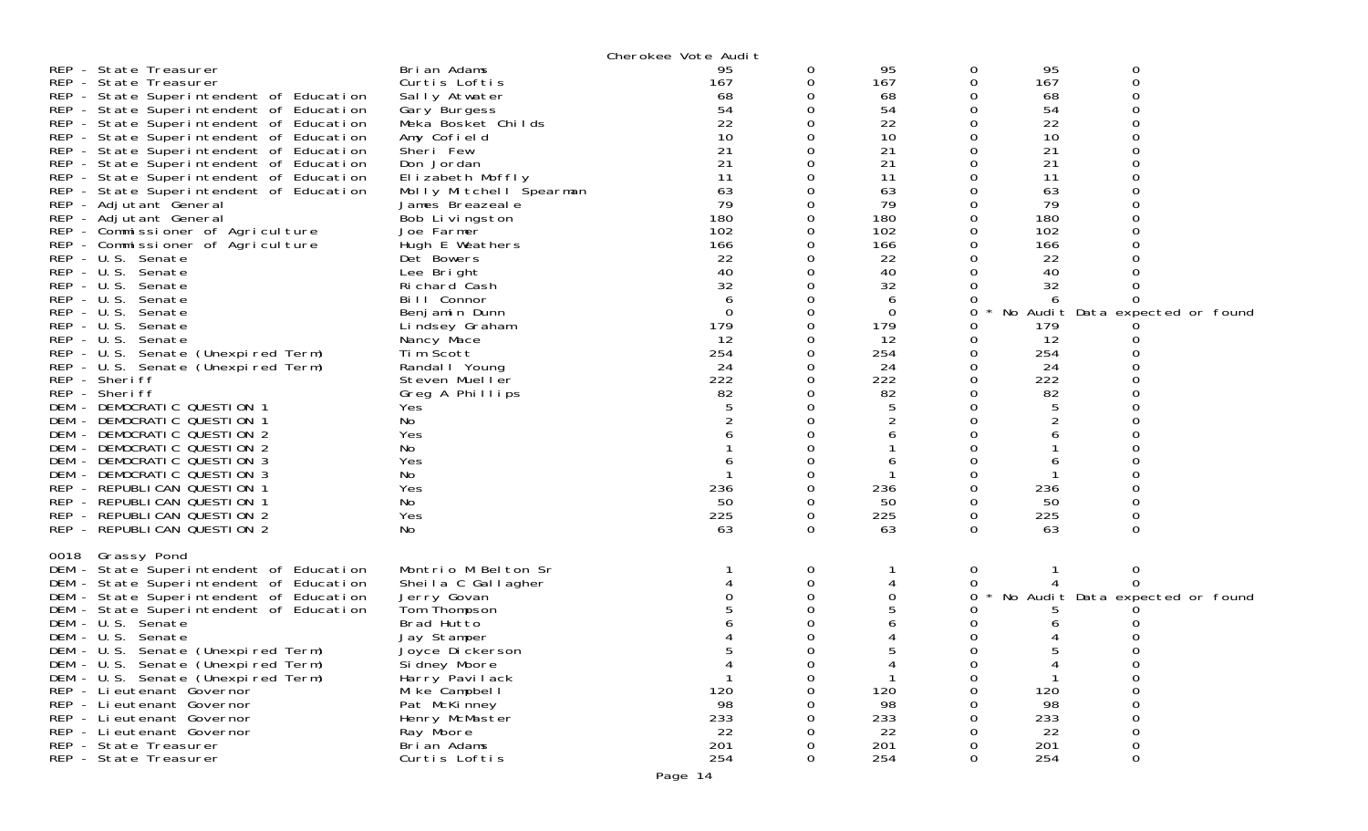Cherokee Vote Audit

| Contest | Candidate | | | | | | |
|---|---|---|---|---|---|---|---|
| REP - State Treasurer | Brian Adams | 95 | 0 | 95 | 0 | 95 | 0 |
| REP - State Treasurer | Curtis Loftis | 167 | 0 | 167 | 0 | 167 | 0 |
| REP - State Superintendent of Education | Sally Atwater | 68 | 0 | 68 | 0 | 68 | 0 |
| REP - State Superintendent of Education | Gary Burgess | 54 | 0 | 54 | 0 | 54 | 0 |
| REP - State Superintendent of Education | Meka Bosket Childs | 22 | 0 | 22 | 0 | 22 | 0 |
| REP - State Superintendent of Education | Amy Cofield | 10 | 0 | 10 | 0 | 10 | 0 |
| REP - State Superintendent of Education | Sheri Few | 21 | 0 | 21 | 0 | 21 | 0 |
| REP - State Superintendent of Education | Don Jordan | 21 | 0 | 21 | 0 | 21 | 0 |
| REP - State Superintendent of Education | Elizabeth Moffly | 11 | 0 | 11 | 0 | 11 | 0 |
| REP - State Superintendent of Education | Molly Mitchell Spearman | 63 | 0 | 63 | 0 | 63 | 0 |
| REP - Adjutant General | James Breazeale | 79 | 0 | 79 | 0 | 79 | 0 |
| REP - Adjutant General | Bob Livingston | 180 | 0 | 180 | 0 | 180 | 0 |
| REP - Commissioner of Agriculture | Joe Farmer | 102 | 0 | 102 | 0 | 102 | 0 |
| REP - Commissioner of Agriculture | Hugh E Weathers | 166 | 0 | 166 | 0 | 166 | 0 |
| REP - U.S. Senate | Det Bowers | 22 | 0 | 22 | 0 | 22 | 0 |
| REP - U.S. Senate | Lee Bright | 40 | 0 | 40 | 0 | 40 | 0 |
| REP - U.S. Senate | Richard Cash | 32 | 0 | 32 | 0 | 32 | 0 |
| REP - U.S. Senate | Bill Connor | 6 | 0 | 6 | 0 | 6 | 0 |
| REP - U.S. Senate | Benjamin Dunn | 0 | 0 | 0 | 0 * No Audit Data expected or found | | |
| REP - U.S. Senate | Lindsey Graham | 179 | 0 | 179 | 0 | 179 | 0 |
| REP - U.S. Senate | Nancy Mace | 12 | 0 | 12 | 0 | 12 | 0 |
| REP - U.S. Senate (Unexpired Term) | Tim Scott | 254 | 0 | 254 | 0 | 254 | 0 |
| REP - U.S. Senate (Unexpired Term) | Randall Young | 24 | 0 | 24 | 0 | 24 | 0 |
| REP - Sheriff | Steven Mueller | 222 | 0 | 222 | 0 | 222 | 0 |
| REP - Sheriff | Greg A Phillips | 82 | 0 | 82 | 0 | 82 | 0 |
| DEM - DEMOCRATIC QUESTION 1 | Yes | 5 | 0 | 5 | 0 | 5 | 0 |
| DEM - DEMOCRATIC QUESTION 1 | No | 2 | 0 | 2 | 0 | 2 | 0 |
| DEM - DEMOCRATIC QUESTION 2 | Yes | 6 | 0 | 6 | 0 | 6 | 0 |
| DEM - DEMOCRATIC QUESTION 2 | No | 1 | 0 | 1 | 0 | 1 | 0 |
| DEM - DEMOCRATIC QUESTION 3 | Yes | 6 | 0 | 6 | 0 | 6 | 0 |
| DEM - DEMOCRATIC QUESTION 3 | No | 1 | 0 | 1 | 0 | 1 | 0 |
| REP - REPUBLICAN QUESTION 1 | Yes | 236 | 0 | 236 | 0 | 236 | 0 |
| REP - REPUBLICAN QUESTION 1 | No | 50 | 0 | 50 | 0 | 50 | 0 |
| REP - REPUBLICAN QUESTION 2 | Yes | 225 | 0 | 225 | 0 | 225 | 0 |
| REP - REPUBLICAN QUESTION 2 | No | 63 | 0 | 63 | 0 | 63 | 0 |

0018 Grassy Pond

| Contest | Candidate | | | | | | |
|---|---|---|---|---|---|---|---|
| DEM - State Superintendent of Education | Montrio M Belton Sr | 1 | 0 | 1 | 0 | 1 | 0 |
| DEM - State Superintendent of Education | Sheila C Gallagher | 4 | 0 | 4 | 0 | 4 | 0 |
| DEM - State Superintendent of Education | Jerry Govan | 0 | 0 | 0 | 0 * No Audit Data expected or found | | |
| DEM - State Superintendent of Education | Tom Thompson | 5 | 0 | 5 | 0 | 5 | 0 |
| DEM - U.S. Senate | Brad Hutto | 6 | 0 | 6 | 0 | 6 | 0 |
| DEM - U.S. Senate | Jay Stamper | 4 | 0 | 4 | 0 | 4 | 0 |
| DEM - U.S. Senate (Unexpired Term) | Joyce Dickerson | 5 | 0 | 5 | 0 | 5 | 0 |
| DEM - U.S. Senate (Unexpired Term) | Sidney Moore | 4 | 0 | 4 | 0 | 4 | 0 |
| DEM - U.S. Senate (Unexpired Term) | Harry Pavilack | 1 | 0 | 1 | 0 | 1 | 0 |
| REP - Lieutenant Governor | Mike Campbell | 120 | 0 | 120 | 0 | 120 | 0 |
| REP - Lieutenant Governor | Pat McKinney | 98 | 0 | 98 | 0 | 98 | 0 |
| REP - Lieutenant Governor | Henry McMaster | 233 | 0 | 233 | 0 | 233 | 0 |
| REP - Lieutenant Governor | Ray Moore | 22 | 0 | 22 | 0 | 22 | 0 |
| REP - State Treasurer | Brian Adams | 201 | 0 | 201 | 0 | 201 | 0 |
| REP - State Treasurer | Curtis Loftis | 254 | 0 | 254 | 0 | 254 | 0 |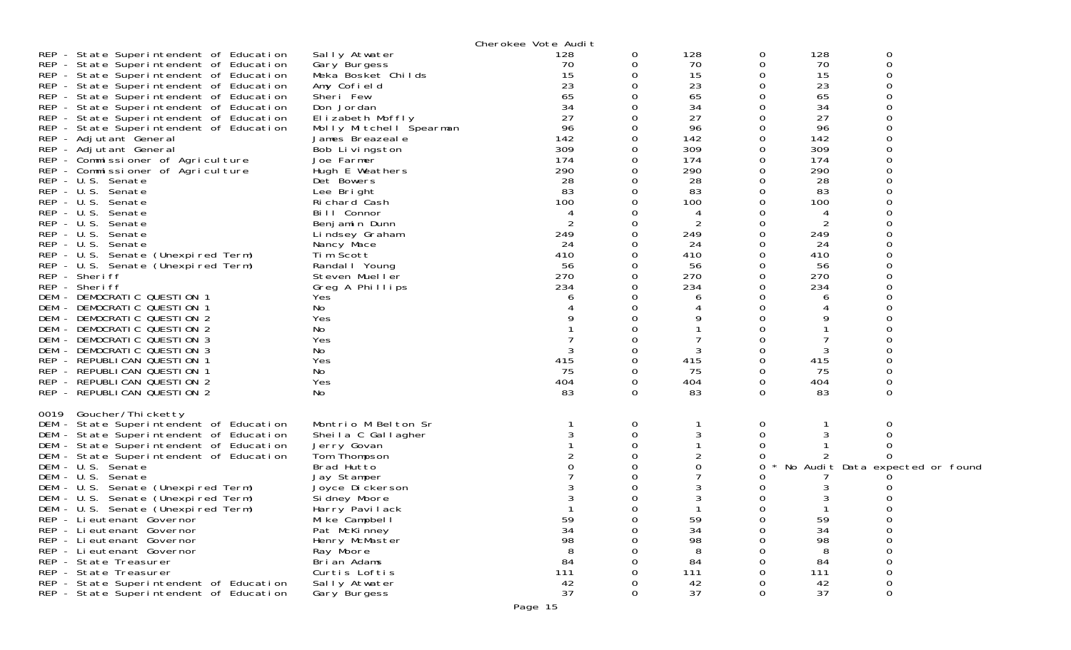Cherokee Vote Audit

| Contest | Candidate | | | | | | |
|---|---|---|---|---|---|---|---|
| REP - State Superintendent of Education | Sally Atwater | 128 | 0 | 128 | 0 | 128 | 0 |
| REP - State Superintendent of Education | Gary Burgess | 70 | 0 | 70 | 0 | 70 | 0 |
| REP - State Superintendent of Education | Meka Bosket Childs | 15 | 0 | 15 | 0 | 15 | 0 |
| REP - State Superintendent of Education | Amy Cofield | 23 | 0 | 23 | 0 | 23 | 0 |
| REP - State Superintendent of Education | Sheri Few | 65 | 0 | 65 | 0 | 65 | 0 |
| REP - State Superintendent of Education | Don Jordan | 34 | 0 | 34 | 0 | 34 | 0 |
| REP - State Superintendent of Education | Elizabeth Moffly | 27 | 0 | 27 | 0 | 27 | 0 |
| REP - State Superintendent of Education | Molly Mitchell Spearman | 96 | 0 | 96 | 0 | 96 | 0 |
| REP - Adjutant General | James Breazeale | 142 | 0 | 142 | 0 | 142 | 0 |
| REP - Adjutant General | Bob Livingston | 309 | 0 | 309 | 0 | 309 | 0 |
| REP - Commissioner of Agriculture | Joe Farmer | 174 | 0 | 174 | 0 | 174 | 0 |
| REP - Commissioner of Agriculture | Hugh E Weathers | 290 | 0 | 290 | 0 | 290 | 0 |
| REP - U.S. Senate | Det Bowers | 28 | 0 | 28 | 0 | 28 | 0 |
| REP - U.S. Senate | Lee Bright | 83 | 0 | 83 | 0 | 83 | 0 |
| REP - U.S. Senate | Richard Cash | 100 | 0 | 100 | 0 | 100 | 0 |
| REP - U.S. Senate | Bill Connor | 4 | 0 | 4 | 0 | 4 | 0 |
| REP - U.S. Senate | Benjamin Dunn | 2 | 0 | 2 | 0 | 2 | 0 |
| REP - U.S. Senate | Lindsey Graham | 249 | 0 | 249 | 0 | 249 | 0 |
| REP - U.S. Senate | Nancy Mace | 24 | 0 | 24 | 0 | 24 | 0 |
| REP - U.S. Senate (Unexpired Term) | Tim Scott | 410 | 0 | 410 | 0 | 410 | 0 |
| REP - U.S. Senate (Unexpired Term) | Randall Young | 56 | 0 | 56 | 0 | 56 | 0 |
| REP - Sheriff | Steven Mueller | 270 | 0 | 270 | 0 | 270 | 0 |
| REP - Sheriff | Greg A Phillips | 234 | 0 | 234 | 0 | 234 | 0 |
| DEM - DEMOCRATIC QUESTION 1 | Yes | 6 | 0 | 6 | 0 | 6 | 0 |
| DEM - DEMOCRATIC QUESTION 1 | No | 4 | 0 | 4 | 0 | 4 | 0 |
| DEM - DEMOCRATIC QUESTION 2 | Yes | 9 | 0 | 9 | 0 | 9 | 0 |
| DEM - DEMOCRATIC QUESTION 2 | No | 1 | 0 | 1 | 0 | 1 | 0 |
| DEM - DEMOCRATIC QUESTION 3 | Yes | 7 | 0 | 7 | 0 | 7 | 0 |
| DEM - DEMOCRATIC QUESTION 3 | No | 3 | 0 | 3 | 0 | 3 | 0 |
| REP - REPUBLICAN QUESTION 1 | Yes | 415 | 0 | 415 | 0 | 415 | 0 |
| REP - REPUBLICAN QUESTION 1 | No | 75 | 0 | 75 | 0 | 75 | 0 |
| REP - REPUBLICAN QUESTION 2 | Yes | 404 | 0 | 404 | 0 | 404 | 0 |
| REP - REPUBLICAN QUESTION 2 | No | 83 | 0 | 83 | 0 | 83 | 0 |

0019 Goucher/Thicketty

| Contest | Candidate | | | | | | |
|---|---|---|---|---|---|---|---|
| DEM - State Superintendent of Education | Montrio M Belton Sr | 1 | 0 | 1 | 0 | 1 | 0 |
| DEM - State Superintendent of Education | Sheila C Gallagher | 3 | 0 | 3 | 0 | 3 | 0 |
| DEM - State Superintendent of Education | Jerry Govan | 1 | 0 | 1 | 0 | 1 | 0 |
| DEM - State Superintendent of Education | Tom Thompson | 2 | 0 | 2 | 0 | 2 | 0 |
| DEM - U.S. Senate | Brad Hutto | 0 | 0 | 0 | 0 * No Audit Data expected or found | | |
| DEM - U.S. Senate | Jay Stamper | 7 | 0 | 7 | 0 | 7 | 0 |
| DEM - U.S. Senate (Unexpired Term) | Joyce Dickerson | 3 | 0 | 3 | 0 | 3 | 0 |
| DEM - U.S. Senate (Unexpired Term) | Sidney Moore | 3 | 0 | 3 | 0 | 3 | 0 |
| DEM - U.S. Senate (Unexpired Term) | Harry Pavilack | 1 | 0 | 1 | 0 | 1 | 0 |
| REP - Lieutenant Governor | Mike Campbell | 59 | 0 | 59 | 0 | 59 | 0 |
| REP - Lieutenant Governor | Pat McKinney | 34 | 0 | 34 | 0 | 34 | 0 |
| REP - Lieutenant Governor | Henry McMaster | 98 | 0 | 98 | 0 | 98 | 0 |
| REP - Lieutenant Governor | Ray Moore | 8 | 0 | 8 | 0 | 8 | 0 |
| REP - State Treasurer | Brian Adams | 84 | 0 | 84 | 0 | 84 | 0 |
| REP - State Treasurer | Curtis Loftis | 111 | 0 | 111 | 0 | 111 | 0 |
| REP - State Superintendent of Education | Sally Atwater | 42 | 0 | 42 | 0 | 42 | 0 |
| REP - State Superintendent of Education | Gary Burgess | 37 | 0 | 37 | 0 | 37 | 0 |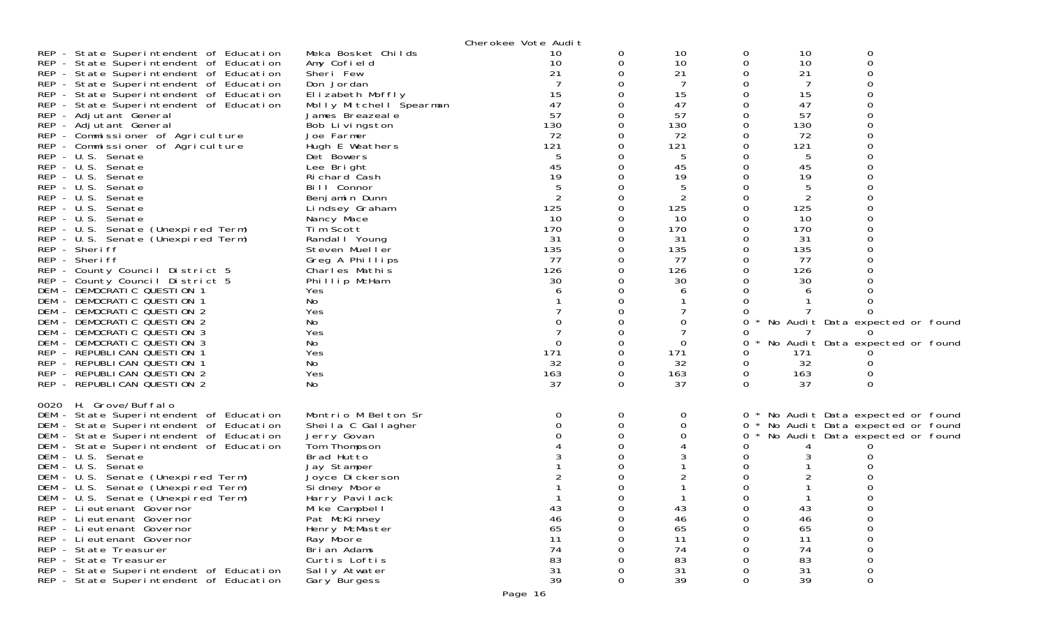Cherokee Vote Audit

| Contest | Candidate | | | | | | |
|---|---|---|---|---|---|---|---|
| REP - State Superintendent of Education | Meka Bosket Childs | 10 | 0 | 10 | 0 | 10 | 0 |
| REP - State Superintendent of Education | Amy Cofield | 10 | 0 | 10 | 0 | 10 | 0 |
| REP - State Superintendent of Education | Sheri Few | 21 | 0 | 21 | 0 | 21 | 0 |
| REP - State Superintendent of Education | Don Jordan | 7 | 0 | 7 | 0 | 7 | 0 |
| REP - State Superintendent of Education | Elizabeth Moffly | 15 | 0 | 15 | 0 | 15 | 0 |
| REP - State Superintendent of Education | Molly Mitchell Spearman | 47 | 0 | 47 | 0 | 47 | 0 |
| REP - Adjutant General | James Breazeale | 57 | 0 | 57 | 0 | 57 | 0 |
| REP - Adjutant General | Bob Livingston | 130 | 0 | 130 | 0 | 130 | 0 |
| REP - Commissioner of Agriculture | Joe Farmer | 72 | 0 | 72 | 0 | 72 | 0 |
| REP - Commissioner of Agriculture | Hugh E Weathers | 121 | 0 | 121 | 0 | 121 | 0 |
| REP - U.S. Senate | Det Bowers | 5 | 0 | 5 | 0 | 5 | 0 |
| REP - U.S. Senate | Lee Bright | 45 | 0 | 45 | 0 | 45 | 0 |
| REP - U.S. Senate | Richard Cash | 19 | 0 | 19 | 0 | 19 | 0 |
| REP - U.S. Senate | Bill Connor | 5 | 0 | 5 | 0 | 5 | 0 |
| REP - U.S. Senate | Benjamin Dunn | 2 | 0 | 2 | 0 | 2 | 0 |
| REP - U.S. Senate | Lindsey Graham | 125 | 0 | 125 | 0 | 125 | 0 |
| REP - U.S. Senate | Nancy Mace | 10 | 0 | 10 | 0 | 10 | 0 |
| REP - U.S. Senate (Unexpired Term) | Tim Scott | 170 | 0 | 170 | 0 | 170 | 0 |
| REP - U.S. Senate (Unexpired Term) | Randall Young | 31 | 0 | 31 | 0 | 31 | 0 |
| REP - Sheriff | Steven Mueller | 135 | 0 | 135 | 0 | 135 | 0 |
| REP - Sheriff | Greg A Phillips | 77 | 0 | 77 | 0 | 77 | 0 |
| REP - County Council District 5 | Charles Mathis | 126 | 0 | 126 | 0 | 126 | 0 |
| REP - County Council District 5 | Phillip McHam | 30 | 0 | 30 | 0 | 30 | 0 |
| DEM - DEMOCRATIC QUESTION 1 | Yes | 6 | 0 | 6 | 0 | 6 | 0 |
| DEM - DEMOCRATIC QUESTION 1 | No | 1 | 0 | 1 | 0 | 1 | 0 |
| DEM - DEMOCRATIC QUESTION 2 | Yes | 7 | 0 | 7 | 0 | 7 | 0 |
| DEM - DEMOCRATIC QUESTION 2 | No | 0 | 0 | 0 | 0 * No Audit Data expected or found | | |
| DEM - DEMOCRATIC QUESTION 3 | Yes | 7 | 0 | 7 | 0 | 7 | 0 |
| DEM - DEMOCRATIC QUESTION 3 | No | 0 | 0 | 0 | 0 * No Audit Data expected or found | | |
| REP - REPUBLICAN QUESTION 1 | Yes | 171 | 0 | 171 | 0 | 171 | 0 |
| REP - REPUBLICAN QUESTION 1 | No | 32 | 0 | 32 | 0 | 32 | 0 |
| REP - REPUBLICAN QUESTION 2 | Yes | 163 | 0 | 163 | 0 | 163 | 0 |
| REP - REPUBLICAN QUESTION 2 | No | 37 | 0 | 37 | 0 | 37 | 0 |

0020 H. Grove/Buffalo

| Contest | Candidate | | | | | | |
|---|---|---|---|---|---|---|---|
| DEM - State Superintendent of Education | Montrio M Belton Sr | 0 | 0 | 0 | 0 * No Audit Data expected or found | | |
| DEM - State Superintendent of Education | Sheila C Gallagher | 0 | 0 | 0 | 0 * No Audit Data expected or found | | |
| DEM - State Superintendent of Education | Jerry Govan | 0 | 0 | 0 | 0 * No Audit Data expected or found | | |
| DEM - State Superintendent of Education | Tom Thompson | 4 | 0 | 4 | 0 | 4 | 0 |
| DEM - U.S. Senate | Brad Hutto | 3 | 0 | 3 | 0 | 3 | 0 |
| DEM - U.S. Senate | Jay Stamper | 1 | 0 | 1 | 0 | 1 | 0 |
| DEM - U.S. Senate (Unexpired Term) | Joyce Dickerson | 2 | 0 | 2 | 0 | 2 | 0 |
| DEM - U.S. Senate (Unexpired Term) | Sidney Moore | 1 | 0 | 1 | 0 | 1 | 0 |
| DEM - U.S. Senate (Unexpired Term) | Harry Pavilack | 1 | 0 | 1 | 0 | 1 | 0 |
| REP - Lieutenant Governor | Mike Campbell | 43 | 0 | 43 | 0 | 43 | 0 |
| REP - Lieutenant Governor | Pat McKinney | 46 | 0 | 46 | 0 | 46 | 0 |
| REP - Lieutenant Governor | Henry McMaster | 65 | 0 | 65 | 0 | 65 | 0 |
| REP - Lieutenant Governor | Ray Moore | 11 | 0 | 11 | 0 | 11 | 0 |
| REP - State Treasurer | Brian Adams | 74 | 0 | 74 | 0 | 74 | 0 |
| REP - State Treasurer | Curtis Loftis | 83 | 0 | 83 | 0 | 83 | 0 |
| REP - State Superintendent of Education | Sally Atwater | 31 | 0 | 31 | 0 | 31 | 0 |
| REP - State Superintendent of Education | Gary Burgess | 39 | 0 | 39 | 0 | 39 | 0 |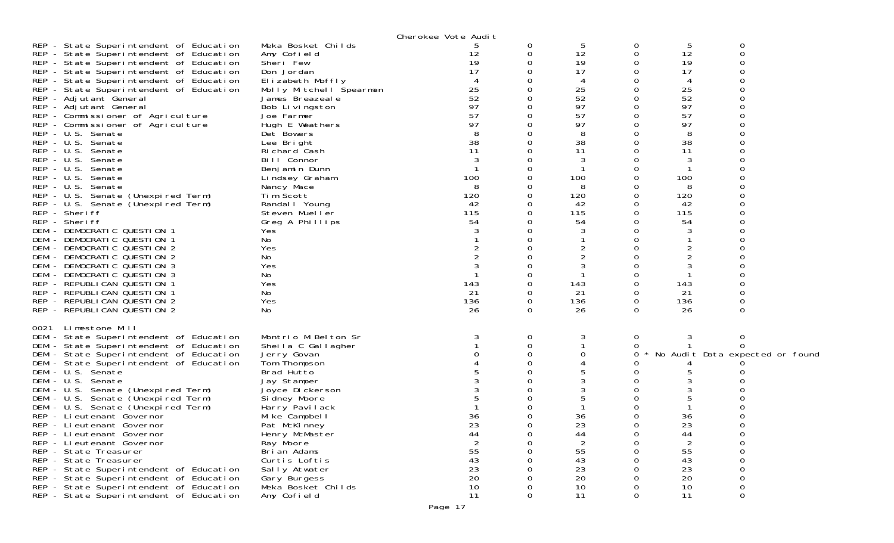Cherokee Vote Audit

| Contest | Candidate | | | | | | |
|---|---|---|---|---|---|---|---|
| REP - State Superintendent of Education | Meka Bosket Childs | 5 | 0 | 5 | 0 | 5 | 0 |
| REP - State Superintendent of Education | Amy Cofield | 12 | 0 | 12 | 0 | 12 | 0 |
| REP - State Superintendent of Education | Sheri Few | 19 | 0 | 19 | 0 | 19 | 0 |
| REP - State Superintendent of Education | Don Jordan | 17 | 0 | 17 | 0 | 17 | 0 |
| REP - State Superintendent of Education | Elizabeth Moffly | 4 | 0 | 4 | 0 | 4 | 0 |
| REP - State Superintendent of Education | Molly Mitchell Spearman | 25 | 0 | 25 | 0 | 25 | 0 |
| REP - Adjutant General | James Breazeale | 52 | 0 | 52 | 0 | 52 | 0 |
| REP - Adjutant General | Bob Livingston | 97 | 0 | 97 | 0 | 97 | 0 |
| REP - Commissioner of Agriculture | Joe Farmer | 57 | 0 | 57 | 0 | 57 | 0 |
| REP - Commissioner of Agriculture | Hugh E Weathers | 97 | 0 | 97 | 0 | 97 | 0 |
| REP - U.S. Senate | Det Bowers | 8 | 0 | 8 | 0 | 8 | 0 |
| REP - U.S. Senate | Lee Bright | 38 | 0 | 38 | 0 | 38 | 0 |
| REP - U.S. Senate | Richard Cash | 11 | 0 | 11 | 0 | 11 | 0 |
| REP - U.S. Senate | Bill Connor | 3 | 0 | 3 | 0 | 3 | 0 |
| REP - U.S. Senate | Benjamin Dunn | 1 | 0 | 1 | 0 | 1 | 0 |
| REP - U.S. Senate | Lindsey Graham | 100 | 0 | 100 | 0 | 100 | 0 |
| REP - U.S. Senate | Nancy Mace | 8 | 0 | 8 | 0 | 8 | 0 |
| REP - U.S. Senate (Unexpired Term) | Tim Scott | 120 | 0 | 120 | 0 | 120 | 0 |
| REP - U.S. Senate (Unexpired Term) | Randall Young | 42 | 0 | 42 | 0 | 42 | 0 |
| REP - Sheriff | Steven Mueller | 115 | 0 | 115 | 0 | 115 | 0 |
| REP - Sheriff | Greg A Phillips | 54 | 0 | 54 | 0 | 54 | 0 |
| DEM - DEMOCRATIC QUESTION 1 | Yes | 3 | 0 | 3 | 0 | 3 | 0 |
| DEM - DEMOCRATIC QUESTION 1 | No | 1 | 0 | 1 | 0 | 1 | 0 |
| DEM - DEMOCRATIC QUESTION 2 | Yes | 2 | 0 | 2 | 0 | 2 | 0 |
| DEM - DEMOCRATIC QUESTION 2 | No | 2 | 0 | 2 | 0 | 2 | 0 |
| DEM - DEMOCRATIC QUESTION 3 | Yes | 3 | 0 | 3 | 0 | 3 | 0 |
| DEM - DEMOCRATIC QUESTION 3 | No | 1 | 0 | 1 | 0 | 1 | 0 |
| REP - REPUBLICAN QUESTION 1 | Yes | 143 | 0 | 143 | 0 | 143 | 0 |
| REP - REPUBLICAN QUESTION 1 | No | 21 | 0 | 21 | 0 | 21 | 0 |
| REP - REPUBLICAN QUESTION 2 | Yes | 136 | 0 | 136 | 0 | 136 | 0 |
| REP - REPUBLICAN QUESTION 2 | No | 26 | 0 | 26 | 0 | 26 | 0 |

0021 Limestone Mill

| Contest | Candidate | | | | | | |
|---|---|---|---|---|---|---|---|
| DEM - State Superintendent of Education | Montrio M Belton Sr | 3 | 0 | 3 | 0 | 3 | 0 |
| DEM - State Superintendent of Education | Sheila C Gallagher | 1 | 0 | 1 | 0 | 1 | 0 |
| DEM - State Superintendent of Education | Jerry Govan | 0 | 0 | 0 | 0 * No Audit Data expected or found | | |
| DEM - State Superintendent of Education | Tom Thompson | 4 | 0 | 4 | 0 | 4 | 0 |
| DEM - U.S. Senate | Brad Hutto | 5 | 0 | 5 | 0 | 5 | 0 |
| DEM - U.S. Senate | Jay Stamper | 3 | 0 | 3 | 0 | 3 | 0 |
| DEM - U.S. Senate (Unexpired Term) | Joyce Dickerson | 3 | 0 | 3 | 0 | 3 | 0 |
| DEM - U.S. Senate (Unexpired Term) | Sidney Moore | 5 | 0 | 5 | 0 | 5 | 0 |
| DEM - U.S. Senate (Unexpired Term) | Harry Pavilack | 1 | 0 | 1 | 0 | 1 | 0 |
| REP - Lieutenant Governor | Mike Campbell | 36 | 0 | 36 | 0 | 36 | 0 |
| REP - Lieutenant Governor | Pat McKinney | 23 | 0 | 23 | 0 | 23 | 0 |
| REP - Lieutenant Governor | Henry McMaster | 44 | 0 | 44 | 0 | 44 | 0 |
| REP - Lieutenant Governor | Ray Moore | 2 | 0 | 2 | 0 | 2 | 0 |
| REP - State Treasurer | Brian Adams | 55 | 0 | 55 | 0 | 55 | 0 |
| REP - State Treasurer | Curtis Loftis | 43 | 0 | 43 | 0 | 43 | 0 |
| REP - State Superintendent of Education | Sally Atwater | 23 | 0 | 23 | 0 | 23 | 0 |
| REP - State Superintendent of Education | Gary Burgess | 20 | 0 | 20 | 0 | 20 | 0 |
| REP - State Superintendent of Education | Meka Bosket Childs | 10 | 0 | 10 | 0 | 10 | 0 |
| REP - State Superintendent of Education | Amy Cofield | 11 | 0 | 11 | 0 | 11 | 0 |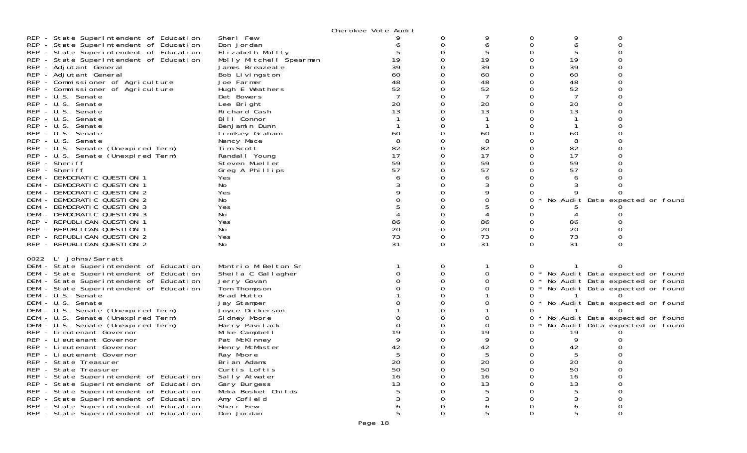Cherokee Vote Audit

| Contest | Candidate | | | | | | |
|---|---|---|---|---|---|---|---|
| REP - State Superintendent of Education | Sheri Few | 9 | 0 | 9 | 0 | 9 | 0 |
| REP - State Superintendent of Education | Don Jordan | 6 | 0 | 6 | 0 | 6 | 0 |
| REP - State Superintendent of Education | Elizabeth Moffly | 5 | 0 | 5 | 0 | 5 | 0 |
| REP - State Superintendent of Education | Molly Mitchell Spearman | 19 | 0 | 19 | 0 | 19 | 0 |
| REP - Adjutant General | James Breazeale | 39 | 0 | 39 | 0 | 39 | 0 |
| REP - Adjutant General | Bob Livingston | 60 | 0 | 60 | 0 | 60 | 0 |
| REP - Commissioner of Agriculture | Joe Farmer | 48 | 0 | 48 | 0 | 48 | 0 |
| REP - Commissioner of Agriculture | Hugh E Weathers | 52 | 0 | 52 | 0 | 52 | 0 |
| REP - U.S. Senate | Det Bowers | 7 | 0 | 7 | 0 | 7 | 0 |
| REP - U.S. Senate | Lee Bright | 20 | 0 | 20 | 0 | 20 | 0 |
| REP - U.S. Senate | Richard Cash | 13 | 0 | 13 | 0 | 13 | 0 |
| REP - U.S. Senate | Bill Connor | 1 | 0 | 1 | 0 | 1 | 0 |
| REP - U.S. Senate | Benjamin Dunn | 1 | 0 | 1 | 0 | 1 | 0 |
| REP - U.S. Senate | Lindsey Graham | 60 | 0 | 60 | 0 | 60 | 0 |
| REP - U.S. Senate | Nancy Mace | 8 | 0 | 8 | 0 | 8 | 0 |
| REP - U.S. Senate (Unexpired Term) | Tim Scott | 82 | 0 | 82 | 0 | 82 | 0 |
| REP - U.S. Senate (Unexpired Term) | Randall Young | 17 | 0 | 17 | 0 | 17 | 0 |
| REP - Sheriff | Steven Mueller | 59 | 0 | 59 | 0 | 59 | 0 |
| REP - Sheriff | Greg A Phillips | 57 | 0 | 57 | 0 | 57 | 0 |
| DEM - DEMOCRATIC QUESTION 1 | Yes | 6 | 0 | 6 | 0 | 6 | 0 |
| DEM - DEMOCRATIC QUESTION 1 | No | 3 | 0 | 3 | 0 | 3 | 0 |
| DEM - DEMOCRATIC QUESTION 2 | Yes | 9 | 0 | 9 | 0 | 9 | 0 |
| DEM - DEMOCRATIC QUESTION 2 | No | 0 | 0 | 0 | 0 * No Audit Data expected or found | | |
| DEM - DEMOCRATIC QUESTION 3 | Yes | 5 | 0 | 5 | 0 | 5 | 0 |
| DEM - DEMOCRATIC QUESTION 3 | No | 4 | 0 | 4 | 0 | 4 | 0 |
| REP - REPUBLICAN QUESTION 1 | Yes | 86 | 0 | 86 | 0 | 86 | 0 |
| REP - REPUBLICAN QUESTION 1 | No | 20 | 0 | 20 | 0 | 20 | 0 |
| REP - REPUBLICAN QUESTION 2 | Yes | 73 | 0 | 73 | 0 | 73 | 0 |
| REP - REPUBLICAN QUESTION 2 | No | 31 | 0 | 31 | 0 | 31 | 0 |

0022 L' Johns/Sarratt

| Contest | Candidate | | | | | | |
|---|---|---|---|---|---|---|---|
| DEM - State Superintendent of Education | Montrio M Belton Sr | 1 | 0 | 1 | 0 | 1 | 0 |
| DEM - State Superintendent of Education | Sheila C Gallagher | 0 | 0 | 0 | 0 * No Audit Data expected or found | | |
| DEM - State Superintendent of Education | Jerry Govan | 0 | 0 | 0 | 0 * No Audit Data expected or found | | |
| DEM - State Superintendent of Education | Tom Thompson | 0 | 0 | 0 | 0 * No Audit Data expected or found | | |
| DEM - U.S. Senate | Brad Hutto | 1 | 0 | 1 | 0 | 1 | 0 |
| DEM - U.S. Senate | Jay Stamper | 0 | 0 | 0 | 0 * No Audit Data expected or found | | |
| DEM - U.S. Senate (Unexpired Term) | Joyce Dickerson | 1 | 0 | 1 | 0 | 1 | 0 |
| DEM - U.S. Senate (Unexpired Term) | Sidney Moore | 0 | 0 | 0 | 0 * No Audit Data expected or found | | |
| DEM - U.S. Senate (Unexpired Term) | Harry Pavilack | 0 | 0 | 0 | 0 * No Audit Data expected or found | | |
| REP - Lieutenant Governor | Mike Campbell | 19 | 0 | 19 | 0 | 19 | 0 |
| REP - Lieutenant Governor | Pat McKinney | 9 | 0 | 9 | 0 | 9 | 0 |
| REP - Lieutenant Governor | Henry McMaster | 42 | 0 | 42 | 0 | 42 | 0 |
| REP - Lieutenant Governor | Ray Moore | 5 | 0 | 5 | 0 | 5 | 0 |
| REP - State Treasurer | Brian Adams | 20 | 0 | 20 | 0 | 20 | 0 |
| REP - State Treasurer | Curtis Loftis | 50 | 0 | 50 | 0 | 50 | 0 |
| REP - State Superintendent of Education | Sally Atwater | 16 | 0 | 16 | 0 | 16 | 0 |
| REP - State Superintendent of Education | Gary Burgess | 13 | 0 | 13 | 0 | 13 | 0 |
| REP - State Superintendent of Education | Meka Bosket Childs | 5 | 0 | 5 | 0 | 5 | 0 |
| REP - State Superintendent of Education | Amy Cofield | 3 | 0 | 3 | 0 | 3 | 0 |
| REP - State Superintendent of Education | Sheri Few | 6 | 0 | 6 | 0 | 6 | 0 |
| REP - State Superintendent of Education | Don Jordan | 5 | 0 | 5 | 0 | 5 | 0 |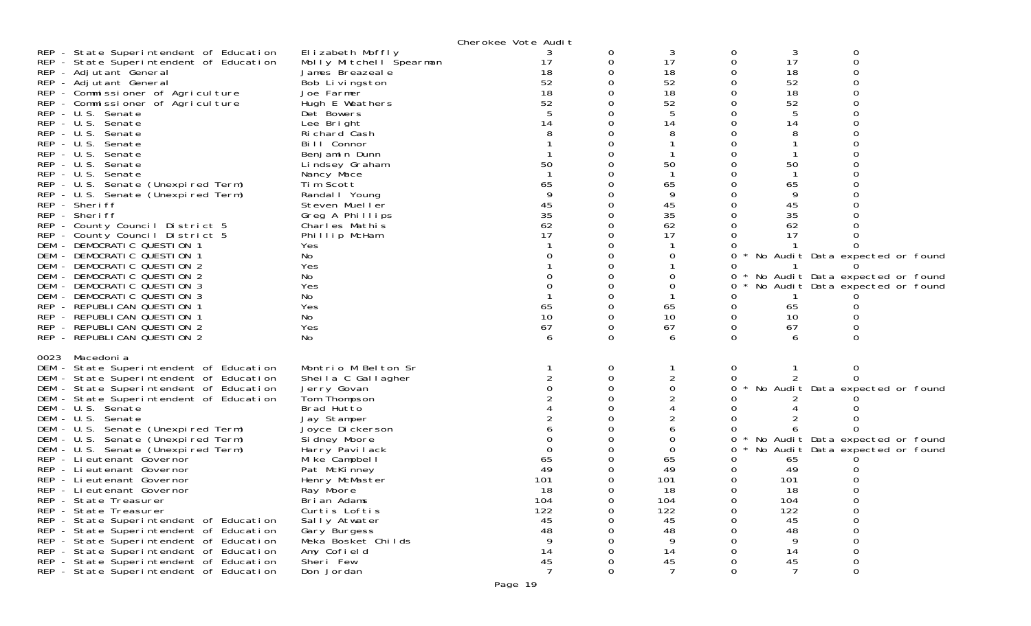Cherokee Vote Audit

| | | | | | | | |
|---|---|---|---|---|---|---|---|
| REP - State Superintendent of Education | Elizabeth Moffly | 3 | 0 | 3 | 0 | 3 | 0 |
| REP - State Superintendent of Education | Molly Mitchell Spearman | 17 | 0 | 17 | 0 | 17 | 0 |
| REP - Adjutant General | James Breazeale | 18 | 0 | 18 | 0 | 18 | 0 |
| REP - Adjutant General | Bob Livingston | 52 | 0 | 52 | 0 | 52 | 0 |
| REP - Commissioner of Agriculture | Joe Farmer | 18 | 0 | 18 | 0 | 18 | 0 |
| REP - Commissioner of Agriculture | Hugh E Weathers | 52 | 0 | 52 | 0 | 52 | 0 |
| REP - U.S. Senate | Det Bowers | 5 | 0 | 5 | 0 | 5 | 0 |
| REP - U.S. Senate | Lee Bright | 14 | 0 | 14 | 0 | 14 | 0 |
| REP - U.S. Senate | Richard Cash | 8 | 0 | 8 | 0 | 8 | 0 |
| REP - U.S. Senate | Bill Connor | 1 | 0 | 1 | 0 | 1 | 0 |
| REP - U.S. Senate | Benjamin Dunn | 1 | 0 | 1 | 0 | 1 | 0 |
| REP - U.S. Senate | Lindsey Graham | 50 | 0 | 50 | 0 | 50 | 0 |
| REP - U.S. Senate | Nancy Mace | 1 | 0 | 1 | 0 | 1 | 0 |
| REP - U.S. Senate (Unexpired Term) | Tim Scott | 65 | 0 | 65 | 0 | 65 | 0 |
| REP - U.S. Senate (Unexpired Term) | Randall Young | 9 | 0 | 9 | 0 | 9 | 0 |
| REP - Sheriff | Steven Mueller | 45 | 0 | 45 | 0 | 45 | 0 |
| REP - Sheriff | Greg A Phillips | 35 | 0 | 35 | 0 | 35 | 0 |
| REP - County Council District 5 | Charles Mathis | 62 | 0 | 62 | 0 | 62 | 0 |
| REP - County Council District 5 | Phillip McHam | 17 | 0 | 17 | 0 | 17 | 0 |
| DEM - DEMOCRATIC QUESTION 1 | Yes | 1 | 0 | 1 | 0 | 1 | 0 |
| DEM - DEMOCRATIC QUESTION 1 | No | 0 | 0 | 0 | 0 * No Audit Data expected or found | | |
| DEM - DEMOCRATIC QUESTION 2 | Yes | 1 | 0 | 1 | 0 | 1 | 0 |
| DEM - DEMOCRATIC QUESTION 2 | No | 0 | 0 | 0 | 0 * No Audit Data expected or found | | |
| DEM - DEMOCRATIC QUESTION 3 | Yes | 0 | 0 | 0 | 0 * No Audit Data expected or found | | |
| DEM - DEMOCRATIC QUESTION 3 | No | 1 | 0 | 1 | 0 | 1 | 0 |
| REP - REPUBLICAN QUESTION 1 | Yes | 65 | 0 | 65 | 0 | 65 | 0 |
| REP - REPUBLICAN QUESTION 1 | No | 10 | 0 | 10 | 0 | 10 | 0 |
| REP - REPUBLICAN QUESTION 2 | Yes | 67 | 0 | 67 | 0 | 67 | 0 |
| REP - REPUBLICAN QUESTION 2 | No | 6 | 0 | 6 | 0 | 6 | 0 |

0023 Macedonia

| | | | | | | | |
|---|---|---|---|---|---|---|---|
| DEM - State Superintendent of Education | Montrio M Belton Sr | 1 | 0 | 1 | 0 | 1 | 0 |
| DEM - State Superintendent of Education | Sheila C Gallagher | 2 | 0 | 2 | 0 | 2 | 0 |
| DEM - State Superintendent of Education | Jerry Govan | 0 | 0 | 0 | 0 * No Audit Data expected or found | | |
| DEM - State Superintendent of Education | Tom Thompson | 2 | 0 | 2 | 0 | 2 | 0 |
| DEM - U.S. Senate | Brad Hutto | 4 | 0 | 4 | 0 | 4 | 0 |
| DEM - U.S. Senate | Jay Stamper | 2 | 0 | 2 | 0 | 2 | 0 |
| DEM - U.S. Senate (Unexpired Term) | Joyce Dickerson | 6 | 0 | 6 | 0 | 6 | 0 |
| DEM - U.S. Senate (Unexpired Term) | Sidney Moore | 0 | 0 | 0 | 0 * No Audit Data expected or found | | |
| DEM - U.S. Senate (Unexpired Term) | Harry Pavilack | 0 | 0 | 0 | 0 * No Audit Data expected or found | | |
| REP - Lieutenant Governor | Mike Campbell | 65 | 0 | 65 | 0 | 65 | 0 |
| REP - Lieutenant Governor | Pat McKinney | 49 | 0 | 49 | 0 | 49 | 0 |
| REP - Lieutenant Governor | Henry McMaster | 101 | 0 | 101 | 0 | 101 | 0 |
| REP - Lieutenant Governor | Ray Moore | 18 | 0 | 18 | 0 | 18 | 0 |
| REP - State Treasurer | Brian Adams | 104 | 0 | 104 | 0 | 104 | 0 |
| REP - State Treasurer | Curtis Loftis | 122 | 0 | 122 | 0 | 122 | 0 |
| REP - State Superintendent of Education | Sally Atwater | 45 | 0 | 45 | 0 | 45 | 0 |
| REP - State Superintendent of Education | Gary Burgess | 48 | 0 | 48 | 0 | 48 | 0 |
| REP - State Superintendent of Education | Meka Bosket Childs | 9 | 0 | 9 | 0 | 9 | 0 |
| REP - State Superintendent of Education | Amy Cofield | 14 | 0 | 14 | 0 | 14 | 0 |
| REP - State Superintendent of Education | Sheri Few | 45 | 0 | 45 | 0 | 45 | 0 |
| REP - State Superintendent of Education | Don Jordan | 7 | 0 | 7 | 0 | 7 | 0 |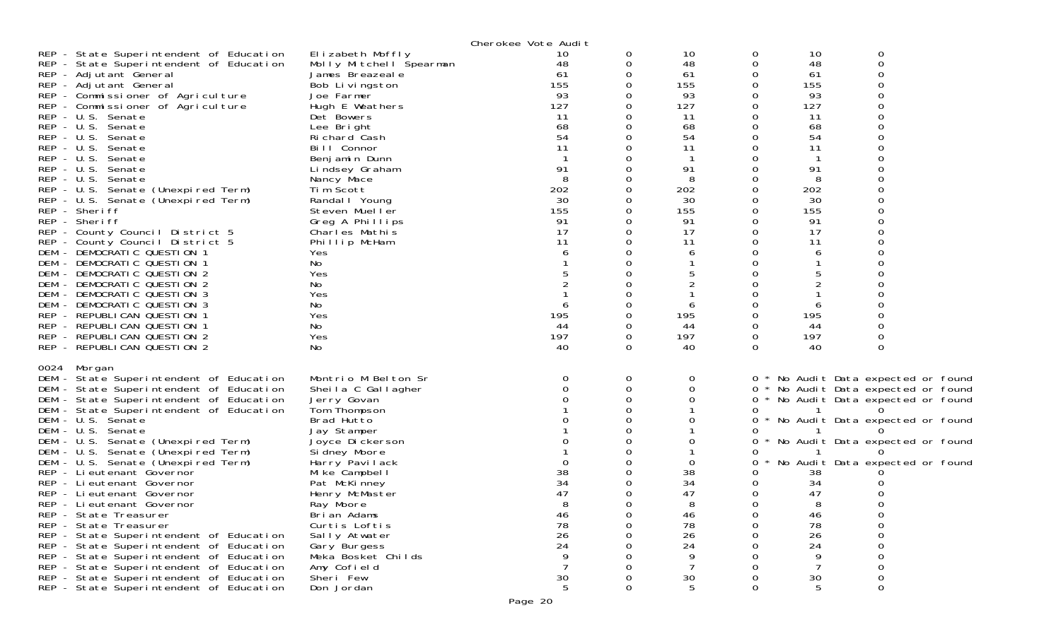Cherokee Vote Audit

| Contest | Candidate | | | | | | |
|---|---|---|---|---|---|---|---|
| REP - State Superintendent of Education | Elizabeth Moffly | 10 | 0 | 10 | 0 | 10 | 0 |
| REP - State Superintendent of Education | Molly Mitchell Spearman | 48 | 0 | 48 | 0 | 48 | 0 |
| REP - Adjutant General | James Breazeale | 61 | 0 | 61 | 0 | 61 | 0 |
| REP - Adjutant General | Bob Livingston | 155 | 0 | 155 | 0 | 155 | 0 |
| REP - Commissioner of Agriculture | Joe Farmer | 93 | 0 | 93 | 0 | 93 | 0 |
| REP - Commissioner of Agriculture | Hugh E Weathers | 127 | 0 | 127 | 0 | 127 | 0 |
| REP - U.S. Senate | Det Bowers | 11 | 0 | 11 | 0 | 11 | 0 |
| REP - U.S. Senate | Lee Bright | 68 | 0 | 68 | 0 | 68 | 0 |
| REP - U.S. Senate | Richard Cash | 54 | 0 | 54 | 0 | 54 | 0 |
| REP - U.S. Senate | Bill Connor | 11 | 0 | 11 | 0 | 11 | 0 |
| REP - U.S. Senate | Benjamin Dunn | 1 | 0 | 1 | 0 | 1 | 0 |
| REP - U.S. Senate | Lindsey Graham | 91 | 0 | 91 | 0 | 91 | 0 |
| REP - U.S. Senate | Nancy Mace | 8 | 0 | 8 | 0 | 8 | 0 |
| REP - U.S. Senate (Unexpired Term) | Tim Scott | 202 | 0 | 202 | 0 | 202 | 0 |
| REP - U.S. Senate (Unexpired Term) | Randall Young | 30 | 0 | 30 | 0 | 30 | 0 |
| REP - Sheriff | Steven Mueller | 155 | 0 | 155 | 0 | 155 | 0 |
| REP - Sheriff | Greg A Phillips | 91 | 0 | 91 | 0 | 91 | 0 |
| REP - County Council District 5 | Charles Mathis | 17 | 0 | 17 | 0 | 17 | 0 |
| REP - County Council District 5 | Phillip McHam | 11 | 0 | 11 | 0 | 11 | 0 |
| DEM - DEMOCRATIC QUESTION 1 | Yes | 6 | 0 | 6 | 0 | 6 | 0 |
| DEM - DEMOCRATIC QUESTION 1 | No | 1 | 0 | 1 | 0 | 1 | 0 |
| DEM - DEMOCRATIC QUESTION 2 | Yes | 5 | 0 | 5 | 0 | 5 | 0 |
| DEM - DEMOCRATIC QUESTION 2 | No | 2 | 0 | 2 | 0 | 2 | 0 |
| DEM - DEMOCRATIC QUESTION 3 | Yes | 1 | 0 | 1 | 0 | 1 | 0 |
| DEM - DEMOCRATIC QUESTION 3 | No | 6 | 0 | 6 | 0 | 6 | 0 |
| REP - REPUBLICAN QUESTION 1 | Yes | 195 | 0 | 195 | 0 | 195 | 0 |
| REP - REPUBLICAN QUESTION 1 | No | 44 | 0 | 44 | 0 | 44 | 0 |
| REP - REPUBLICAN QUESTION 2 | Yes | 197 | 0 | 197 | 0 | 197 | 0 |
| REP - REPUBLICAN QUESTION 2 | No | 40 | 0 | 40 | 0 | 40 | 0 |

0024 Morgan

| Contest | Candidate | | | | | | |
|---|---|---|---|---|---|---|---|
| DEM - State Superintendent of Education | Montrio M Belton Sr | 0 | 0 | 0 | 0 * No Audit Data expected or found | | |
| DEM - State Superintendent of Education | Sheila C Gallagher | 0 | 0 | 0 | 0 * No Audit Data expected or found | | |
| DEM - State Superintendent of Education | Jerry Govan | 0 | 0 | 0 | 0 * No Audit Data expected or found | | |
| DEM - State Superintendent of Education | Tom Thompson | 1 | 0 | 1 | 0 | 1 | 0 |
| DEM - U.S. Senate | Brad Hutto | 0 | 0 | 0 | 0 * No Audit Data expected or found | | |
| DEM - U.S. Senate | Jay Stamper | 1 | 0 | 1 | 0 | 1 | 0 |
| DEM - U.S. Senate (Unexpired Term) | Joyce Dickerson | 0 | 0 | 0 | 0 * No Audit Data expected or found | | |
| DEM - U.S. Senate (Unexpired Term) | Sidney Moore | 1 | 0 | 1 | 0 | 1 | 0 |
| DEM - U.S. Senate (Unexpired Term) | Harry Pavilack | 0 | 0 | 0 | 0 * No Audit Data expected or found | | |
| REP - Lieutenant Governor | Mike Campbell | 38 | 0 | 38 | 0 | 38 | 0 |
| REP - Lieutenant Governor | Pat McKinney | 34 | 0 | 34 | 0 | 34 | 0 |
| REP - Lieutenant Governor | Henry McMaster | 47 | 0 | 47 | 0 | 47 | 0 |
| REP - Lieutenant Governor | Ray Moore | 8 | 0 | 8 | 0 | 8 | 0 |
| REP - State Treasurer | Brian Adams | 46 | 0 | 46 | 0 | 46 | 0 |
| REP - State Treasurer | Curtis Loftis | 78 | 0 | 78 | 0 | 78 | 0 |
| REP - State Superintendent of Education | Sally Atwater | 26 | 0 | 26 | 0 | 26 | 0 |
| REP - State Superintendent of Education | Gary Burgess | 24 | 0 | 24 | 0 | 24 | 0 |
| REP - State Superintendent of Education | Meka Bosket Childs | 9 | 0 | 9 | 0 | 9 | 0 |
| REP - State Superintendent of Education | Amy Cofield | 7 | 0 | 7 | 0 | 7 | 0 |
| REP - State Superintendent of Education | Sheri Few | 30 | 0 | 30 | 0 | 30 | 0 |
| REP - State Superintendent of Education | Don Jordan | 5 | 0 | 5 | 0 | 5 | 0 |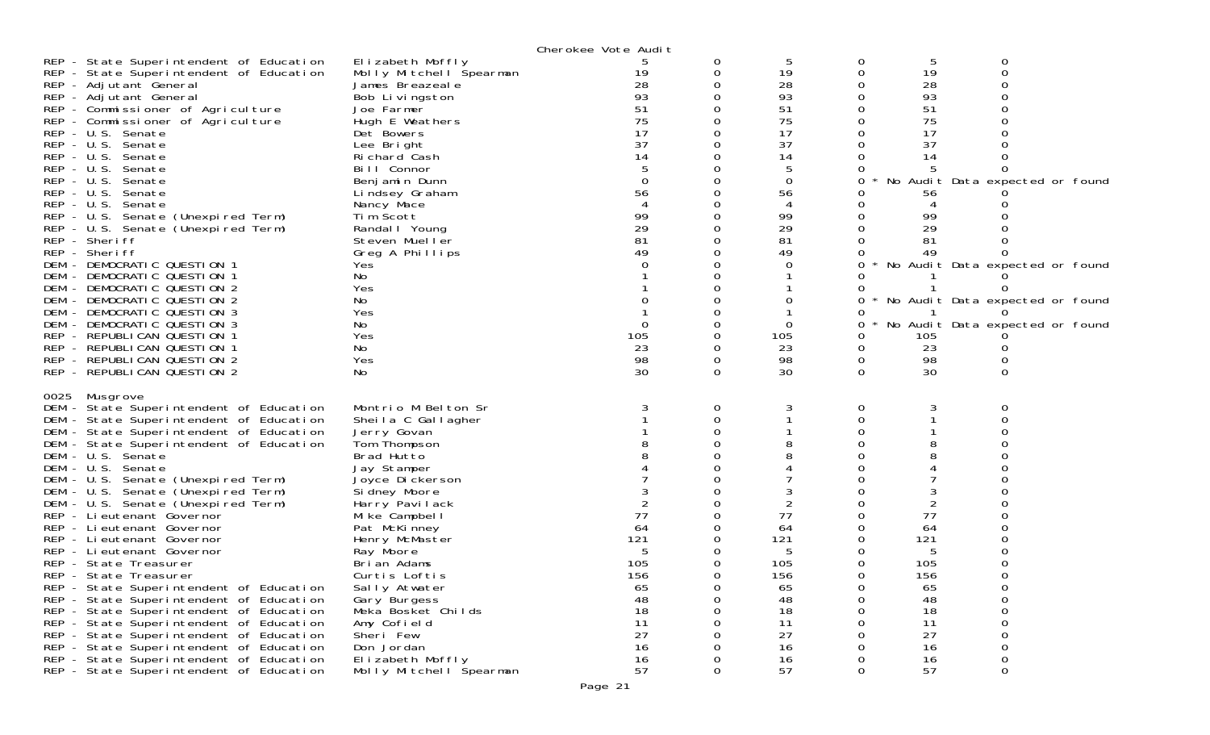Cherokee Vote Audit

| | | | | | | | |
|---|---|---|---|---|---|---|---|
| REP - State Superintendent of Education | Elizabeth Moffly | 5 | 0 | 5 | 0 | 5 | 0 |
| REP - State Superintendent of Education | Molly Mitchell Spearman | 19 | 0 | 19 | 0 | 19 | 0 |
| REP - Adjutant General | James Breazeale | 28 | 0 | 28 | 0 | 28 | 0 |
| REP - Adjutant General | Bob Livingston | 93 | 0 | 93 | 0 | 93 | 0 |
| REP - Commissioner of Agriculture | Joe Farmer | 51 | 0 | 51 | 0 | 51 | 0 |
| REP - Commissioner of Agriculture | Hugh E Weathers | 75 | 0 | 75 | 0 | 75 | 0 |
| REP - U.S. Senate | Det Bowers | 17 | 0 | 17 | 0 | 17 | 0 |
| REP - U.S. Senate | Lee Bright | 37 | 0 | 37 | 0 | 37 | 0 |
| REP - U.S. Senate | Richard Cash | 14 | 0 | 14 | 0 | 14 | 0 |
| REP - U.S. Senate | Bill Connor | 5 | 0 | 5 | 0 | 5 | 0 |
| REP - U.S. Senate | Benjamin Dunn | 0 | 0 | 0 | 0 * | No Audit Data expected or found | |
| REP - U.S. Senate | Lindsey Graham | 56 | 0 | 56 | 0 | 56 | 0 |
| REP - U.S. Senate | Nancy Mace | 4 | 0 | 4 | 0 | 4 | 0 |
| REP - U.S. Senate (Unexpired Term) | Tim Scott | 99 | 0 | 99 | 0 | 99 | 0 |
| REP - U.S. Senate (Unexpired Term) | Randall Young | 29 | 0 | 29 | 0 | 29 | 0 |
| REP - Sheriff | Steven Mueller | 81 | 0 | 81 | 0 | 81 | 0 |
| REP - Sheriff | Greg A Phillips | 49 | 0 | 49 | 0 | 49 | 0 |
| DEM - DEMOCRATIC QUESTION 1 | Yes | 0 | 0 | 0 | 0 * | No Audit Data expected or found | |
| DEM - DEMOCRATIC QUESTION 1 | No | 1 | 0 | 1 | 0 | 1 | 0 |
| DEM - DEMOCRATIC QUESTION 2 | Yes | 1 | 0 | 1 | 0 | 1 | 0 |
| DEM - DEMOCRATIC QUESTION 2 | No | 0 | 0 | 0 | 0 * | No Audit Data expected or found | |
| DEM - DEMOCRATIC QUESTION 3 | Yes | 1 | 0 | 1 | 0 | 1 | 0 |
| DEM - DEMOCRATIC QUESTION 3 | No | 0 | 0 | 0 | 0 * | No Audit Data expected or found | |
| REP - REPUBLICAN QUESTION 1 | Yes | 105 | 0 | 105 | 0 | 105 | 0 |
| REP - REPUBLICAN QUESTION 1 | No | 23 | 0 | 23 | 0 | 23 | 0 |
| REP - REPUBLICAN QUESTION 2 | Yes | 98 | 0 | 98 | 0 | 98 | 0 |
| REP - REPUBLICAN QUESTION 2 | No | 30 | 0 | 30 | 0 | 30 | 0 |

0025 Musgrove

| | | | | | | | |
|---|---|---|---|---|---|---|---|
| DEM - State Superintendent of Education | Montrio M Belton Sr | 3 | 0 | 3 | 0 | 3 | 0 |
| DEM - State Superintendent of Education | Sheila C Gallagher | 1 | 0 | 1 | 0 | 1 | 0 |
| DEM - State Superintendent of Education | Jerry Govan | 1 | 0 | 1 | 0 | 1 | 0 |
| DEM - State Superintendent of Education | Tom Thompson | 8 | 0 | 8 | 0 | 8 | 0 |
| DEM - U.S. Senate | Brad Hutto | 8 | 0 | 8 | 0 | 8 | 0 |
| DEM - U.S. Senate | Jay Stamper | 4 | 0 | 4 | 0 | 4 | 0 |
| DEM - U.S. Senate (Unexpired Term) | Joyce Dickerson | 7 | 0 | 7 | 0 | 7 | 0 |
| DEM - U.S. Senate (Unexpired Term) | Sidney Moore | 3 | 0 | 3 | 0 | 3 | 0 |
| DEM - U.S. Senate (Unexpired Term) | Harry Pavilack | 2 | 0 | 2 | 0 | 2 | 0 |
| REP - Lieutenant Governor | Mike Campbell | 77 | 0 | 77 | 0 | 77 | 0 |
| REP - Lieutenant Governor | Pat McKinney | 64 | 0 | 64 | 0 | 64 | 0 |
| REP - Lieutenant Governor | Henry McMaster | 121 | 0 | 121 | 0 | 121 | 0 |
| REP - Lieutenant Governor | Ray Moore | 5 | 0 | 5 | 0 | 5 | 0 |
| REP - State Treasurer | Brian Adams | 105 | 0 | 105 | 0 | 105 | 0 |
| REP - State Treasurer | Curtis Loftis | 156 | 0 | 156 | 0 | 156 | 0 |
| REP - State Superintendent of Education | Sally Atwater | 65 | 0 | 65 | 0 | 65 | 0 |
| REP - State Superintendent of Education | Gary Burgess | 48 | 0 | 48 | 0 | 48 | 0 |
| REP - State Superintendent of Education | Meka Bosket Childs | 18 | 0 | 18 | 0 | 18 | 0 |
| REP - State Superintendent of Education | Amy Cofield | 11 | 0 | 11 | 0 | 11 | 0 |
| REP - State Superintendent of Education | Sheri Few | 27 | 0 | 27 | 0 | 27 | 0 |
| REP - State Superintendent of Education | Don Jordan | 16 | 0 | 16 | 0 | 16 | 0 |
| REP - State Superintendent of Education | Elizabeth Moffly | 16 | 0 | 16 | 0 | 16 | 0 |
| REP - State Superintendent of Education | Molly Mitchell Spearman | 57 | 0 | 57 | 0 | 57 | 0 |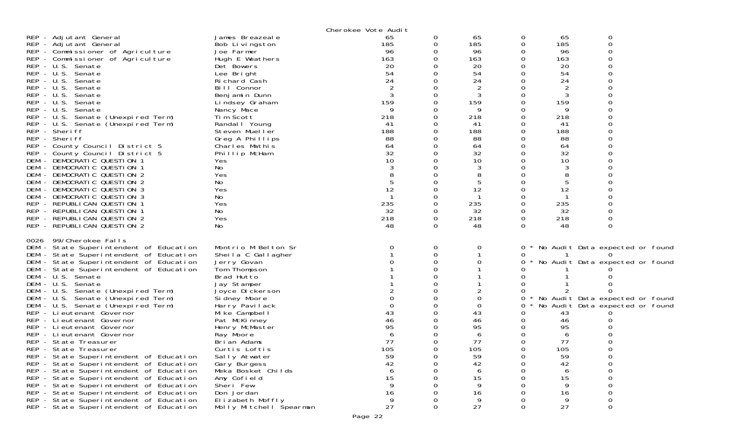Cherokee Vote Audit

| | | | | | | | |
|---|---|---|---|---|---|---|---|
| REP - Adjutant General | James Breazeale | 65 | 0 | 65 | 0 | 65 | 0 |
| REP - Adjutant General | Bob Livingston | 185 | 0 | 185 | 0 | 185 | 0 |
| REP - Commissioner of Agriculture | Joe Farmer | 96 | 0 | 96 | 0 | 96 | 0 |
| REP - Commissioner of Agriculture | Hugh E Weathers | 163 | 0 | 163 | 0 | 163 | 0 |
| REP - U.S. Senate | Det Bowers | 20 | 0 | 20 | 0 | 20 | 0 |
| REP - U.S. Senate | Lee Bright | 54 | 0 | 54 | 0 | 54 | 0 |
| REP - U.S. Senate | Richard Cash | 24 | 0 | 24 | 0 | 24 | 0 |
| REP - U.S. Senate | Bill Connor | 2 | 0 | 2 | 0 | 2 | 0 |
| REP - U.S. Senate | Benjamin Dunn | 3 | 0 | 3 | 0 | 3 | 0 |
| REP - U.S. Senate | Lindsey Graham | 159 | 0 | 159 | 0 | 159 | 0 |
| REP - U.S. Senate | Nancy Mace | 9 | 0 | 9 | 0 | 9 | 0 |
| REP - U.S. Senate (Unexpired Term) | Tim Scott | 218 | 0 | 218 | 0 | 218 | 0 |
| REP - U.S. Senate (Unexpired Term) | Randall Young | 41 | 0 | 41 | 0 | 41 | 0 |
| REP - Sheriff | Steven Mueller | 188 | 0 | 188 | 0 | 188 | 0 |
| REP - Sheriff | Greg A Phillips | 88 | 0 | 88 | 0 | 88 | 0 |
| REP - County Council District 5 | Charles Mathis | 64 | 0 | 64 | 0 | 64 | 0 |
| REP - County Council District 5 | Phillip McHam | 32 | 0 | 32 | 0 | 32 | 0 |
| DEM - DEMOCRATIC QUESTION 1 | Yes | 10 | 0 | 10 | 0 | 10 | 0 |
| DEM - DEMOCRATIC QUESTION 1 | No | 3 | 0 | 3 | 0 | 3 | 0 |
| DEM - DEMOCRATIC QUESTION 2 | Yes | 8 | 0 | 8 | 0 | 8 | 0 |
| DEM - DEMOCRATIC QUESTION 2 | No | 5 | 0 | 5 | 0 | 5 | 0 |
| DEM - DEMOCRATIC QUESTION 3 | Yes | 12 | 0 | 12 | 0 | 12 | 0 |
| DEM - DEMOCRATIC QUESTION 3 | No | 1 | 0 | 1 | 0 | 1 | 0 |
| REP - REPUBLICAN QUESTION 1 | Yes | 235 | 0 | 235 | 0 | 235 | 0 |
| REP - REPUBLICAN QUESTION 1 | No | 32 | 0 | 32 | 0 | 32 | 0 |
| REP - REPUBLICAN QUESTION 2 | Yes | 218 | 0 | 218 | 0 | 218 | 0 |
| REP - REPUBLICAN QUESTION 2 | No | 48 | 0 | 48 | 0 | 48 | 0 |

0026 99/Cherokee Falls

| | | | | | | | |
|---|---|---|---|---|---|---|---|
| DEM - State Superintendent of Education | Montrio M Belton Sr | 0 | 0 | 0 | 0 * | No Audit Data expected or found | |
| DEM - State Superintendent of Education | Sheila C Gallagher | 1 | 0 | 1 | 0 | 1 | 0 |
| DEM - State Superintendent of Education | Jerry Govan | 0 | 0 | 0 | 0 * | No Audit Data expected or found | |
| DEM - State Superintendent of Education | Tom Thompson | 1 | 0 | 1 | 0 | 1 | 0 |
| DEM - U.S. Senate | Brad Hutto | 1 | 0 | 1 | 0 | 1 | 0 |
| DEM - U.S. Senate | Jay Stamper | 1 | 0 | 1 | 0 | 1 | 0 |
| DEM - U.S. Senate (Unexpired Term) | Joyce Dickerson | 2 | 0 | 2 | 0 | 2 | 0 |
| DEM - U.S. Senate (Unexpired Term) | Sidney Moore | 0 | 0 | 0 | 0 * | No Audit Data expected or found | |
| DEM - U.S. Senate (Unexpired Term) | Harry Pavilack | 0 | 0 | 0 | 0 * | No Audit Data expected or found | |
| REP - Lieutenant Governor | Mike Campbell | 43 | 0 | 43 | 0 | 43 | 0 |
| REP - Lieutenant Governor | Pat McKinney | 46 | 0 | 46 | 0 | 46 | 0 |
| REP - Lieutenant Governor | Henry McMaster | 95 | 0 | 95 | 0 | 95 | 0 |
| REP - Lieutenant Governor | Ray Moore | 6 | 0 | 6 | 0 | 6 | 0 |
| REP - State Treasurer | Brian Adams | 77 | 0 | 77 | 0 | 77 | 0 |
| REP - State Treasurer | Curtis Loftis | 105 | 0 | 105 | 0 | 105 | 0 |
| REP - State Superintendent of Education | Sally Atwater | 59 | 0 | 59 | 0 | 59 | 0 |
| REP - State Superintendent of Education | Gary Burgess | 42 | 0 | 42 | 0 | 42 | 0 |
| REP - State Superintendent of Education | Meka Bosket Childs | 6 | 0 | 6 | 0 | 6 | 0 |
| REP - State Superintendent of Education | Amy Cofield | 15 | 0 | 15 | 0 | 15 | 0 |
| REP - State Superintendent of Education | Sheri Few | 9 | 0 | 9 | 0 | 9 | 0 |
| REP - State Superintendent of Education | Don Jordan | 16 | 0 | 16 | 0 | 16 | 0 |
| REP - State Superintendent of Education | Elizabeth Moffly | 9 | 0 | 9 | 0 | 9 | 0 |
| REP - State Superintendent of Education | Molly Mitchell Spearman | 27 | 0 | 27 | 0 | 27 | 0 |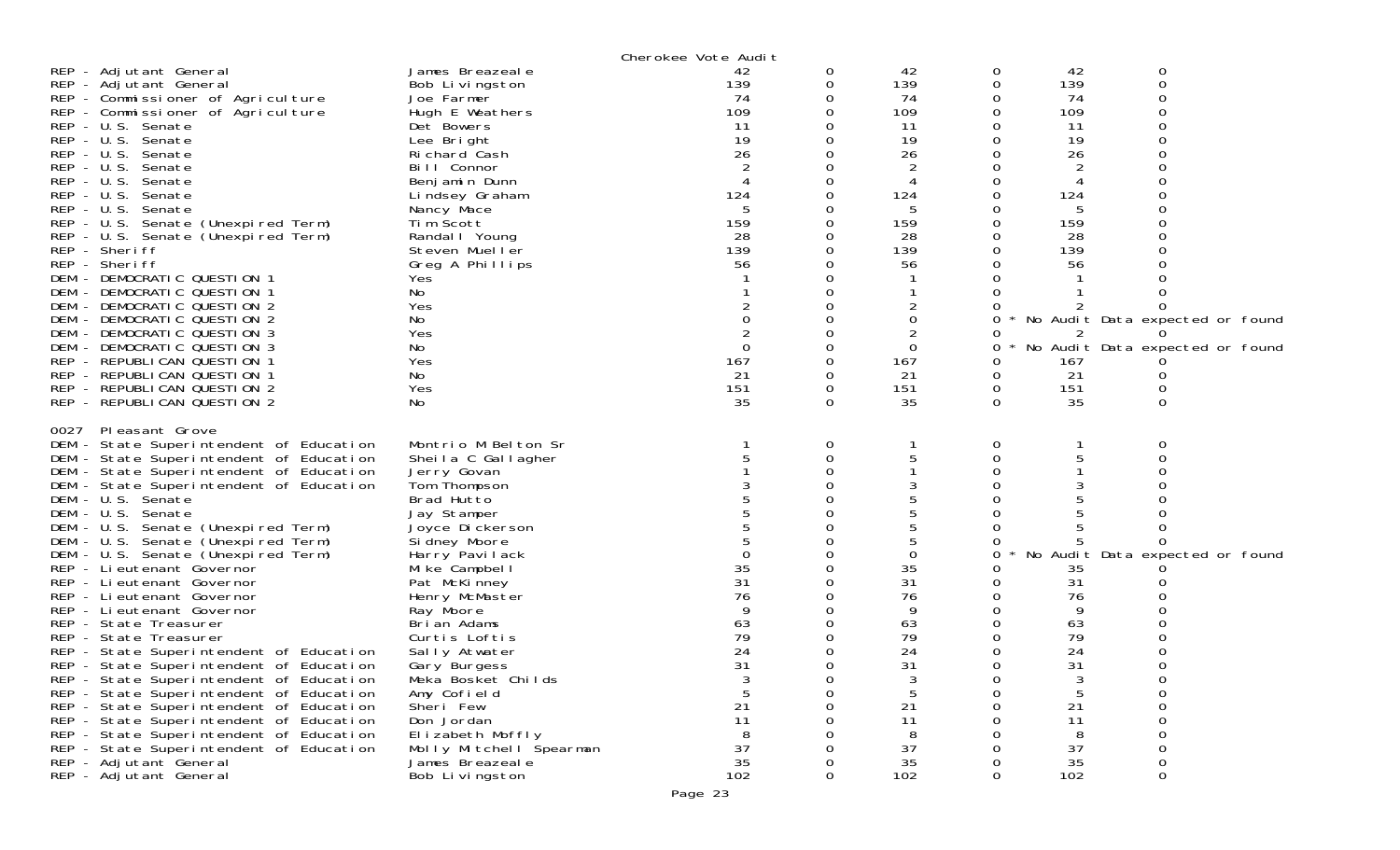Cherokee Vote Audit

| Contest | Candidate | | | | | | |
|---|---|---|---|---|---|---|---|
| REP - Adjutant General | James Breazeale | 42 | 0 | 42 | 0 | 42 | 0 |
| REP - Adjutant General | Bob Livingston | 139 | 0 | 139 | 0 | 139 | 0 |
| REP - Commissioner of Agriculture | Joe Farmer | 74 | 0 | 74 | 0 | 74 | 0 |
| REP - Commissioner of Agriculture | Hugh E Weathers | 109 | 0 | 109 | 0 | 109 | 0 |
| REP - U.S. Senate | Det Bowers | 11 | 0 | 11 | 0 | 11 | 0 |
| REP - U.S. Senate | Lee Bright | 19 | 0 | 19 | 0 | 19 | 0 |
| REP - U.S. Senate | Richard Cash | 26 | 0 | 26 | 0 | 26 | 0 |
| REP - U.S. Senate | Bill Connor | 2 | 0 | 2 | 0 | 2 | 0 |
| REP - U.S. Senate | Benjamin Dunn | 4 | 0 | 4 | 0 | 4 | 0 |
| REP - U.S. Senate | Lindsey Graham | 124 | 0 | 124 | 0 | 124 | 0 |
| REP - U.S. Senate | Nancy Mace | 5 | 0 | 5 | 0 | 5 | 0 |
| REP - U.S. Senate (Unexpired Term) | Tim Scott | 159 | 0 | 159 | 0 | 159 | 0 |
| REP - U.S. Senate (Unexpired Term) | Randall Young | 28 | 0 | 28 | 0 | 28 | 0 |
| REP - Sheriff | Steven Mueller | 139 | 0 | 139 | 0 | 139 | 0 |
| REP - Sheriff | Greg A Phillips | 56 | 0 | 56 | 0 | 56 | 0 |
| DEM - DEMOCRATIC QUESTION 1 | Yes | 1 | 0 | 1 | 0 | 1 | 0 |
| DEM - DEMOCRATIC QUESTION 1 | No | 1 | 0 | 1 | 0 | 1 | 0 |
| DEM - DEMOCRATIC QUESTION 2 | Yes | 2 | 0 | 2 | 0 | 2 | 0 |
| DEM - DEMOCRATIC QUESTION 2 | No | 0 | 0 | 0 | 0 * No Audit Data expected or found | | |
| DEM - DEMOCRATIC QUESTION 3 | Yes | 2 | 0 | 2 | 0 | 2 | 0 |
| DEM - DEMOCRATIC QUESTION 3 | No | 0 | 0 | 0 | 0 * No Audit Data expected or found | | |
| REP - REPUBLICAN QUESTION 1 | Yes | 167 | 0 | 167 | 0 | 167 | 0 |
| REP - REPUBLICAN QUESTION 1 | No | 21 | 0 | 21 | 0 | 21 | 0 |
| REP - REPUBLICAN QUESTION 2 | Yes | 151 | 0 | 151 | 0 | 151 | 0 |
| REP - REPUBLICAN QUESTION 2 | No | 35 | 0 | 35 | 0 | 35 | 0 |
| **0027 Pleasant Grove** | | | | | | | |
| DEM - State Superintendent of Education | Montrio M Belton Sr | 1 | 0 | 1 | 0 | 1 | 0 |
| DEM - State Superintendent of Education | Sheila C Gallagher | 5 | 0 | 5 | 0 | 5 | 0 |
| DEM - State Superintendent of Education | Jerry Govan | 1 | 0 | 1 | 0 | 1 | 0 |
| DEM - State Superintendent of Education | Tom Thompson | 3 | 0 | 3 | 0 | 3 | 0 |
| DEM - U.S. Senate | Brad Hutto | 5 | 0 | 5 | 0 | 5 | 0 |
| DEM - U.S. Senate | Jay Stamper | 5 | 0 | 5 | 0 | 5 | 0 |
| DEM - U.S. Senate (Unexpired Term) | Joyce Dickerson | 5 | 0 | 5 | 0 | 5 | 0 |
| DEM - U.S. Senate (Unexpired Term) | Sidney Moore | 5 | 0 | 5 | 0 | 5 | 0 |
| DEM - U.S. Senate (Unexpired Term) | Harry Pavilack | 0 | 0 | 0 | 0 * No Audit Data expected or found | | |
| REP - Lieutenant Governor | Mike Campbell | 35 | 0 | 35 | 0 | 35 | 0 |
| REP - Lieutenant Governor | Pat McKinney | 31 | 0 | 31 | 0 | 31 | 0 |
| REP - Lieutenant Governor | Henry McMaster | 76 | 0 | 76 | 0 | 76 | 0 |
| REP - Lieutenant Governor | Ray Moore | 9 | 0 | 9 | 0 | 9 | 0 |
| REP - State Treasurer | Brian Adams | 63 | 0 | 63 | 0 | 63 | 0 |
| REP - State Treasurer | Curtis Loftis | 79 | 0 | 79 | 0 | 79 | 0 |
| REP - State Superintendent of Education | Sally Atwater | 24 | 0 | 24 | 0 | 24 | 0 |
| REP - State Superintendent of Education | Gary Burgess | 31 | 0 | 31 | 0 | 31 | 0 |
| REP - State Superintendent of Education | Meka Bosket Childs | 3 | 0 | 3 | 0 | 3 | 0 |
| REP - State Superintendent of Education | Amy Cofield | 5 | 0 | 5 | 0 | 5 | 0 |
| REP - State Superintendent of Education | Sheri Few | 21 | 0 | 21 | 0 | 21 | 0 |
| REP - State Superintendent of Education | Don Jordan | 11 | 0 | 11 | 0 | 11 | 0 |
| REP - State Superintendent of Education | Elizabeth Moffly | 8 | 0 | 8 | 0 | 8 | 0 |
| REP - State Superintendent of Education | Molly Mitchell Spearman | 37 | 0 | 37 | 0 | 37 | 0 |
| REP - Adjutant General | James Breazeale | 35 | 0 | 35 | 0 | 35 | 0 |
| REP - Adjutant General | Bob Livingston | 102 | 0 | 102 | 0 | 102 | 0 |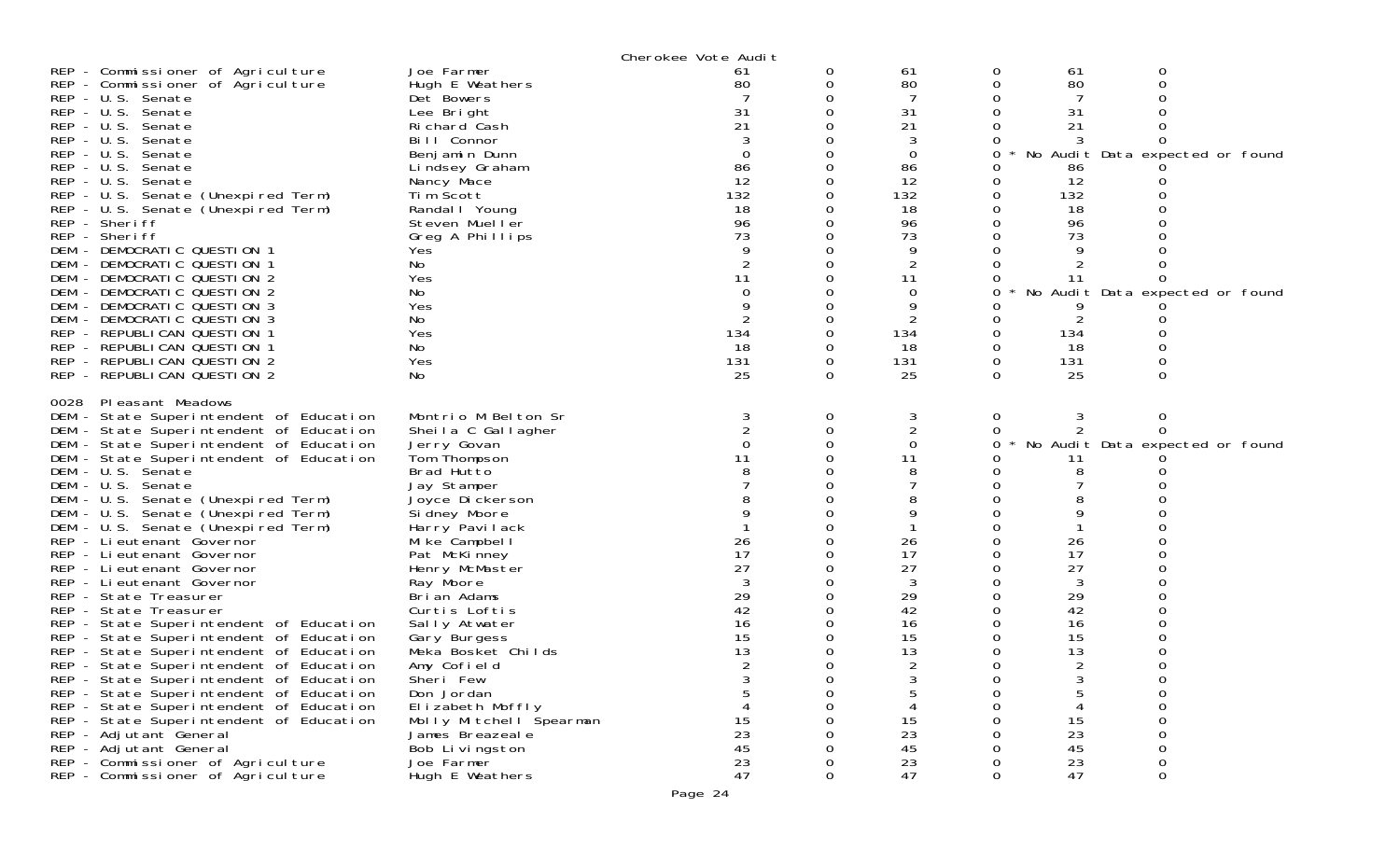Cherokee Vote Audit

| Contest | Candidate | | | | | | |
|---|---|---|---|---|---|---|---|
| REP - Commissioner of Agriculture | Joe Farmer | 61 | 0 | 61 | 0 | 61 | 0 |
| REP - Commissioner of Agriculture | Hugh E Weathers | 80 | 0 | 80 | 0 | 80 | 0 |
| REP - U.S. Senate | Det Bowers | 7 | 0 | 7 | 0 | 7 | 0 |
| REP - U.S. Senate | Lee Bright | 31 | 0 | 31 | 0 | 31 | 0 |
| REP - U.S. Senate | Richard Cash | 21 | 0 | 21 | 0 | 21 | 0 |
| REP - U.S. Senate | Bill Connor | 3 | 0 | 3 | 0 | 3 | 0 |
| REP - U.S. Senate | Benjamin Dunn | 0 | 0 | 0 | 0 * | No Audit Data expected or found | |
| REP - U.S. Senate | Lindsey Graham | 86 | 0 | 86 | 0 | 86 | 0 |
| REP - U.S. Senate | Nancy Mace | 12 | 0 | 12 | 0 | 12 | 0 |
| REP - U.S. Senate (Unexpired Term) | Tim Scott | 132 | 0 | 132 | 0 | 132 | 0 |
| REP - U.S. Senate (Unexpired Term) | Randall Young | 18 | 0 | 18 | 0 | 18 | 0 |
| REP - Sheriff | Steven Mueller | 96 | 0 | 96 | 0 | 96 | 0 |
| REP - Sheriff | Greg A Phillips | 73 | 0 | 73 | 0 | 73 | 0 |
| DEM - DEMOCRATIC QUESTION 1 | Yes | 9 | 0 | 9 | 0 | 9 | 0 |
| DEM - DEMOCRATIC QUESTION 1 | No | 2 | 0 | 2 | 0 | 2 | 0 |
| DEM - DEMOCRATIC QUESTION 2 | Yes | 11 | 0 | 11 | 0 | 11 | 0 |
| DEM - DEMOCRATIC QUESTION 2 | No | 0 | 0 | 0 | 0 * | No Audit Data expected or found | |
| DEM - DEMOCRATIC QUESTION 3 | Yes | 9 | 0 | 9 | 0 | 9 | 0 |
| DEM - DEMOCRATIC QUESTION 3 | No | 2 | 0 | 2 | 0 | 2 | 0 |
| REP - REPUBLICAN QUESTION 1 | Yes | 134 | 0 | 134 | 0 | 134 | 0 |
| REP - REPUBLICAN QUESTION 1 | No | 18 | 0 | 18 | 0 | 18 | 0 |
| REP - REPUBLICAN QUESTION 2 | Yes | 131 | 0 | 131 | 0 | 131 | 0 |
| REP - REPUBLICAN QUESTION 2 | No | 25 | 0 | 25 | 0 | 25 | 0 |

0028 Pleasant Meadows

| Contest | Candidate | | | | | | |
|---|---|---|---|---|---|---|---|
| DEM - State Superintendent of Education | Montrio M Belton Sr | 3 | 0 | 3 | 0 | 3 | 0 |
| DEM - State Superintendent of Education | Sheila C Gallagher | 2 | 0 | 2 | 0 | 2 | 0 |
| DEM - State Superintendent of Education | Jerry Govan | 0 | 0 | 0 | 0 * | No Audit Data expected or found | |
| DEM - State Superintendent of Education | Tom Thompson | 11 | 0 | 11 | 0 | 11 | 0 |
| DEM - U.S. Senate | Brad Hutto | 8 | 0 | 8 | 0 | 8 | 0 |
| DEM - U.S. Senate | Jay Stamper | 7 | 0 | 7 | 0 | 7 | 0 |
| DEM - U.S. Senate (Unexpired Term) | Joyce Dickerson | 8 | 0 | 8 | 0 | 8 | 0 |
| DEM - U.S. Senate (Unexpired Term) | Sidney Moore | 9 | 0 | 9 | 0 | 9 | 0 |
| DEM - U.S. Senate (Unexpired Term) | Harry Pavilack | 1 | 0 | 1 | 0 | 1 | 0 |
| REP - Lieutenant Governor | Mike Campbell | 26 | 0 | 26 | 0 | 26 | 0 |
| REP - Lieutenant Governor | Pat McKinney | 17 | 0 | 17 | 0 | 17 | 0 |
| REP - Lieutenant Governor | Henry McMaster | 27 | 0 | 27 | 0 | 27 | 0 |
| REP - Lieutenant Governor | Ray Moore | 3 | 0 | 3 | 0 | 3 | 0 |
| REP - State Treasurer | Brian Adams | 29 | 0 | 29 | 0 | 29 | 0 |
| REP - State Treasurer | Curtis Loftis | 42 | 0 | 42 | 0 | 42 | 0 |
| REP - State Superintendent of Education | Sally Atwater | 16 | 0 | 16 | 0 | 16 | 0 |
| REP - State Superintendent of Education | Gary Burgess | 15 | 0 | 15 | 0 | 15 | 0 |
| REP - State Superintendent of Education | Meka Bosket Childs | 13 | 0 | 13 | 0 | 13 | 0 |
| REP - State Superintendent of Education | Amy Cofield | 2 | 0 | 2 | 0 | 2 | 0 |
| REP - State Superintendent of Education | Sheri Few | 3 | 0 | 3 | 0 | 3 | 0 |
| REP - State Superintendent of Education | Don Jordan | 5 | 0 | 5 | 0 | 5 | 0 |
| REP - State Superintendent of Education | Elizabeth Moffly | 4 | 0 | 4 | 0 | 4 | 0 |
| REP - State Superintendent of Education | Molly Mitchell Spearman | 15 | 0 | 15 | 0 | 15 | 0 |
| REP - Adjutant General | James Breazeale | 23 | 0 | 23 | 0 | 23 | 0 |
| REP - Adjutant General | Bob Livingston | 45 | 0 | 45 | 0 | 45 | 0 |
| REP - Commissioner of Agriculture | Joe Farmer | 23 | 0 | 23 | 0 | 23 | 0 |
| REP - Commissioner of Agriculture | Hugh E Weathers | 47 | 0 | 47 | 0 | 47 | 0 |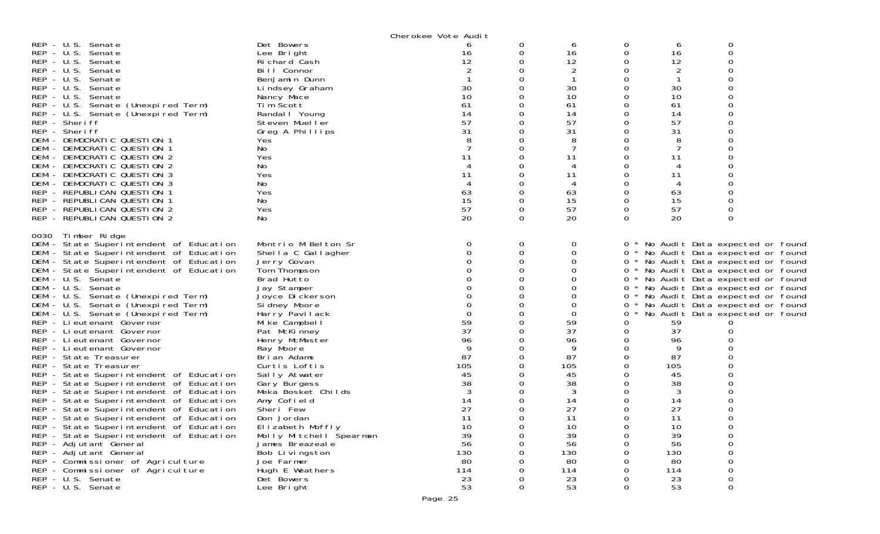Cherokee Vote Audit

| | | | | | | | |
|---|---|---|---|---|---|---|---|
| REP - U.S. Senate | Det Bowers | 6 | 0 | 6 | 0 | 6 | 0 |
| REP - U.S. Senate | Lee Bright | 16 | 0 | 16 | 0 | 16 | 0 |
| REP - U.S. Senate | Richard Cash | 12 | 0 | 12 | 0 | 12 | 0 |
| REP - U.S. Senate | Bill Connor | 2 | 0 | 2 | 0 | 2 | 0 |
| REP - U.S. Senate | Benjamin Dunn | 1 | 0 | 1 | 0 | 1 | 0 |
| REP - U.S. Senate | Lindsey Graham | 30 | 0 | 30 | 0 | 30 | 0 |
| REP - U.S. Senate | Nancy Mace | 10 | 0 | 10 | 0 | 10 | 0 |
| REP - U.S. Senate (Unexpired Term) | Tim Scott | 61 | 0 | 61 | 0 | 61 | 0 |
| REP - U.S. Senate (Unexpired Term) | Randall Young | 14 | 0 | 14 | 0 | 14 | 0 |
| REP - Sheriff | Steven Mueller | 57 | 0 | 57 | 0 | 57 | 0 |
| REP - Sheriff | Greg A Phillips | 31 | 0 | 31 | 0 | 31 | 0 |
| DEM - DEMOCRATIC QUESTION 1 | Yes | 8 | 0 | 8 | 0 | 8 | 0 |
| DEM - DEMOCRATIC QUESTION 1 | No | 7 | 0 | 7 | 0 | 7 | 0 |
| DEM - DEMOCRATIC QUESTION 2 | Yes | 11 | 0 | 11 | 0 | 11 | 0 |
| DEM - DEMOCRATIC QUESTION 2 | No | 4 | 0 | 4 | 0 | 4 | 0 |
| DEM - DEMOCRATIC QUESTION 3 | Yes | 11 | 0 | 11 | 0 | 11 | 0 |
| DEM - DEMOCRATIC QUESTION 3 | No | 4 | 0 | 4 | 0 | 4 | 0 |
| REP - REPUBLICAN QUESTION 1 | Yes | 63 | 0 | 63 | 0 | 63 | 0 |
| REP - REPUBLICAN QUESTION 1 | No | 15 | 0 | 15 | 0 | 15 | 0 |
| REP - REPUBLICAN QUESTION 2 | Yes | 57 | 0 | 57 | 0 | 57 | 0 |
| REP - REPUBLICAN QUESTION 2 | No | 20 | 0 | 20 | 0 | 20 | 0 |

0030 Timber Ridge

| | | | | | | | |
|---|---|---|---|---|---|---|---|
| DEM - State Superintendent of Education | Montrio M Belton Sr | 0 | 0 | 0 | 0 * No Audit Data expected or found | | |
| DEM - State Superintendent of Education | Sheila C Gallagher | 0 | 0 | 0 | 0 * No Audit Data expected or found | | |
| DEM - State Superintendent of Education | Jerry Govan | 0 | 0 | 0 | 0 * No Audit Data expected or found | | |
| DEM - State Superintendent of Education | Tom Thompson | 0 | 0 | 0 | 0 * No Audit Data expected or found | | |
| DEM - U.S. Senate | Brad Hutto | 0 | 0 | 0 | 0 * No Audit Data expected or found | | |
| DEM - U.S. Senate | Jay Stamper | 0 | 0 | 0 | 0 * No Audit Data expected or found | | |
| DEM - U.S. Senate (Unexpired Term) | Joyce Dickerson | 0 | 0 | 0 | 0 * No Audit Data expected or found | | |
| DEM - U.S. Senate (Unexpired Term) | Sidney Moore | 0 | 0 | 0 | 0 * No Audit Data expected or found | | |
| DEM - U.S. Senate (Unexpired Term) | Harry Pavilack | 0 | 0 | 0 | 0 * No Audit Data expected or found | | |
| REP - Lieutenant Governor | Mike Campbell | 59 | 0 | 59 | 0 | 59 | 0 |
| REP - Lieutenant Governor | Pat McKinney | 37 | 0 | 37 | 0 | 37 | 0 |
| REP - Lieutenant Governor | Henry McMaster | 96 | 0 | 96 | 0 | 96 | 0 |
| REP - Lieutenant Governor | Ray Moore | 9 | 0 | 9 | 0 | 9 | 0 |
| REP - State Treasurer | Brian Adams | 87 | 0 | 87 | 0 | 87 | 0 |
| REP - State Treasurer | Curtis Loftis | 105 | 0 | 105 | 0 | 105 | 0 |
| REP - State Superintendent of Education | Sally Atwater | 45 | 0 | 45 | 0 | 45 | 0 |
| REP - State Superintendent of Education | Gary Burgess | 38 | 0 | 38 | 0 | 38 | 0 |
| REP - State Superintendent of Education | Meka Bosket Childs | 3 | 0 | 3 | 0 | 3 | 0 |
| REP - State Superintendent of Education | Amy Cofield | 14 | 0 | 14 | 0 | 14 | 0 |
| REP - State Superintendent of Education | Sheri Few | 27 | 0 | 27 | 0 | 27 | 0 |
| REP - State Superintendent of Education | Don Jordan | 11 | 0 | 11 | 0 | 11 | 0 |
| REP - State Superintendent of Education | Elizabeth Moffly | 10 | 0 | 10 | 0 | 10 | 0 |
| REP - State Superintendent of Education | Molly Mitchell Spearman | 39 | 0 | 39 | 0 | 39 | 0 |
| REP - Adjutant General | James Breazeale | 56 | 0 | 56 | 0 | 56 | 0 |
| REP - Adjutant General | Bob Livingston | 130 | 0 | 130 | 0 | 130 | 0 |
| REP - Commissioner of Agriculture | Joe Farmer | 80 | 0 | 80 | 0 | 80 | 0 |
| REP - Commissioner of Agriculture | Hugh E Weathers | 114 | 0 | 114 | 0 | 114 | 0 |
| REP - U.S. Senate | Det Bowers | 23 | 0 | 23 | 0 | 23 | 0 |
| REP - U.S. Senate | Lee Bright | 53 | 0 | 53 | 0 | 53 | 0 |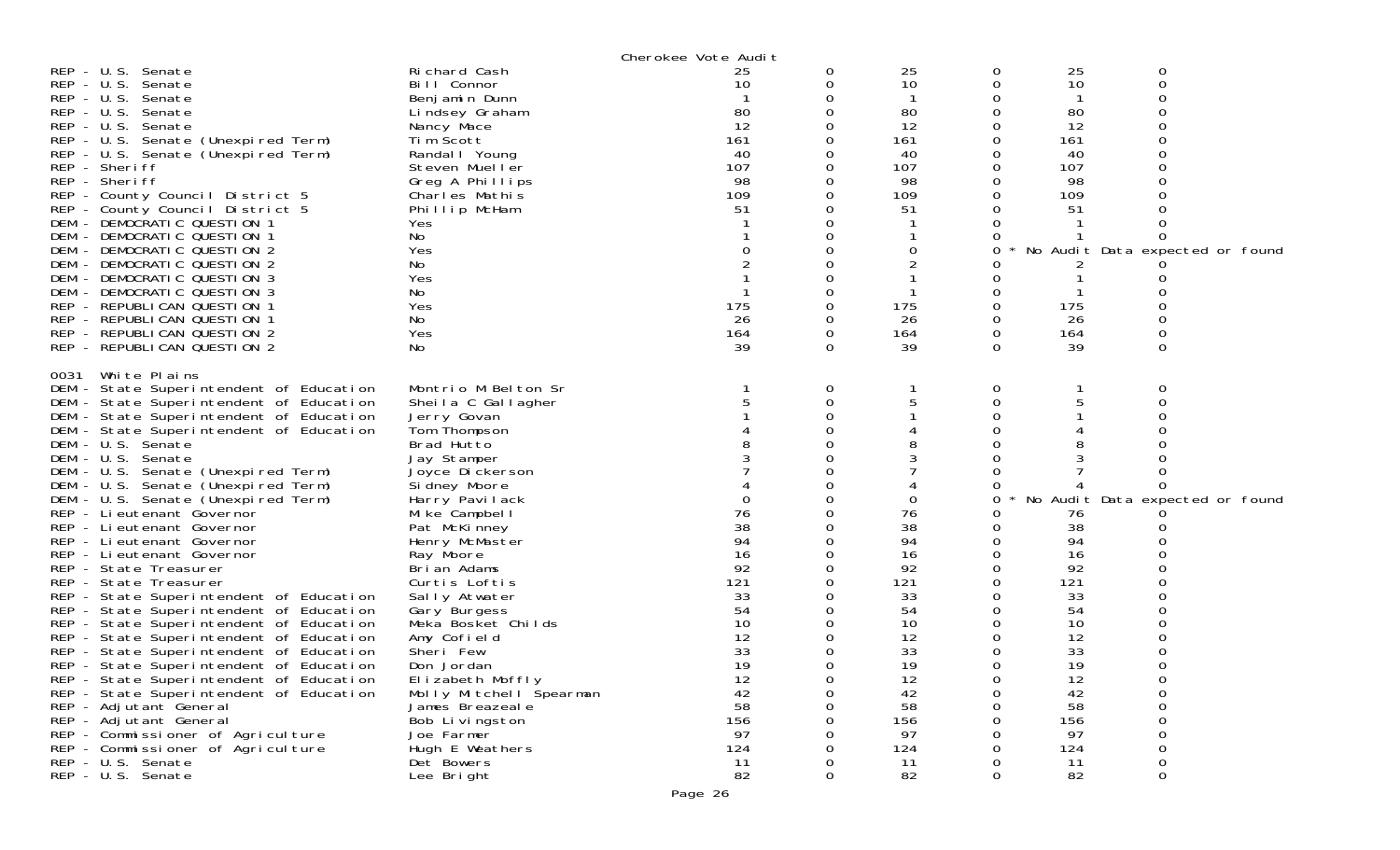Cherokee Vote Audit

| | | | | | | | |
|---|---|---|---|---|---|---|---|
| REP - U.S. Senate | Richard Cash | 25 | 0 | 25 | 0 | 25 | 0 |
| REP - U.S. Senate | Bill Connor | 10 | 0 | 10 | 0 | 10 | 0 |
| REP - U.S. Senate | Benjamin Dunn | 1 | 0 | 1 | 0 | 1 | 0 |
| REP - U.S. Senate | Lindsey Graham | 80 | 0 | 80 | 0 | 80 | 0 |
| REP - U.S. Senate | Nancy Mace | 12 | 0 | 12 | 0 | 12 | 0 |
| REP - U.S. Senate (Unexpired Term) | Tim Scott | 161 | 0 | 161 | 0 | 161 | 0 |
| REP - U.S. Senate (Unexpired Term) | Randall Young | 40 | 0 | 40 | 0 | 40 | 0 |
| REP - Sheriff | Steven Mueller | 107 | 0 | 107 | 0 | 107 | 0 |
| REP - Sheriff | Greg A Phillips | 98 | 0 | 98 | 0 | 98 | 0 |
| REP - County Council District 5 | Charles Mathis | 109 | 0 | 109 | 0 | 109 | 0 |
| REP - County Council District 5 | Phillip McHam | 51 | 0 | 51 | 0 | 51 | 0 |
| DEM - DEMOCRATIC QUESTION 1 | Yes | 1 | 0 | 1 | 0 | 1 | 0 |
| DEM - DEMOCRATIC QUESTION 1 | No | 1 | 0 | 1 | 0 | 1 | 0 |
| DEM - DEMOCRATIC QUESTION 2 | Yes | 0 | 0 | 0 | 0 * | No Audit Data expected or found | |
| DEM - DEMOCRATIC QUESTION 2 | No | 2 | 0 | 2 | 0 | 2 | 0 |
| DEM - DEMOCRATIC QUESTION 3 | Yes | 1 | 0 | 1 | 0 | 1 | 0 |
| DEM - DEMOCRATIC QUESTION 3 | No | 1 | 0 | 1 | 0 | 1 | 0 |
| REP - REPUBLICAN QUESTION 1 | Yes | 175 | 0 | 175 | 0 | 175 | 0 |
| REP - REPUBLICAN QUESTION 1 | No | 26 | 0 | 26 | 0 | 26 | 0 |
| REP - REPUBLICAN QUESTION 2 | Yes | 164 | 0 | 164 | 0 | 164 | 0 |
| REP - REPUBLICAN QUESTION 2 | No | 39 | 0 | 39 | 0 | 39 | 0 |

0031 White Plains

| | | | | | | | |
|---|---|---|---|---|---|---|---|
| DEM - State Superintendent of Education | Montrio M Belton Sr | 1 | 0 | 1 | 0 | 1 | 0 |
| DEM - State Superintendent of Education | Sheila C Gallagher | 5 | 0 | 5 | 0 | 5 | 0 |
| DEM - State Superintendent of Education | Jerry Govan | 1 | 0 | 1 | 0 | 1 | 0 |
| DEM - State Superintendent of Education | Tom Thompson | 4 | 0 | 4 | 0 | 4 | 0 |
| DEM - U.S. Senate | Brad Hutto | 8 | 0 | 8 | 0 | 8 | 0 |
| DEM - U.S. Senate | Jay Stamper | 3 | 0 | 3 | 0 | 3 | 0 |
| DEM - U.S. Senate (Unexpired Term) | Joyce Dickerson | 7 | 0 | 7 | 0 | 7 | 0 |
| DEM - U.S. Senate (Unexpired Term) | Sidney Moore | 4 | 0 | 4 | 0 | 4 | 0 |
| DEM - U.S. Senate (Unexpired Term) | Harry Pavilack | 0 | 0 | 0 | 0 * | No Audit Data expected or found | |
| REP - Lieutenant Governor | Mike Campbell | 76 | 0 | 76 | 0 | 76 | 0 |
| REP - Lieutenant Governor | Pat McKinney | 38 | 0 | 38 | 0 | 38 | 0 |
| REP - Lieutenant Governor | Henry McMaster | 94 | 0 | 94 | 0 | 94 | 0 |
| REP - Lieutenant Governor | Ray Moore | 16 | 0 | 16 | 0 | 16 | 0 |
| REP - State Treasurer | Brian Adams | 92 | 0 | 92 | 0 | 92 | 0 |
| REP - State Treasurer | Curtis Loftis | 121 | 0 | 121 | 0 | 121 | 0 |
| REP - State Superintendent of Education | Sally Atwater | 33 | 0 | 33 | 0 | 33 | 0 |
| REP - State Superintendent of Education | Gary Burgess | 54 | 0 | 54 | 0 | 54 | 0 |
| REP - State Superintendent of Education | Meka Bosket Childs | 10 | 0 | 10 | 0 | 10 | 0 |
| REP - State Superintendent of Education | Amy Cofield | 12 | 0 | 12 | 0 | 12 | 0 |
| REP - State Superintendent of Education | Sheri Few | 33 | 0 | 33 | 0 | 33 | 0 |
| REP - State Superintendent of Education | Don Jordan | 19 | 0 | 19 | 0 | 19 | 0 |
| REP - State Superintendent of Education | Elizabeth Moffly | 12 | 0 | 12 | 0 | 12 | 0 |
| REP - State Superintendent of Education | Molly Mitchell Spearman | 42 | 0 | 42 | 0 | 42 | 0 |
| REP - Adjutant General | James Breazeale | 58 | 0 | 58 | 0 | 58 | 0 |
| REP - Adjutant General | Bob Livingston | 156 | 0 | 156 | 0 | 156 | 0 |
| REP - Commissioner of Agriculture | Joe Farmer | 97 | 0 | 97 | 0 | 97 | 0 |
| REP - Commissioner of Agriculture | Hugh E Weathers | 124 | 0 | 124 | 0 | 124 | 0 |
| REP - U.S. Senate | Det Bowers | 11 | 0 | 11 | 0 | 11 | 0 |
| REP - U.S. Senate | Lee Bright | 82 | 0 | 82 | 0 | 82 | 0 |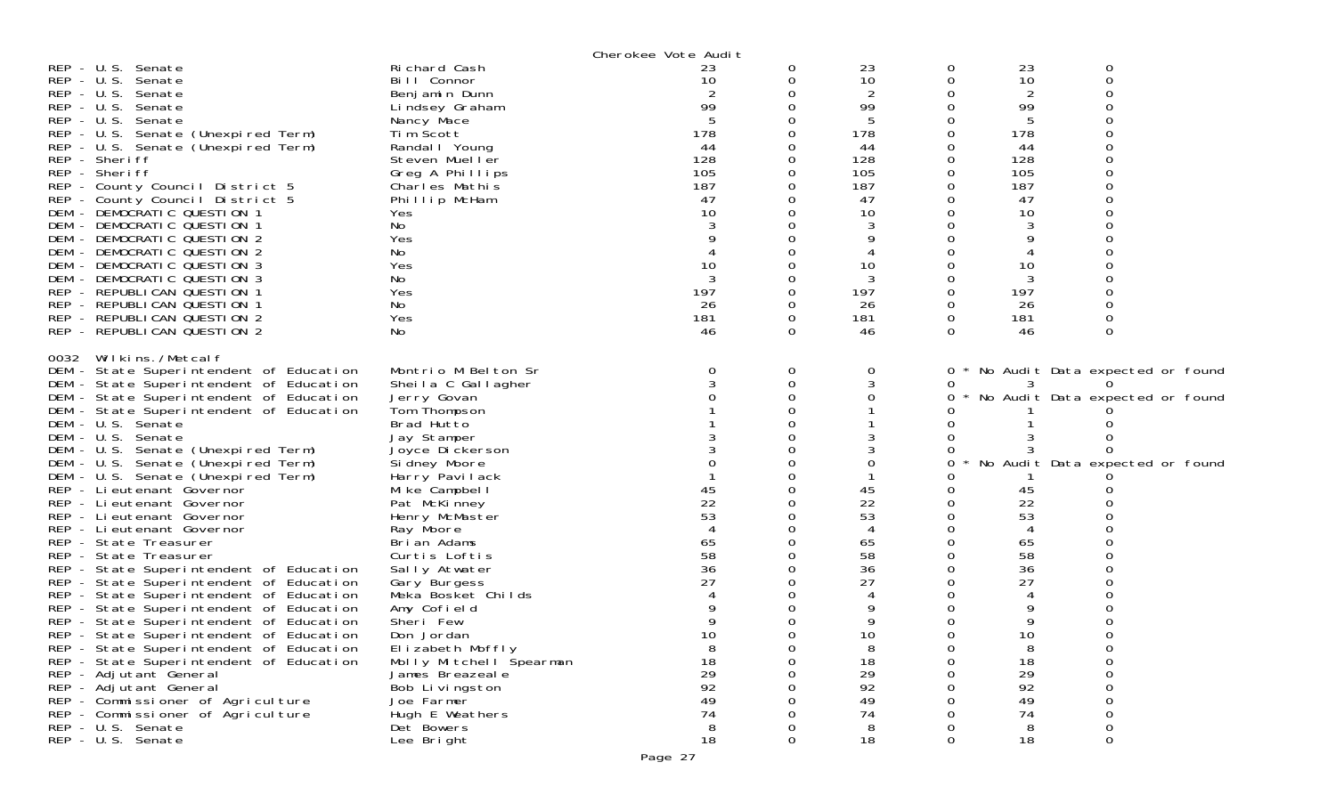Cherokee Vote Audit

| Contest | Candidate | | | | | | |
|---|---|---|---|---|---|---|---|
| REP - U.S. Senate | Richard Cash | 23 | 0 | 23 | 0 | 23 | 0 |
| REP - U.S. Senate | Bill Connor | 10 | 0 | 10 | 0 | 10 | 0 |
| REP - U.S. Senate | Benjamin Dunn | 2 | 0 | 2 | 0 | 2 | 0 |
| REP - U.S. Senate | Lindsey Graham | 99 | 0 | 99 | 0 | 99 | 0 |
| REP - U.S. Senate | Nancy Mace | 5 | 0 | 5 | 0 | 5 | 0 |
| REP - U.S. Senate (Unexpired Term) | Tim Scott | 178 | 0 | 178 | 0 | 178 | 0 |
| REP - U.S. Senate (Unexpired Term) | Randall Young | 44 | 0 | 44 | 0 | 44 | 0 |
| REP - Sheriff | Steven Mueller | 128 | 0 | 128 | 0 | 128 | 0 |
| REP - Sheriff | Greg A Phillips | 105 | 0 | 105 | 0 | 105 | 0 |
| REP - County Council District 5 | Charles Mathis | 187 | 0 | 187 | 0 | 187 | 0 |
| REP - County Council District 5 | Phillip McHam | 47 | 0 | 47 | 0 | 47 | 0 |
| DEM - DEMOCRATIC QUESTION 1 | Yes | 10 | 0 | 10 | 0 | 10 | 0 |
| DEM - DEMOCRATIC QUESTION 1 | No | 3 | 0 | 3 | 0 | 3 | 0 |
| DEM - DEMOCRATIC QUESTION 2 | Yes | 9 | 0 | 9 | 0 | 9 | 0 |
| DEM - DEMOCRATIC QUESTION 2 | No | 4 | 0 | 4 | 0 | 4 | 0 |
| DEM - DEMOCRATIC QUESTION 3 | Yes | 10 | 0 | 10 | 0 | 10 | 0 |
| DEM - DEMOCRATIC QUESTION 3 | No | 3 | 0 | 3 | 0 | 3 | 0 |
| REP - REPUBLICAN QUESTION 1 | Yes | 197 | 0 | 197 | 0 | 197 | 0 |
| REP - REPUBLICAN QUESTION 1 | No | 26 | 0 | 26 | 0 | 26 | 0 |
| REP - REPUBLICAN QUESTION 2 | Yes | 181 | 0 | 181 | 0 | 181 | 0 |
| REP - REPUBLICAN QUESTION 2 | No | 46 | 0 | 46 | 0 | 46 | 0 |

0032 Wilkins./Metcalf

| Contest | Candidate | | | | | | |
|---|---|---|---|---|---|---|---|
| DEM - State Superintendent of Education | Montrio M Belton Sr | 0 | 0 | 0 | 0 * | No Audit Data expected or found | |
| DEM - State Superintendent of Education | Sheila C Gallagher | 3 | 0 | 3 | 0 | 3 | 0 |
| DEM - State Superintendent of Education | Jerry Govan | 0 | 0 | 0 | 0 * | No Audit Data expected or found | |
| DEM - State Superintendent of Education | Tom Thompson | 1 | 0 | 1 | 0 | 1 | 0 |
| DEM - U.S. Senate | Brad Hutto | 1 | 0 | 1 | 0 | 1 | 0 |
| DEM - U.S. Senate | Jay Stamper | 3 | 0 | 3 | 0 | 3 | 0 |
| DEM - U.S. Senate (Unexpired Term) | Joyce Dickerson | 3 | 0 | 3 | 0 | 3 | 0 |
| DEM - U.S. Senate (Unexpired Term) | Sidney Moore | 0 | 0 | 0 | 0 * | No Audit Data expected or found | |
| DEM - U.S. Senate (Unexpired Term) | Harry Pavilack | 1 | 0 | 1 | 0 | 1 | 0 |
| REP - Lieutenant Governor | Mike Campbell | 45 | 0 | 45 | 0 | 45 | 0 |
| REP - Lieutenant Governor | Pat McKinney | 22 | 0 | 22 | 0 | 22 | 0 |
| REP - Lieutenant Governor | Henry McMaster | 53 | 0 | 53 | 0 | 53 | 0 |
| REP - Lieutenant Governor | Ray Moore | 4 | 0 | 4 | 0 | 4 | 0 |
| REP - State Treasurer | Brian Adams | 65 | 0 | 65 | 0 | 65 | 0 |
| REP - State Treasurer | Curtis Loftis | 58 | 0 | 58 | 0 | 58 | 0 |
| REP - State Superintendent of Education | Sally Atwater | 36 | 0 | 36 | 0 | 36 | 0 |
| REP - State Superintendent of Education | Gary Burgess | 27 | 0 | 27 | 0 | 27 | 0 |
| REP - State Superintendent of Education | Meka Bosket Childs | 4 | 0 | 4 | 0 | 4 | 0 |
| REP - State Superintendent of Education | Amy Cofield | 9 | 0 | 9 | 0 | 9 | 0 |
| REP - State Superintendent of Education | Sheri Few | 9 | 0 | 9 | 0 | 9 | 0 |
| REP - State Superintendent of Education | Don Jordan | 10 | 0 | 10 | 0 | 10 | 0 |
| REP - State Superintendent of Education | Elizabeth Moffly | 8 | 0 | 8 | 0 | 8 | 0 |
| REP - State Superintendent of Education | Molly Mitchell Spearman | 18 | 0 | 18 | 0 | 18 | 0 |
| REP - Adjutant General | James Breazeale | 29 | 0 | 29 | 0 | 29 | 0 |
| REP - Adjutant General | Bob Livingston | 92 | 0 | 92 | 0 | 92 | 0 |
| REP - Commissioner of Agriculture | Joe Farmer | 49 | 0 | 49 | 0 | 49 | 0 |
| REP - Commissioner of Agriculture | Hugh E Weathers | 74 | 0 | 74 | 0 | 74 | 0 |
| REP - U.S. Senate | Det Bowers | 8 | 0 | 8 | 0 | 8 | 0 |
| REP - U.S. Senate | Lee Bright | 18 | 0 | 18 | 0 | 18 | 0 |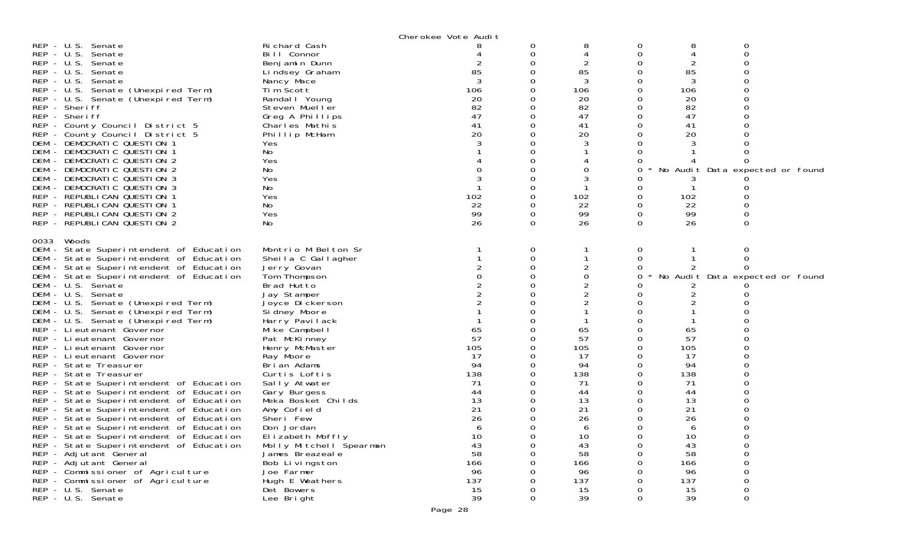Cherokee Vote Audit

| Contest | Candidate | | | | | | |
|---|---|---|---|---|---|---|---|
| REP - U.S. Senate | Richard Cash | 8 | 0 | 8 | 0 | 8 | 0 |
| REP - U.S. Senate | Bill Connor | 4 | 0 | 4 | 0 | 4 | 0 |
| REP - U.S. Senate | Benjamin Dunn | 2 | 0 | 2 | 0 | 2 | 0 |
| REP - U.S. Senate | Lindsey Graham | 85 | 0 | 85 | 0 | 85 | 0 |
| REP - U.S. Senate | Nancy Mace | 3 | 0 | 3 | 0 | 3 | 0 |
| REP - U.S. Senate (Unexpired Term) | Tim Scott | 106 | 0 | 106 | 0 | 106 | 0 |
| REP - U.S. Senate (Unexpired Term) | Randall Young | 20 | 0 | 20 | 0 | 20 | 0 |
| REP - Sheriff | Steven Mueller | 82 | 0 | 82 | 0 | 82 | 0 |
| REP - Sheriff | Greg A Phillips | 47 | 0 | 47 | 0 | 47 | 0 |
| REP - County Council District 5 | Charles Mathis | 41 | 0 | 41 | 0 | 41 | 0 |
| REP - County Council District 5 | Phillip McHam | 20 | 0 | 20 | 0 | 20 | 0 |
| DEM - DEMOCRATIC QUESTION 1 | Yes | 3 | 0 | 3 | 0 | 3 | 0 |
| DEM - DEMOCRATIC QUESTION 1 | No | 1 | 0 | 1 | 0 | 1 | 0 |
| DEM - DEMOCRATIC QUESTION 2 | Yes | 4 | 0 | 4 | 0 | 4 | 0 |
| DEM - DEMOCRATIC QUESTION 2 | No | 0 | 0 | 0 | 0 * No Audit Data expected or found | | |
| DEM - DEMOCRATIC QUESTION 3 | Yes | 3 | 0 | 3 | 0 | 3 | 0 |
| DEM - DEMOCRATIC QUESTION 3 | No | 1 | 0 | 1 | 0 | 1 | 0 |
| REP - REPUBLICAN QUESTION 1 | Yes | 102 | 0 | 102 | 0 | 102 | 0 |
| REP - REPUBLICAN QUESTION 1 | No | 22 | 0 | 22 | 0 | 22 | 0 |
| REP - REPUBLICAN QUESTION 2 | Yes | 99 | 0 | 99 | 0 | 99 | 0 |
| REP - REPUBLICAN QUESTION 2 | No | 26 | 0 | 26 | 0 | 26 | 0 |

0033 Woods

| Contest | Candidate | | | | | | |
|---|---|---|---|---|---|---|---|
| DEM - State Superintendent of Education | Montrio M Belton Sr | 1 | 0 | 1 | 0 | 1 | 0 |
| DEM - State Superintendent of Education | Sheila C Gallagher | 1 | 0 | 1 | 0 | 1 | 0 |
| DEM - State Superintendent of Education | Jerry Govan | 2 | 0 | 2 | 0 | 2 | 0 |
| DEM - State Superintendent of Education | Tom Thompson | 0 | 0 | 0 | 0 * No Audit Data expected or found | | |
| DEM - U.S. Senate | Brad Hutto | 2 | 0 | 2 | 0 | 2 | 0 |
| DEM - U.S. Senate | Jay Stamper | 2 | 0 | 2 | 0 | 2 | 0 |
| DEM - U.S. Senate (Unexpired Term) | Joyce Dickerson | 2 | 0 | 2 | 0 | 2 | 0 |
| DEM - U.S. Senate (Unexpired Term) | Sidney Moore | 1 | 0 | 1 | 0 | 1 | 0 |
| DEM - U.S. Senate (Unexpired Term) | Harry Pavilack | 1 | 0 | 1 | 0 | 1 | 0 |
| REP - Lieutenant Governor | Mike Campbell | 65 | 0 | 65 | 0 | 65 | 0 |
| REP - Lieutenant Governor | Pat McKinney | 57 | 0 | 57 | 0 | 57 | 0 |
| REP - Lieutenant Governor | Henry McMaster | 105 | 0 | 105 | 0 | 105 | 0 |
| REP - Lieutenant Governor | Ray Moore | 17 | 0 | 17 | 0 | 17 | 0 |
| REP - State Treasurer | Brian Adams | 94 | 0 | 94 | 0 | 94 | 0 |
| REP - State Treasurer | Curtis Loftis | 138 | 0 | 138 | 0 | 138 | 0 |
| REP - State Superintendent of Education | Sally Atwater | 71 | 0 | 71 | 0 | 71 | 0 |
| REP - State Superintendent of Education | Gary Burgess | 44 | 0 | 44 | 0 | 44 | 0 |
| REP - State Superintendent of Education | Meka Bosket Childs | 13 | 0 | 13 | 0 | 13 | 0 |
| REP - State Superintendent of Education | Amy Cofield | 21 | 0 | 21 | 0 | 21 | 0 |
| REP - State Superintendent of Education | Sheri Few | 26 | 0 | 26 | 0 | 26 | 0 |
| REP - State Superintendent of Education | Don Jordan | 6 | 0 | 6 | 0 | 6 | 0 |
| REP - State Superintendent of Education | Elizabeth Moffly | 10 | 0 | 10 | 0 | 10 | 0 |
| REP - State Superintendent of Education | Molly Mitchell Spearman | 43 | 0 | 43 | 0 | 43 | 0 |
| REP - Adjutant General | James Breazeale | 58 | 0 | 58 | 0 | 58 | 0 |
| REP - Adjutant General | Bob Livingston | 166 | 0 | 166 | 0 | 166 | 0 |
| REP - Commissioner of Agriculture | Joe Farmer | 96 | 0 | 96 | 0 | 96 | 0 |
| REP - Commissioner of Agriculture | Hugh E Weathers | 137 | 0 | 137 | 0 | 137 | 0 |
| REP - U.S. Senate | Det Bowers | 15 | 0 | 15 | 0 | 15 | 0 |
| REP - U.S. Senate | Lee Bright | 39 | 0 | 39 | 0 | 39 | 0 |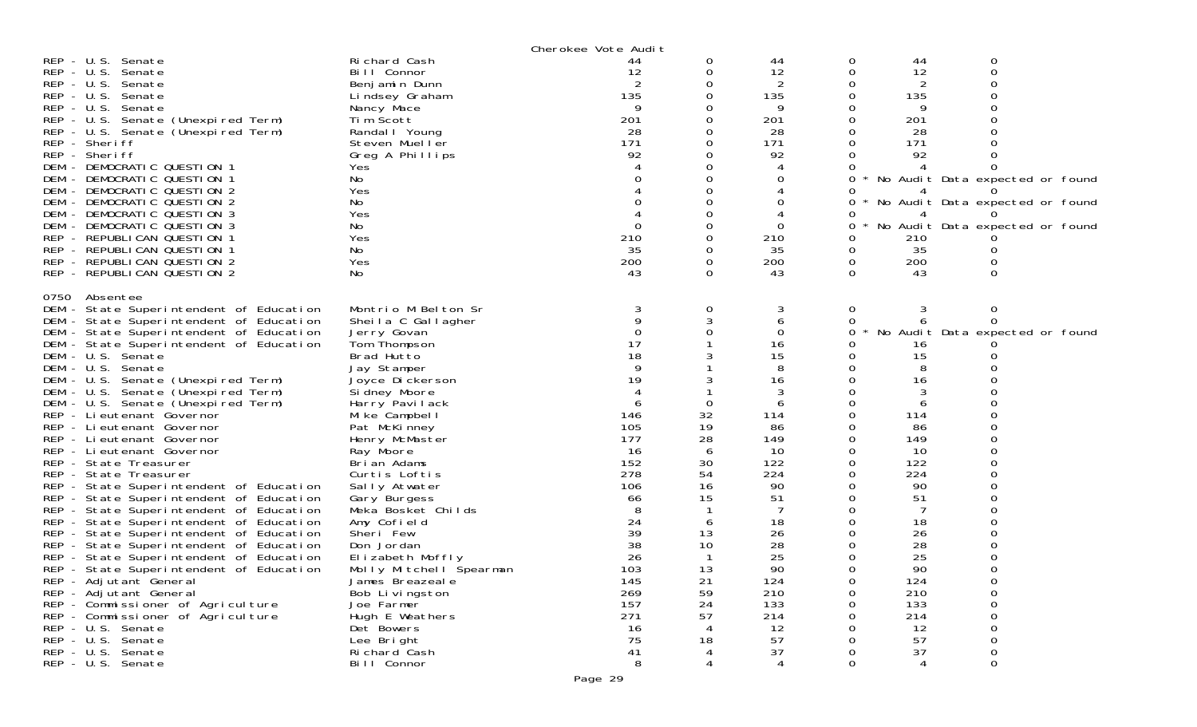Cherokee Vote Audit

| Contest | Candidate | | | | | | |
|---|---|---|---|---|---|---|---|
| REP - U.S. Senate | Richard Cash | 44 | 0 | 44 | 0 | 44 | 0 |
| REP - U.S. Senate | Bill Connor | 12 | 0 | 12 | 0 | 12 | 0 |
| REP - U.S. Senate | Benjamin Dunn | 2 | 0 | 2 | 0 | 2 | 0 |
| REP - U.S. Senate | Lindsey Graham | 135 | 0 | 135 | 0 | 135 | 0 |
| REP - U.S. Senate | Nancy Mace | 9 | 0 | 9 | 0 | 9 | 0 |
| REP - U.S. Senate (Unexpired Term) | Tim Scott | 201 | 0 | 201 | 0 | 201 | 0 |
| REP - U.S. Senate (Unexpired Term) | Randall Young | 28 | 0 | 28 | 0 | 28 | 0 |
| REP - Sheriff | Steven Mueller | 171 | 0 | 171 | 0 | 171 | 0 |
| REP - Sheriff | Greg A Phillips | 92 | 0 | 92 | 0 | 92 | 0 |
| DEM - DEMOCRATIC QUESTION 1 | Yes | 4 | 0 | 4 | 0 | 4 | 0 |
| DEM - DEMOCRATIC QUESTION 1 | No | 0 | 0 | 0 | 0 * No Audit Data expected or found | | |
| DEM - DEMOCRATIC QUESTION 2 | Yes | 4 | 0 | 4 | 0 | 4 | 0 |
| DEM - DEMOCRATIC QUESTION 2 | No | 0 | 0 | 0 | 0 * No Audit Data expected or found | | |
| DEM - DEMOCRATIC QUESTION 3 | Yes | 4 | 0 | 4 | 0 | 4 | 0 |
| DEM - DEMOCRATIC QUESTION 3 | No | 0 | 0 | 0 | 0 * No Audit Data expected or found | | |
| REP - REPUBLICAN QUESTION 1 | Yes | 210 | 0 | 210 | 0 | 210 | 0 |
| REP - REPUBLICAN QUESTION 1 | No | 35 | 0 | 35 | 0 | 35 | 0 |
| REP - REPUBLICAN QUESTION 2 | Yes | 200 | 0 | 200 | 0 | 200 | 0 |
| REP - REPUBLICAN QUESTION 2 | No | 43 | 0 | 43 | 0 | 43 | 0 |
| **0750 Absentee** | | | | | | | |
| DEM - State Superintendent of Education | Montrio M Belton Sr | 3 | 0 | 3 | 0 | 3 | 0 |
| DEM - State Superintendent of Education | Sheila C Gallagher | 9 | 3 | 6 | 0 | 6 | 0 |
| DEM - State Superintendent of Education | Jerry Govan | 0 | 0 | 0 | 0 * No Audit Data expected or found | | |
| DEM - State Superintendent of Education | Tom Thompson | 17 | 1 | 16 | 0 | 16 | 0 |
| DEM - U.S. Senate | Brad Hutto | 18 | 3 | 15 | 0 | 15 | 0 |
| DEM - U.S. Senate | Jay Stamper | 9 | 1 | 8 | 0 | 8 | 0 |
| DEM - U.S. Senate (Unexpired Term) | Joyce Dickerson | 19 | 3 | 16 | 0 | 16 | 0 |
| DEM - U.S. Senate (Unexpired Term) | Sidney Moore | 4 | 1 | 3 | 0 | 3 | 0 |
| DEM - U.S. Senate (Unexpired Term) | Harry Pavilack | 6 | 0 | 6 | 0 | 6 | 0 |
| REP - Lieutenant Governor | Mike Campbell | 146 | 32 | 114 | 0 | 114 | 0 |
| REP - Lieutenant Governor | Pat McKinney | 105 | 19 | 86 | 0 | 86 | 0 |
| REP - Lieutenant Governor | Henry McMaster | 177 | 28 | 149 | 0 | 149 | 0 |
| REP - Lieutenant Governor | Ray Moore | 16 | 6 | 10 | 0 | 10 | 0 |
| REP - State Treasurer | Brian Adams | 152 | 30 | 122 | 0 | 122 | 0 |
| REP - State Treasurer | Curtis Loftis | 278 | 54 | 224 | 0 | 224 | 0 |
| REP - State Superintendent of Education | Sally Atwater | 106 | 16 | 90 | 0 | 90 | 0 |
| REP - State Superintendent of Education | Gary Burgess | 66 | 15 | 51 | 0 | 51 | 0 |
| REP - State Superintendent of Education | Meka Bosket Childs | 8 | 1 | 7 | 0 | 7 | 0 |
| REP - State Superintendent of Education | Amy Cofield | 24 | 6 | 18 | 0 | 18 | 0 |
| REP - State Superintendent of Education | Sheri Few | 39 | 13 | 26 | 0 | 26 | 0 |
| REP - State Superintendent of Education | Don Jordan | 38 | 10 | 28 | 0 | 28 | 0 |
| REP - State Superintendent of Education | Elizabeth Moffly | 26 | 1 | 25 | 0 | 25 | 0 |
| REP - State Superintendent of Education | Molly Mitchell Spearman | 103 | 13 | 90 | 0 | 90 | 0 |
| REP - Adjutant General | James Breazeale | 145 | 21 | 124 | 0 | 124 | 0 |
| REP - Adjutant General | Bob Livingston | 269 | 59 | 210 | 0 | 210 | 0 |
| REP - Commissioner of Agriculture | Joe Farmer | 157 | 24 | 133 | 0 | 133 | 0 |
| REP - Commissioner of Agriculture | Hugh E Weathers | 271 | 57 | 214 | 0 | 214 | 0 |
| REP - U.S. Senate | Det Bowers | 16 | 4 | 12 | 0 | 12 | 0 |
| REP - U.S. Senate | Lee Bright | 75 | 18 | 57 | 0 | 57 | 0 |
| REP - U.S. Senate | Richard Cash | 41 | 4 | 37 | 0 | 37 | 0 |
| REP - U.S. Senate | Bill Connor | 8 | 4 | 4 | 0 | 4 | 0 |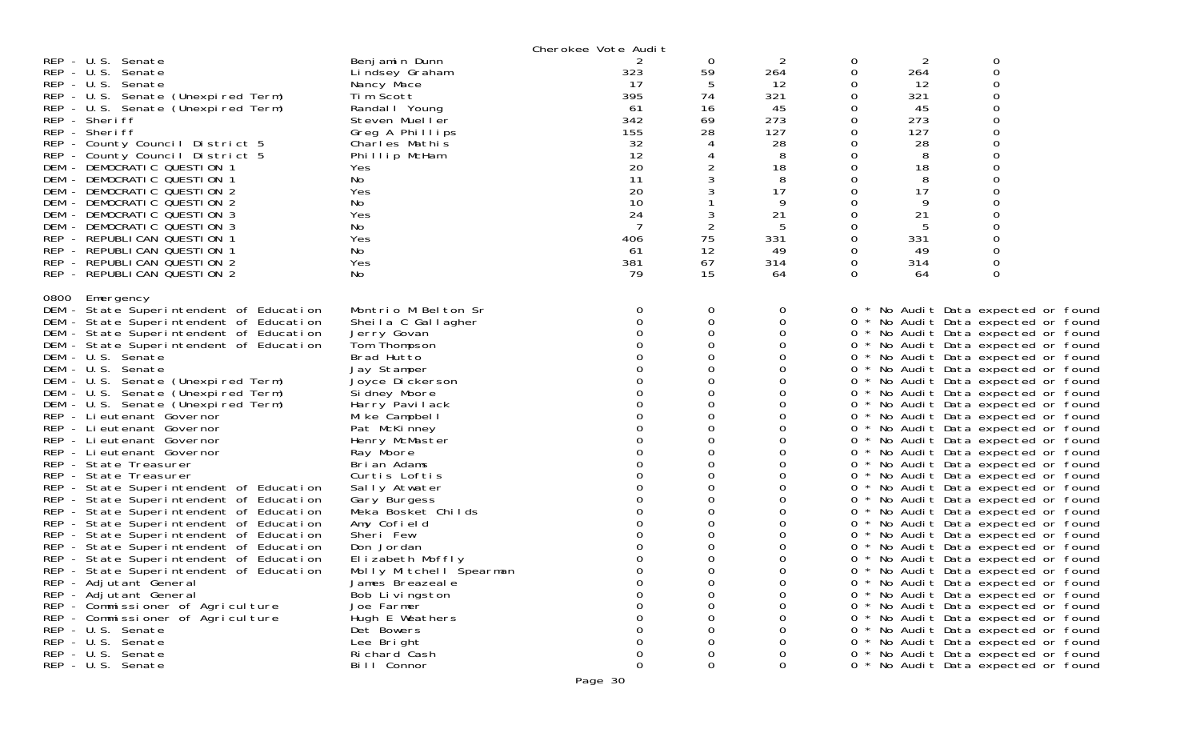Cherokee Vote Audit

| Contest | Candidate | | | | | | |
|---|---|---|---|---|---|---|---|
| REP - U.S. Senate | Benjamin Dunn | 2 | 0 | 2 | 0 | 2 | 0 |
| REP - U.S. Senate | Lindsey Graham | 323 | 59 | 264 | 0 | 264 | 0 |
| REP - U.S. Senate | Nancy Mace | 17 | 5 | 12 | 0 | 12 | 0 |
| REP - U.S. Senate (Unexpired Term) | Tim Scott | 395 | 74 | 321 | 0 | 321 | 0 |
| REP - U.S. Senate (Unexpired Term) | Randall Young | 61 | 16 | 45 | 0 | 45 | 0 |
| REP - Sheriff | Steven Mueller | 342 | 69 | 273 | 0 | 273 | 0 |
| REP - Sheriff | Greg A Phillips | 155 | 28 | 127 | 0 | 127 | 0 |
| REP - County Council District 5 | Charles Mathis | 32 | 4 | 28 | 0 | 28 | 0 |
| REP - County Council District 5 | Phillip McHam | 12 | 4 | 8 | 0 | 8 | 0 |
| DEM - DEMOCRATIC QUESTION 1 | Yes | 20 | 2 | 18 | 0 | 18 | 0 |
| DEM - DEMOCRATIC QUESTION 1 | No | 11 | 3 | 8 | 0 | 8 | 0 |
| DEM - DEMOCRATIC QUESTION 2 | Yes | 20 | 3 | 17 | 0 | 17 | 0 |
| DEM - DEMOCRATIC QUESTION 2 | No | 10 | 1 | 9 | 0 | 9 | 0 |
| DEM - DEMOCRATIC QUESTION 3 | Yes | 24 | 3 | 21 | 0 | 21 | 0 |
| DEM - DEMOCRATIC QUESTION 3 | No | 7 | 2 | 5 | 0 | 5 | 0 |
| REP - REPUBLICAN QUESTION 1 | Yes | 406 | 75 | 331 | 0 | 331 | 0 |
| REP - REPUBLICAN QUESTION 1 | No | 61 | 12 | 49 | 0 | 49 | 0 |
| REP - REPUBLICAN QUESTION 2 | Yes | 381 | 67 | 314 | 0 | 314 | 0 |
| REP - REPUBLICAN QUESTION 2 | No | 79 | 15 | 64 | 0 | 64 | 0 |

0800 Emergency

| Contest | Candidate | | | | | |
|---|---|---|---|---|---|---|
| DEM - State Superintendent of Education | Montrio M Belton Sr | 0 | 0 | 0 | 0 | * No Audit Data expected or found |
| DEM - State Superintendent of Education | Sheila C Gallagher | 0 | 0 | 0 | 0 | * No Audit Data expected or found |
| DEM - State Superintendent of Education | Jerry Govan | 0 | 0 | 0 | 0 | * No Audit Data expected or found |
| DEM - State Superintendent of Education | Tom Thompson | 0 | 0 | 0 | 0 | * No Audit Data expected or found |
| DEM - U.S. Senate | Brad Hutto | 0 | 0 | 0 | 0 | * No Audit Data expected or found |
| DEM - U.S. Senate | Jay Stamper | 0 | 0 | 0 | 0 | * No Audit Data expected or found |
| DEM - U.S. Senate (Unexpired Term) | Joyce Dickerson | 0 | 0 | 0 | 0 | * No Audit Data expected or found |
| DEM - U.S. Senate (Unexpired Term) | Sidney Moore | 0 | 0 | 0 | 0 | * No Audit Data expected or found |
| DEM - U.S. Senate (Unexpired Term) | Harry Pavilack | 0 | 0 | 0 | 0 | * No Audit Data expected or found |
| REP - Lieutenant Governor | Mike Campbell | 0 | 0 | 0 | 0 | * No Audit Data expected or found |
| REP - Lieutenant Governor | Pat McKinney | 0 | 0 | 0 | 0 | * No Audit Data expected or found |
| REP - Lieutenant Governor | Henry McMaster | 0 | 0 | 0 | 0 | * No Audit Data expected or found |
| REP - Lieutenant Governor | Ray Moore | 0 | 0 | 0 | 0 | * No Audit Data expected or found |
| REP - State Treasurer | Brian Adams | 0 | 0 | 0 | 0 | * No Audit Data expected or found |
| REP - State Treasurer | Curtis Loftis | 0 | 0 | 0 | 0 | * No Audit Data expected or found |
| REP - State Superintendent of Education | Sally Atwater | 0 | 0 | 0 | 0 | * No Audit Data expected or found |
| REP - State Superintendent of Education | Gary Burgess | 0 | 0 | 0 | 0 | * No Audit Data expected or found |
| REP - State Superintendent of Education | Meka Bosket Childs | 0 | 0 | 0 | 0 | * No Audit Data expected or found |
| REP - State Superintendent of Education | Amy Cofield | 0 | 0 | 0 | 0 | * No Audit Data expected or found |
| REP - State Superintendent of Education | Sheri Few | 0 | 0 | 0 | 0 | * No Audit Data expected or found |
| REP - State Superintendent of Education | Don Jordan | 0 | 0 | 0 | 0 | * No Audit Data expected or found |
| REP - State Superintendent of Education | Elizabeth Moffly | 0 | 0 | 0 | 0 | * No Audit Data expected or found |
| REP - State Superintendent of Education | Molly Mitchell Spearman | 0 | 0 | 0 | 0 | * No Audit Data expected or found |
| REP - Adjutant General | James Breazeale | 0 | 0 | 0 | 0 | * No Audit Data expected or found |
| REP - Adjutant General | Bob Livingston | 0 | 0 | 0 | 0 | * No Audit Data expected or found |
| REP - Commissioner of Agriculture | Joe Farmer | 0 | 0 | 0 | 0 | * No Audit Data expected or found |
| REP - Commissioner of Agriculture | Hugh E Weathers | 0 | 0 | 0 | 0 | * No Audit Data expected or found |
| REP - U.S. Senate | Det Bowers | 0 | 0 | 0 | 0 | * No Audit Data expected or found |
| REP - U.S. Senate | Lee Bright | 0 | 0 | 0 | 0 | * No Audit Data expected or found |
| REP - U.S. Senate | Richard Cash | 0 | 0 | 0 | 0 | * No Audit Data expected or found |
| REP - U.S. Senate | Bill Connor | 0 | 0 | 0 | 0 | * No Audit Data expected or found |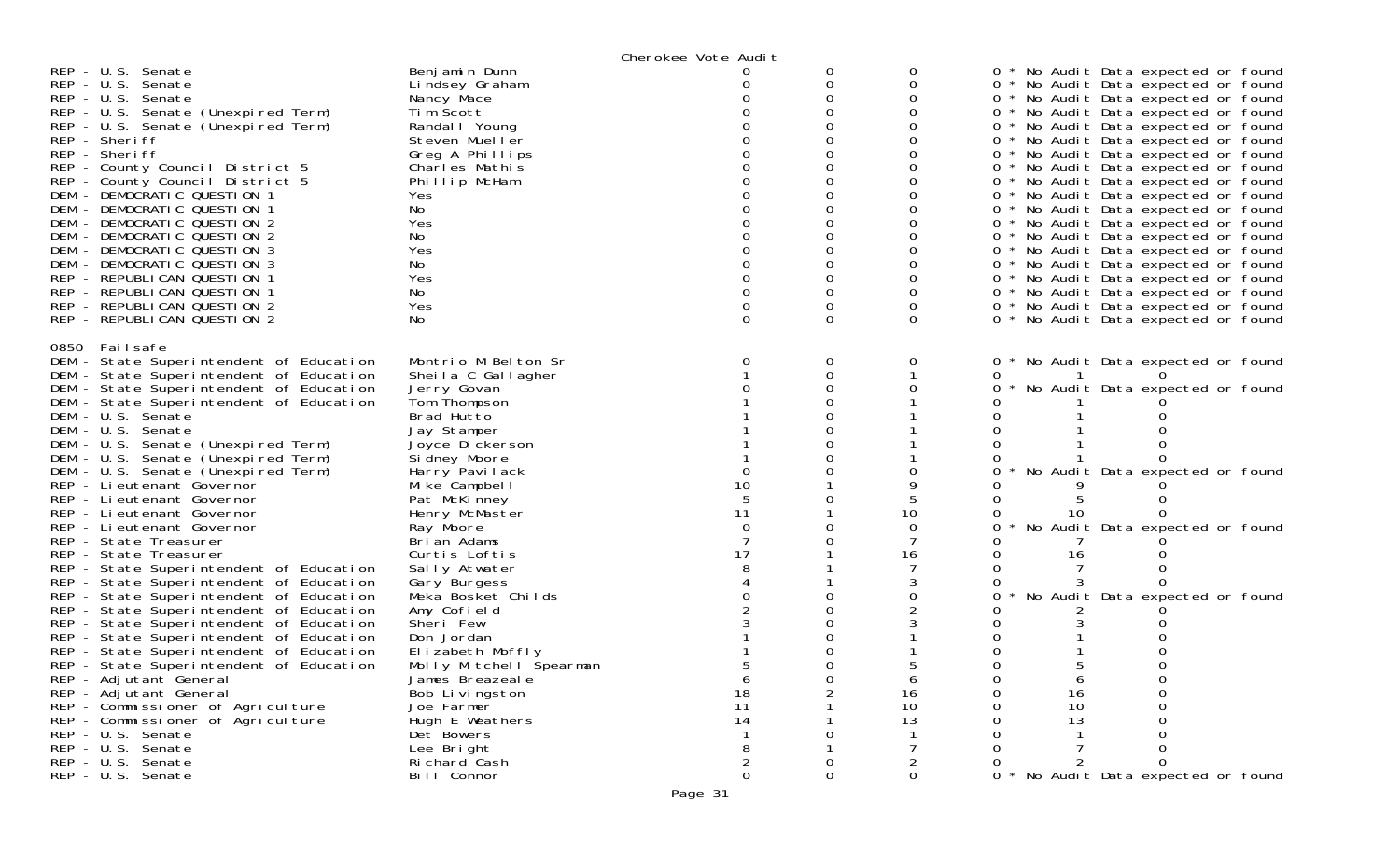Cherokee Vote Audit

| Race | Candidate | | | | | | |
|---|---|---|---|---|---|---|---|
| REP - U.S. Senate | Benjamin Dunn | 0 | 0 | 0 | 0 * No Audit Data expected or found | | |
| REP - U.S. Senate | Lindsey Graham | 0 | 0 | 0 | 0 * No Audit Data expected or found | | |
| REP - U.S. Senate | Nancy Mace | 0 | 0 | 0 | 0 * No Audit Data expected or found | | |
| REP - U.S. Senate (Unexpired Term) | Tim Scott | 0 | 0 | 0 | 0 * No Audit Data expected or found | | |
| REP - U.S. Senate (Unexpired Term) | Randall Young | 0 | 0 | 0 | 0 * No Audit Data expected or found | | |
| REP - Sheriff | Steven Mueller | 0 | 0 | 0 | 0 * No Audit Data expected or found | | |
| REP - Sheriff | Greg A Phillips | 0 | 0 | 0 | 0 * No Audit Data expected or found | | |
| REP - County Council District 5 | Charles Mathis | 0 | 0 | 0 | 0 * No Audit Data expected or found | | |
| REP - County Council District 5 | Phillip McHam | 0 | 0 | 0 | 0 * No Audit Data expected or found | | |
| DEM - DEMOCRATIC QUESTION 1 | Yes | 0 | 0 | 0 | 0 * No Audit Data expected or found | | |
| DEM - DEMOCRATIC QUESTION 1 | No | 0 | 0 | 0 | 0 * No Audit Data expected or found | | |
| DEM - DEMOCRATIC QUESTION 2 | Yes | 0 | 0 | 0 | 0 * No Audit Data expected or found | | |
| DEM - DEMOCRATIC QUESTION 2 | No | 0 | 0 | 0 | 0 * No Audit Data expected or found | | |
| DEM - DEMOCRATIC QUESTION 3 | Yes | 0 | 0 | 0 | 0 * No Audit Data expected or found | | |
| DEM - DEMOCRATIC QUESTION 3 | No | 0 | 0 | 0 | 0 * No Audit Data expected or found | | |
| REP - REPUBLICAN QUESTION 1 | Yes | 0 | 0 | 0 | 0 * No Audit Data expected or found | | |
| REP - REPUBLICAN QUESTION 1 | No | 0 | 0 | 0 | 0 * No Audit Data expected or found | | |
| REP - REPUBLICAN QUESTION 2 | Yes | 0 | 0 | 0 | 0 * No Audit Data expected or found | | |
| REP - REPUBLICAN QUESTION 2 | No | 0 | 0 | 0 | 0 * No Audit Data expected or found | | |

0850 Failsafe

| Race | Candidate | | | | | | |
|---|---|---|---|---|---|---|---|
| DEM - State Superintendent of Education | Montrio M Belton Sr | 0 | 0 | 0 | 0 * No Audit Data expected or found | | |
| DEM - State Superintendent of Education | Sheila C Gallagher | 1 | 0 | 1 | 0 | 1 | 0 |
| DEM - State Superintendent of Education | Jerry Govan | 0 | 0 | 0 | 0 * No Audit Data expected or found | | |
| DEM - State Superintendent of Education | Tom Thompson | 1 | 0 | 1 | 0 | 1 | 0 |
| DEM - U.S. Senate | Brad Hutto | 1 | 0 | 1 | 0 | 1 | 0 |
| DEM - U.S. Senate | Jay Stamper | 1 | 0 | 1 | 0 | 1 | 0 |
| DEM - U.S. Senate (Unexpired Term) | Joyce Dickerson | 1 | 0 | 1 | 0 | 1 | 0 |
| DEM - U.S. Senate (Unexpired Term) | Sidney Moore | 1 | 0 | 1 | 0 | 1 | 0 |
| DEM - U.S. Senate (Unexpired Term) | Harry Pavilack | 0 | 0 | 0 | 0 * No Audit Data expected or found | | |
| REP - Lieutenant Governor | Mike Campbell | 10 | 1 | 9 | 0 | 9 | 0 |
| REP - Lieutenant Governor | Pat McKinney | 5 | 0 | 5 | 0 | 5 | 0 |
| REP - Lieutenant Governor | Henry McMaster | 11 | 1 | 10 | 0 | 10 | 0 |
| REP - Lieutenant Governor | Ray Moore | 0 | 0 | 0 | 0 * No Audit Data expected or found | | |
| REP - State Treasurer | Brian Adams | 7 | 0 | 7 | 0 | 7 | 0 |
| REP - State Treasurer | Curtis Loftis | 17 | 1 | 16 | 0 | 16 | 0 |
| REP - State Superintendent of Education | Sally Atwater | 8 | 1 | 7 | 0 | 7 | 0 |
| REP - State Superintendent of Education | Gary Burgess | 4 | 1 | 3 | 0 | 3 | 0 |
| REP - State Superintendent of Education | Meka Bosket Childs | 0 | 0 | 0 | 0 * No Audit Data expected or found | | |
| REP - State Superintendent of Education | Amy Cofield | 2 | 0 | 2 | 0 | 2 | 0 |
| REP - State Superintendent of Education | Sheri Few | 3 | 0 | 3 | 0 | 3 | 0 |
| REP - State Superintendent of Education | Don Jordan | 1 | 0 | 1 | 0 | 1 | 0 |
| REP - State Superintendent of Education | Elizabeth Moffly | 1 | 0 | 1 | 0 | 1 | 0 |
| REP - State Superintendent of Education | Molly Mitchell Spearman | 5 | 0 | 5 | 0 | 5 | 0 |
| REP - Adjutant General | James Breazeale | 6 | 0 | 6 | 0 | 6 | 0 |
| REP - Adjutant General | Bob Livingston | 18 | 2 | 16 | 0 | 16 | 0 |
| REP - Commissioner of Agriculture | Joe Farmer | 11 | 1 | 10 | 0 | 10 | 0 |
| REP - Commissioner of Agriculture | Hugh E Weathers | 14 | 1 | 13 | 0 | 13 | 0 |
| REP - U.S. Senate | Det Bowers | 1 | 0 | 1 | 0 | 1 | 0 |
| REP - U.S. Senate | Lee Bright | 8 | 1 | 7 | 0 | 7 | 0 |
| REP - U.S. Senate | Richard Cash | 2 | 0 | 2 | 0 | 2 | 0 |
| REP - U.S. Senate | Bill Connor | 0 | 0 | 0 | 0 * No Audit Data expected or found | | |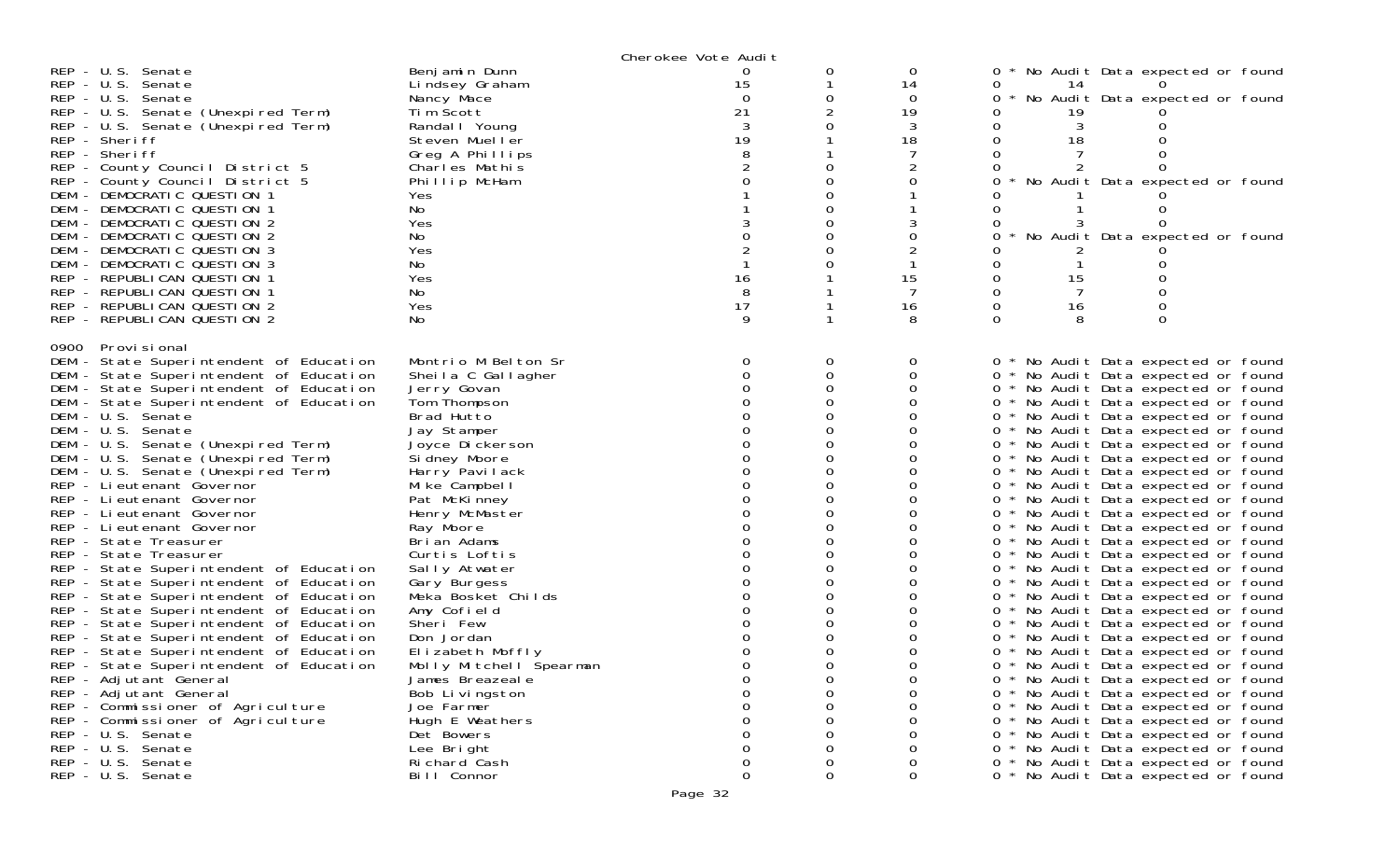Cherokee Vote Audit

| | | | | | | | | |
|---|---|---|---|---|---|---|---|---|
| REP - U.S. Senate | Benjamin Dunn | 0 | 0 | 0 | 0 | * No Audit Data expected or found | | |
| REP - U.S. Senate | Lindsey Graham | 15 | 1 | 14 | 0 | 14 | 0 | |
| REP - U.S. Senate | Nancy Mace | 0 | 0 | 0 | 0 | * No Audit Data expected or found | | |
| REP - U.S. Senate (Unexpired Term) | Tim Scott | 21 | 2 | 19 | 0 | 19 | 0 | |
| REP - U.S. Senate (Unexpired Term) | Randall Young | 3 | 0 | 3 | 0 | 3 | 0 | |
| REP - Sheriff | Steven Mueller | 19 | 1 | 18 | 0 | 18 | 0 | |
| REP - Sheriff | Greg A Phillips | 8 | 1 | 7 | 0 | 7 | 0 | |
| REP - County Council District 5 | Charles Mathis | 2 | 0 | 2 | 0 | 2 | 0 | |
| REP - County Council District 5 | Phillip McHam | 0 | 0 | 0 | 0 | * No Audit Data expected or found | | |
| DEM - DEMOCRATIC QUESTION 1 | Yes | 1 | 0 | 1 | 0 | 1 | 0 | |
| DEM - DEMOCRATIC QUESTION 1 | No | 1 | 0 | 1 | 0 | 1 | 0 | |
| DEM - DEMOCRATIC QUESTION 2 | Yes | 3 | 0 | 3 | 0 | 3 | 0 | |
| DEM - DEMOCRATIC QUESTION 2 | No | 0 | 0 | 0 | 0 | * No Audit Data expected or found | | |
| DEM - DEMOCRATIC QUESTION 3 | Yes | 2 | 0 | 2 | 0 | 2 | 0 | |
| DEM - DEMOCRATIC QUESTION 3 | No | 1 | 0 | 1 | 0 | 1 | 0 | |
| REP - REPUBLICAN QUESTION 1 | Yes | 16 | 1 | 15 | 0 | 15 | 0 | |
| REP - REPUBLICAN QUESTION 1 | No | 8 | 1 | 7 | 0 | 7 | 0 | |
| REP - REPUBLICAN QUESTION 2 | Yes | 17 | 1 | 16 | 0 | 16 | 0 | |
| REP - REPUBLICAN QUESTION 2 | No | 9 | 1 | 8 | 0 | 8 | 0 | |

0900 Provisional

| | | | | | | |
|---|---|---|---|---|---|---|
| DEM - State Superintendent of Education | Montrio M Belton Sr | 0 | 0 | 0 | 0 | * No Audit Data expected or found |
| DEM - State Superintendent of Education | Sheila C Gallagher | 0 | 0 | 0 | 0 | * No Audit Data expected or found |
| DEM - State Superintendent of Education | Jerry Govan | 0 | 0 | 0 | 0 | * No Audit Data expected or found |
| DEM - State Superintendent of Education | Tom Thompson | 0 | 0 | 0 | 0 | * No Audit Data expected or found |
| DEM - U.S. Senate | Brad Hutto | 0 | 0 | 0 | 0 | * No Audit Data expected or found |
| DEM - U.S. Senate | Jay Stamper | 0 | 0 | 0 | 0 | * No Audit Data expected or found |
| DEM - U.S. Senate (Unexpired Term) | Joyce Dickerson | 0 | 0 | 0 | 0 | * No Audit Data expected or found |
| DEM - U.S. Senate (Unexpired Term) | Sidney Moore | 0 | 0 | 0 | 0 | * No Audit Data expected or found |
| DEM - U.S. Senate (Unexpired Term) | Harry Pavilack | 0 | 0 | 0 | 0 | * No Audit Data expected or found |
| REP - Lieutenant Governor | Mike Campbell | 0 | 0 | 0 | 0 | * No Audit Data expected or found |
| REP - Lieutenant Governor | Pat McKinney | 0 | 0 | 0 | 0 | * No Audit Data expected or found |
| REP - Lieutenant Governor | Henry McMaster | 0 | 0 | 0 | 0 | * No Audit Data expected or found |
| REP - Lieutenant Governor | Ray Moore | 0 | 0 | 0 | 0 | * No Audit Data expected or found |
| REP - State Treasurer | Brian Adams | 0 | 0 | 0 | 0 | * No Audit Data expected or found |
| REP - State Treasurer | Curtis Loftis | 0 | 0 | 0 | 0 | * No Audit Data expected or found |
| REP - State Superintendent of Education | Sally Atwater | 0 | 0 | 0 | 0 | * No Audit Data expected or found |
| REP - State Superintendent of Education | Gary Burgess | 0 | 0 | 0 | 0 | * No Audit Data expected or found |
| REP - State Superintendent of Education | Meka Bosket Childs | 0 | 0 | 0 | 0 | * No Audit Data expected or found |
| REP - State Superintendent of Education | Amy Cofield | 0 | 0 | 0 | 0 | * No Audit Data expected or found |
| REP - State Superintendent of Education | Sheri Few | 0 | 0 | 0 | 0 | * No Audit Data expected or found |
| REP - State Superintendent of Education | Don Jordan | 0 | 0 | 0 | 0 | * No Audit Data expected or found |
| REP - State Superintendent of Education | Elizabeth Moffly | 0 | 0 | 0 | 0 | * No Audit Data expected or found |
| REP - State Superintendent of Education | Molly Mitchell Spearman | 0 | 0 | 0 | 0 | * No Audit Data expected or found |
| REP - Adjutant General | James Breazeale | 0 | 0 | 0 | 0 | * No Audit Data expected or found |
| REP - Adjutant General | Bob Livingston | 0 | 0 | 0 | 0 | * No Audit Data expected or found |
| REP - Commissioner of Agriculture | Joe Farmer | 0 | 0 | 0 | 0 | * No Audit Data expected or found |
| REP - Commissioner of Agriculture | Hugh E Weathers | 0 | 0 | 0 | 0 | * No Audit Data expected or found |
| REP - U.S. Senate | Det Bowers | 0 | 0 | 0 | 0 | * No Audit Data expected or found |
| REP - U.S. Senate | Lee Bright | 0 | 0 | 0 | 0 | * No Audit Data expected or found |
| REP - U.S. Senate | Richard Cash | 0 | 0 | 0 | 0 | * No Audit Data expected or found |
| REP - U.S. Senate | Bill Connor | 0 | 0 | 0 | 0 | * No Audit Data expected or found |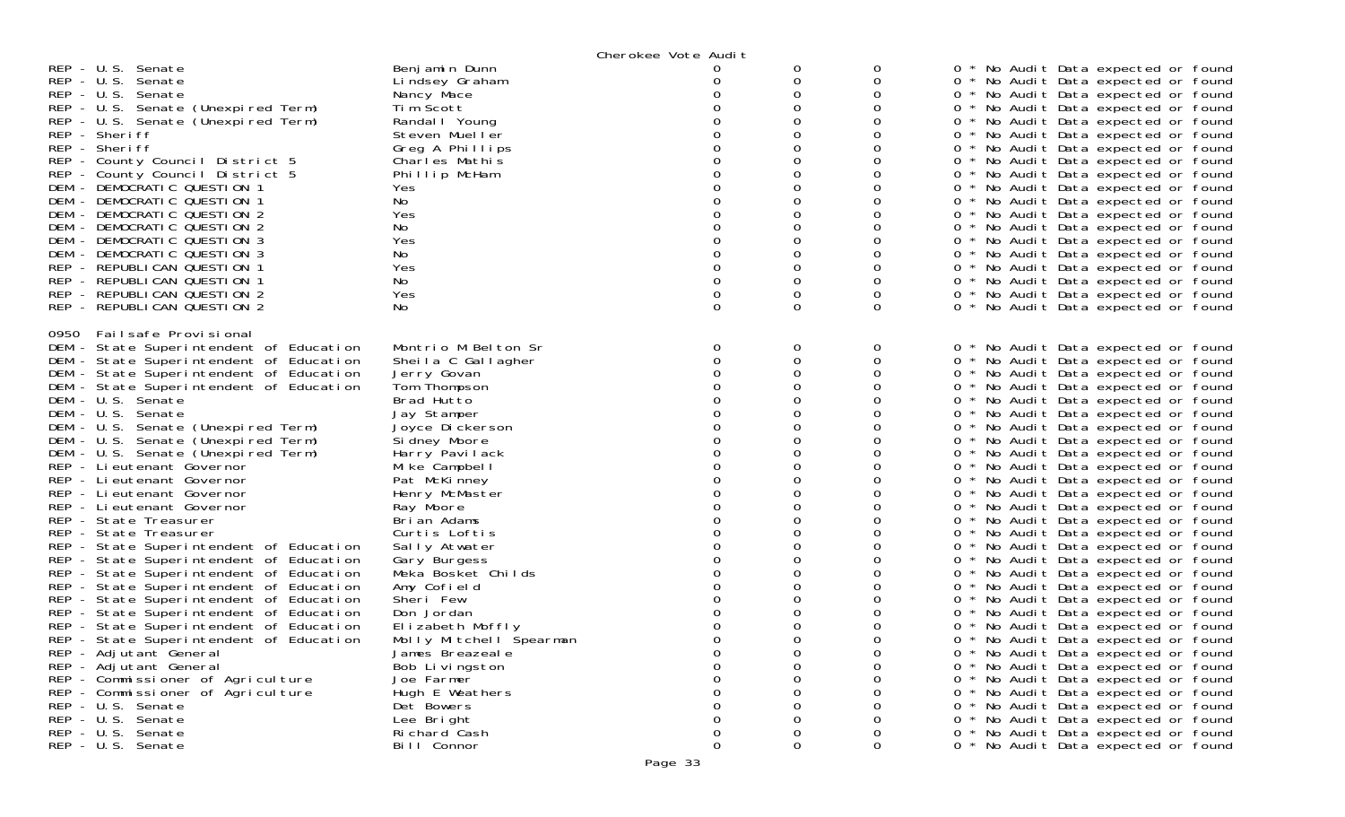Cherokee Vote Audit

| | | | | | |
|---|---|---|---|---|---|
| REP - U.S. Senate | Benjamin Dunn | 0 | 0 | 0 | 0 * No Audit Data expected or found |
| REP - U.S. Senate | Lindsey Graham | 0 | 0 | 0 | 0 * No Audit Data expected or found |
| REP - U.S. Senate | Nancy Mace | 0 | 0 | 0 | 0 * No Audit Data expected or found |
| REP - U.S. Senate (Unexpired Term) | Tim Scott | 0 | 0 | 0 | 0 * No Audit Data expected or found |
| REP - U.S. Senate (Unexpired Term) | Randall Young | 0 | 0 | 0 | 0 * No Audit Data expected or found |
| REP - Sheriff | Steven Mueller | 0 | 0 | 0 | 0 * No Audit Data expected or found |
| REP - Sheriff | Greg A Phillips | 0 | 0 | 0 | 0 * No Audit Data expected or found |
| REP - County Council District 5 | Charles Mathis | 0 | 0 | 0 | 0 * No Audit Data expected or found |
| REP - County Council District 5 | Phillip McHam | 0 | 0 | 0 | 0 * No Audit Data expected or found |
| DEM - DEMOCRATIC QUESTION 1 | Yes | 0 | 0 | 0 | 0 * No Audit Data expected or found |
| DEM - DEMOCRATIC QUESTION 1 | No | 0 | 0 | 0 | 0 * No Audit Data expected or found |
| DEM - DEMOCRATIC QUESTION 2 | Yes | 0 | 0 | 0 | 0 * No Audit Data expected or found |
| DEM - DEMOCRATIC QUESTION 2 | No | 0 | 0 | 0 | 0 * No Audit Data expected or found |
| DEM - DEMOCRATIC QUESTION 3 | Yes | 0 | 0 | 0 | 0 * No Audit Data expected or found |
| DEM - DEMOCRATIC QUESTION 3 | No | 0 | 0 | 0 | 0 * No Audit Data expected or found |
| REP - REPUBLICAN QUESTION 1 | Yes | 0 | 0 | 0 | 0 * No Audit Data expected or found |
| REP - REPUBLICAN QUESTION 1 | No | 0 | 0 | 0 | 0 * No Audit Data expected or found |
| REP - REPUBLICAN QUESTION 2 | Yes | 0 | 0 | 0 | 0 * No Audit Data expected or found |
| REP - REPUBLICAN QUESTION 2 | No | 0 | 0 | 0 | 0 * No Audit Data expected or found |

0950 Failsafe Provisional

| | | | | | |
|---|---|---|---|---|---|
| DEM - State Superintendent of Education | Montrio M Belton Sr | 0 | 0 | 0 | 0 * No Audit Data expected or found |
| DEM - State Superintendent of Education | Sheila C Gallagher | 0 | 0 | 0 | 0 * No Audit Data expected or found |
| DEM - State Superintendent of Education | Jerry Govan | 0 | 0 | 0 | 0 * No Audit Data expected or found |
| DEM - State Superintendent of Education | Tom Thompson | 0 | 0 | 0 | 0 * No Audit Data expected or found |
| DEM - U.S. Senate | Brad Hutto | 0 | 0 | 0 | 0 * No Audit Data expected or found |
| DEM - U.S. Senate | Jay Stamper | 0 | 0 | 0 | 0 * No Audit Data expected or found |
| DEM - U.S. Senate (Unexpired Term) | Joyce Dickerson | 0 | 0 | 0 | 0 * No Audit Data expected or found |
| DEM - U.S. Senate (Unexpired Term) | Sidney Moore | 0 | 0 | 0 | 0 * No Audit Data expected or found |
| DEM - U.S. Senate (Unexpired Term) | Harry Pavilack | 0 | 0 | 0 | 0 * No Audit Data expected or found |
| REP - Lieutenant Governor | Mike Campbell | 0 | 0 | 0 | 0 * No Audit Data expected or found |
| REP - Lieutenant Governor | Pat McKinney | 0 | 0 | 0 | 0 * No Audit Data expected or found |
| REP - Lieutenant Governor | Henry McMaster | 0 | 0 | 0 | 0 * No Audit Data expected or found |
| REP - Lieutenant Governor | Ray Moore | 0 | 0 | 0 | 0 * No Audit Data expected or found |
| REP - State Treasurer | Brian Adams | 0 | 0 | 0 | 0 * No Audit Data expected or found |
| REP - State Treasurer | Curtis Loftis | 0 | 0 | 0 | 0 * No Audit Data expected or found |
| REP - State Superintendent of Education | Sally Atwater | 0 | 0 | 0 | 0 * No Audit Data expected or found |
| REP - State Superintendent of Education | Gary Burgess | 0 | 0 | 0 | 0 * No Audit Data expected or found |
| REP - State Superintendent of Education | Meka Bosket Childs | 0 | 0 | 0 | 0 * No Audit Data expected or found |
| REP - State Superintendent of Education | Amy Cofield | 0 | 0 | 0 | 0 * No Audit Data expected or found |
| REP - State Superintendent of Education | Sheri Few | 0 | 0 | 0 | 0 * No Audit Data expected or found |
| REP - State Superintendent of Education | Don Jordan | 0 | 0 | 0 | 0 * No Audit Data expected or found |
| REP - State Superintendent of Education | Elizabeth Moffly | 0 | 0 | 0 | 0 * No Audit Data expected or found |
| REP - State Superintendent of Education | Molly Mitchell Spearman | 0 | 0 | 0 | 0 * No Audit Data expected or found |
| REP - Adjutant General | James Breazeale | 0 | 0 | 0 | 0 * No Audit Data expected or found |
| REP - Adjutant General | Bob Livingston | 0 | 0 | 0 | 0 * No Audit Data expected or found |
| REP - Commissioner of Agriculture | Joe Farmer | 0 | 0 | 0 | 0 * No Audit Data expected or found |
| REP - Commissioner of Agriculture | Hugh E Weathers | 0 | 0 | 0 | 0 * No Audit Data expected or found |
| REP - U.S. Senate | Det Bowers | 0 | 0 | 0 | 0 * No Audit Data expected or found |
| REP - U.S. Senate | Lee Bright | 0 | 0 | 0 | 0 * No Audit Data expected or found |
| REP - U.S. Senate | Richard Cash | 0 | 0 | 0 | 0 * No Audit Data expected or found |
| REP - U.S. Senate | Bill Connor | 0 | 0 | 0 | 0 * No Audit Data expected or found |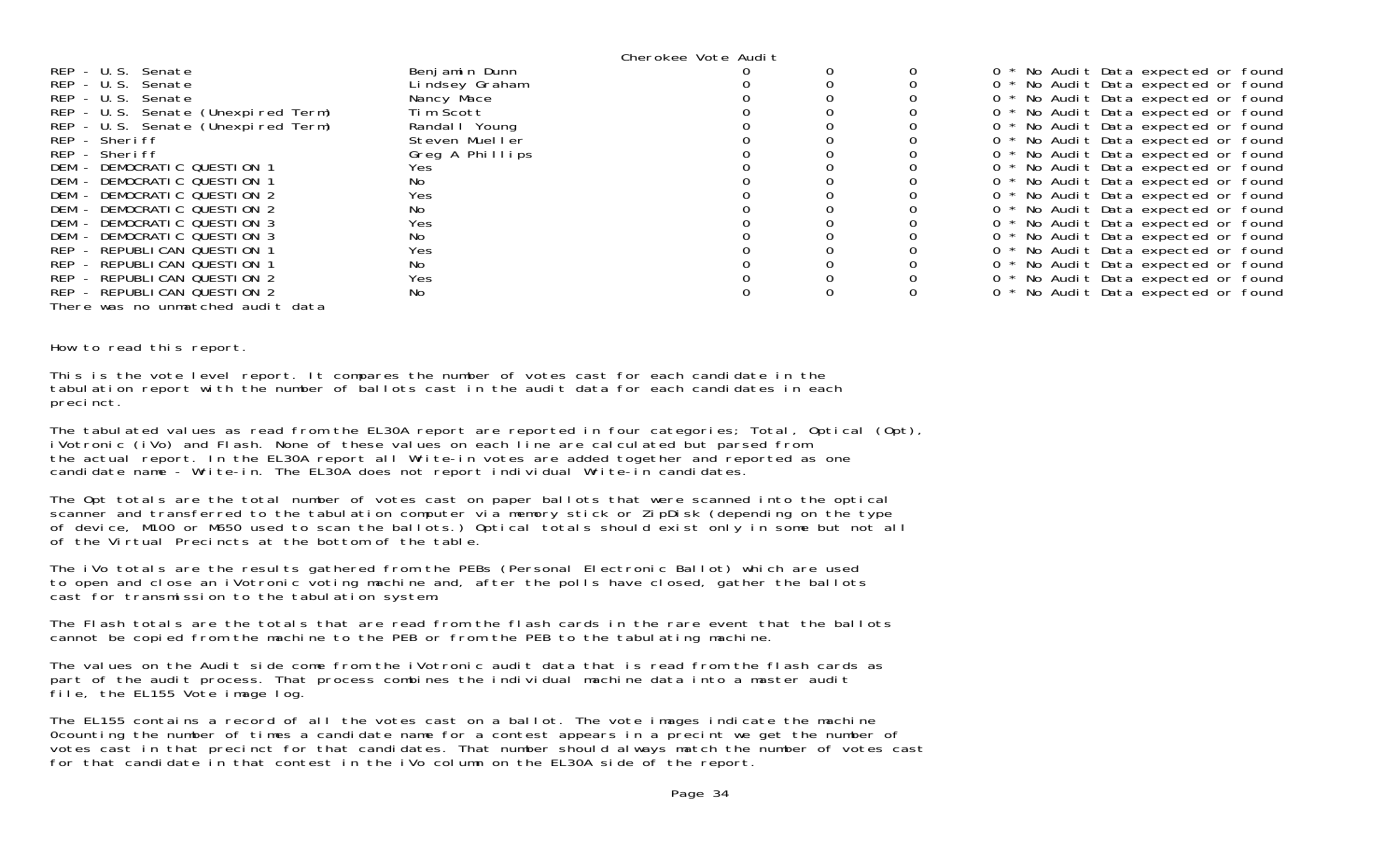Cherokee Vote Audit

| Contest | Candidate | | | | |
|---|---|---|---|---|---|
| REP - U.S. Senate | Benjamin Dunn | 0 | 0 | 0 | 0 * No Audit Data expected or found |
| REP - U.S. Senate | Lindsey Graham | 0 | 0 | 0 | 0 * No Audit Data expected or found |
| REP - U.S. Senate | Nancy Mace | 0 | 0 | 0 | 0 * No Audit Data expected or found |
| REP - U.S. Senate (Unexpired Term) | Tim Scott | 0 | 0 | 0 | 0 * No Audit Data expected or found |
| REP - U.S. Senate (Unexpired Term) | Randall Young | 0 | 0 | 0 | 0 * No Audit Data expected or found |
| REP - Sheriff | Steven Mueller | 0 | 0 | 0 | 0 * No Audit Data expected or found |
| REP - Sheriff | Greg A Phillips | 0 | 0 | 0 | 0 * No Audit Data expected or found |
| DEM - DEMOCRATIC QUESTION 1 | Yes | 0 | 0 | 0 | 0 * No Audit Data expected or found |
| DEM - DEMOCRATIC QUESTION 1 | No | 0 | 0 | 0 | 0 * No Audit Data expected or found |
| DEM - DEMOCRATIC QUESTION 2 | Yes | 0 | 0 | 0 | 0 * No Audit Data expected or found |
| DEM - DEMOCRATIC QUESTION 2 | No | 0 | 0 | 0 | 0 * No Audit Data expected or found |
| DEM - DEMOCRATIC QUESTION 3 | Yes | 0 | 0 | 0 | 0 * No Audit Data expected or found |
| DEM - DEMOCRATIC QUESTION 3 | No | 0 | 0 | 0 | 0 * No Audit Data expected or found |
| REP - REPUBLICAN QUESTION 1 | Yes | 0 | 0 | 0 | 0 * No Audit Data expected or found |
| REP - REPUBLICAN QUESTION 1 | No | 0 | 0 | 0 | 0 * No Audit Data expected or found |
| REP - REPUBLICAN QUESTION 2 | Yes | 0 | 0 | 0 | 0 * No Audit Data expected or found |
| REP - REPUBLICAN QUESTION 2 | No | 0 | 0 | 0 | 0 * No Audit Data expected or found |

There was no unmatched audit data

How to read this report.

This is the vote level report. It compares the number of votes cast for each candidate in the tabulation report with the number of ballots cast in the audit data for each candidates in each precinct.

The tabulated values as read from the EL30A report are reported in four categories; Total, Optical (Opt), iVotronic (iVo) and Flash. None of these values on each line are calculated but parsed from the actual report. In the EL30A report all Write-in votes are added together and reported as one candidate name - Write-in. The EL30A does not report individual Write-in candidates.

The Opt totals are the total number of votes cast on paper ballots that were scanned into the optical scanner and transferred to the tabulation computer via memory stick or ZipDisk (depending on the type of device, M100 or M650 used to scan the ballots.) Optical totals should exist only in some but not all of the Virtual Precincts at the bottom of the table.

The iVo totals are the results gathered from the PEBs (Personal Electronic Ballot) which are used to open and close an iVotronic voting machine and, after the polls have closed, gather the ballots cast for transmission to the tabulation system.

The Flash totals are the totals that are read from the flash cards in the rare event that the ballots cannot be copied from the machine to the PEB or from the PEB to the tabulating machine.

The values on the Audit side come from the iVotronic audit data that is read from the flash cards as part of the audit process. That process combines the individual machine data into a master audit file, the EL155 Vote image log.

The EL155 contains a record of all the votes cast on a ballot. The vote images indicate the machine 0counting the number of times a candidate name for a contest appears in a precint we get the number of votes cast in that precinct for that candidates. That number should always match the number of votes cast for that candidate in that contest in the iVo column on the EL30A side of the report.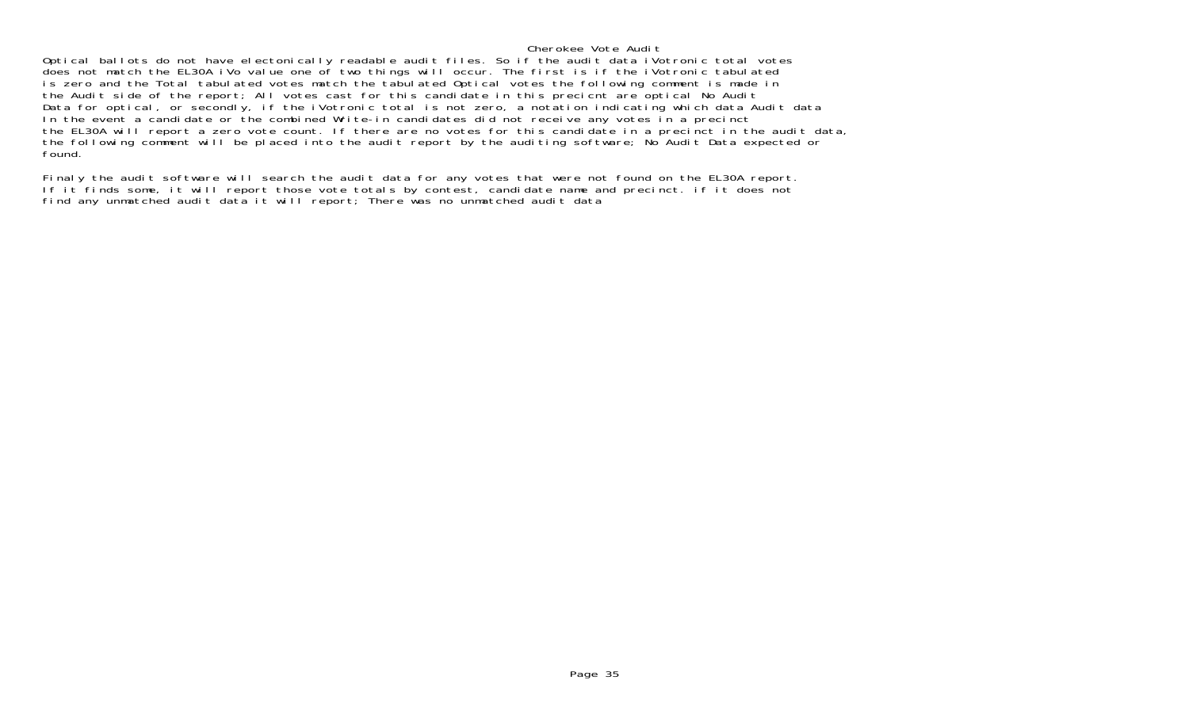# Cherokee Vote Audit

Optical ballots do not have electonically readable audit files. So if the audit data iVotronic total votes does not match the EL30A iVo value one of two things will occur. The first is if the iVotronic tabulated is zero and the Total tabulated votes match the tabulated Optical votes the following comment is made in the Audit side of the report; All votes cast for this candidate in this precicnt are optical No Audit Data for optical, or secondly, if the iVotronic total is not zero, a notation indicating which data Audit data In the event a candidate or the combined Write-in candidates did not receive any votes in a precinct the EL30A will report a zero vote count. If there are no votes for this candidate in a precinct in the audit data, the following comment will be placed into the audit report by the auditing software; No Audit Data expected or found.

Finaly the audit software will search the audit data for any votes that were not found on the EL30A report. If it finds some, it will report those vote totals by contest, candidate name and precinct. if it does not find any unmatched audit data it will report; There was no unmatched audit data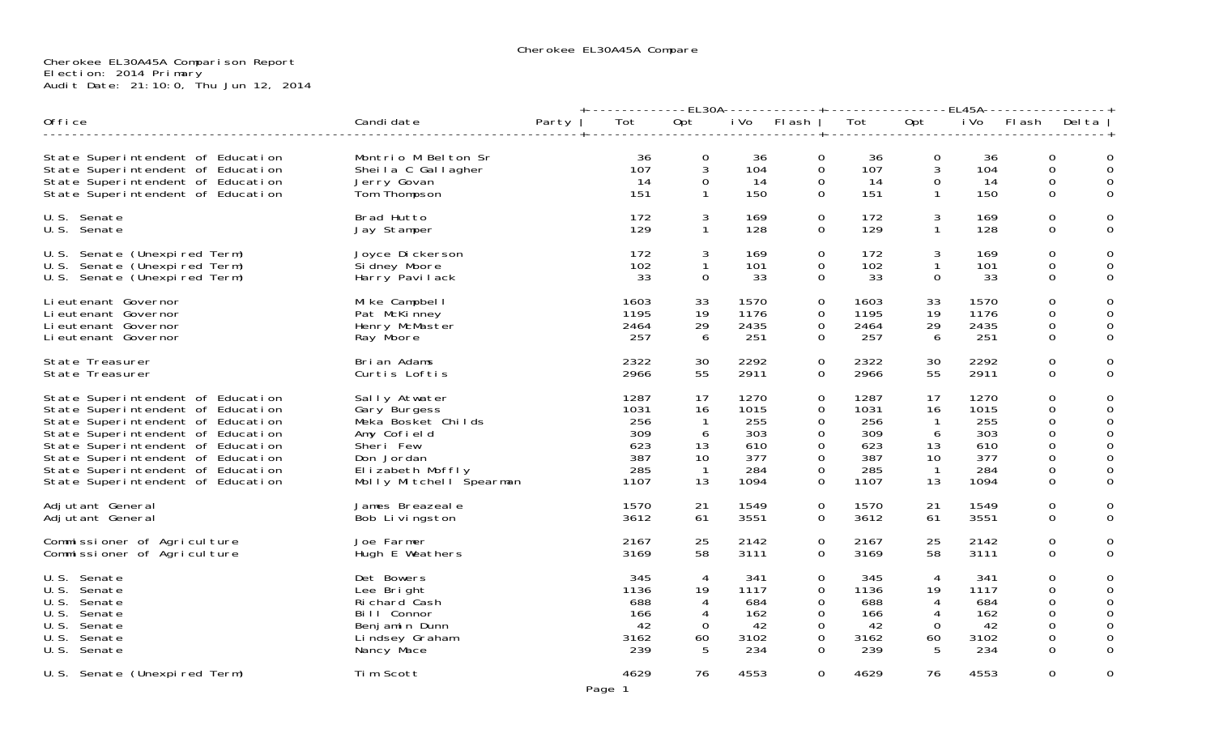Cherokee EL30A45A Compare

Cherokee EL30A45A Comparison Report
Election: 2014 Primary
Audit Date: 21:10:0, Thu Jun 12, 2014

| Office | Candidate | Party | EL30A Tot | EL30A Opt | EL30A iVo | EL30A Flash | EL45A Tot | EL45A Opt | EL45A iVo | EL45A Flash | Delta |
|---|---|---|---|---|---|---|---|---|---|---|---|
| State Superintendent of Education | Montrio M Belton Sr | | 36 | 0 | 36 | 0 | 36 | 0 | 36 | 0 | 0 |
| State Superintendent of Education | Sheila C Gallagher | | 107 | 3 | 104 | 0 | 107 | 3 | 104 | 0 | 0 |
| State Superintendent of Education | Jerry Govan | | 14 | 0 | 14 | 0 | 14 | 0 | 14 | 0 | 0 |
| State Superintendent of Education | Tom Thompson | | 151 | 1 | 150 | 0 | 151 | 1 | 150 | 0 | 0 |
| U.S. Senate | Brad Hutto | | 172 | 3 | 169 | 0 | 172 | 3 | 169 | 0 | 0 |
| U.S. Senate | Jay Stamper | | 129 | 1 | 128 | 0 | 129 | 1 | 128 | 0 | 0 |
| U.S. Senate (Unexpired Term) | Joyce Dickerson | | 172 | 3 | 169 | 0 | 172 | 3 | 169 | 0 | 0 |
| U.S. Senate (Unexpired Term) | Sidney Moore | | 102 | 1 | 101 | 0 | 102 | 1 | 101 | 0 | 0 |
| U.S. Senate (Unexpired Term) | Harry Pavilack | | 33 | 0 | 33 | 0 | 33 | 0 | 33 | 0 | 0 |
| Lieutenant Governor | Mike Campbell | | 1603 | 33 | 1570 | 0 | 1603 | 33 | 1570 | 0 | 0 |
| Lieutenant Governor | Pat McKinney | | 1195 | 19 | 1176 | 0 | 1195 | 19 | 1176 | 0 | 0 |
| Lieutenant Governor | Henry McMaster | | 2464 | 29 | 2435 | 0 | 2464 | 29 | 2435 | 0 | 0 |
| Lieutenant Governor | Ray Moore | | 257 | 6 | 251 | 0 | 257 | 6 | 251 | 0 | 0 |
| State Treasurer | Brian Adams | | 2322 | 30 | 2292 | 0 | 2322 | 30 | 2292 | 0 | 0 |
| State Treasurer | Curtis Loftis | | 2966 | 55 | 2911 | 0 | 2966 | 55 | 2911 | 0 | 0 |
| State Superintendent of Education | Sally Atwater | | 1287 | 17 | 1270 | 0 | 1287 | 17 | 1270 | 0 | 0 |
| State Superintendent of Education | Gary Burgess | | 1031 | 16 | 1015 | 0 | 1031 | 16 | 1015 | 0 | 0 |
| State Superintendent of Education | Meka Bosket Childs | | 256 | 1 | 255 | 0 | 256 | 1 | 255 | 0 | 0 |
| State Superintendent of Education | Amy Cofield | | 309 | 6 | 303 | 0 | 309 | 6 | 303 | 0 | 0 |
| State Superintendent of Education | Sheri Few | | 623 | 13 | 610 | 0 | 623 | 13 | 610 | 0 | 0 |
| State Superintendent of Education | Don Jordan | | 387 | 10 | 377 | 0 | 387 | 10 | 377 | 0 | 0 |
| State Superintendent of Education | Elizabeth Moffly | | 285 | 1 | 284 | 0 | 285 | 1 | 284 | 0 | 0 |
| State Superintendent of Education | Molly Mitchell Spearman | | 1107 | 13 | 1094 | 0 | 1107 | 13 | 1094 | 0 | 0 |
| Adjutant General | James Breazeale | | 1570 | 21 | 1549 | 0 | 1570 | 21 | 1549 | 0 | 0 |
| Adjutant General | Bob Livingston | | 3612 | 61 | 3551 | 0 | 3612 | 61 | 3551 | 0 | 0 |
| Commissioner of Agriculture | Joe Farmer | | 2167 | 25 | 2142 | 0 | 2167 | 25 | 2142 | 0 | 0 |
| Commissioner of Agriculture | Hugh E Weathers | | 3169 | 58 | 3111 | 0 | 3169 | 58 | 3111 | 0 | 0 |
| U.S. Senate | Det Bowers | | 345 | 4 | 341 | 0 | 345 | 4 | 341 | 0 | 0 |
| U.S. Senate | Lee Bright | | 1136 | 19 | 1117 | 0 | 1136 | 19 | 1117 | 0 | 0 |
| U.S. Senate | Richard Cash | | 688 | 4 | 684 | 0 | 688 | 4 | 684 | 0 | 0 |
| U.S. Senate | Bill Connor | | 166 | 4 | 162 | 0 | 166 | 4 | 162 | 0 | 0 |
| U.S. Senate | Benjamin Dunn | | 42 | 0 | 42 | 0 | 42 | 0 | 42 | 0 | 0 |
| U.S. Senate | Lindsey Graham | | 3162 | 60 | 3102 | 0 | 3162 | 60 | 3102 | 0 | 0 |
| U.S. Senate | Nancy Mace | | 239 | 5 | 234 | 0 | 239 | 5 | 234 | 0 | 0 |
| U.S. Senate (Unexpired Term) | Tim Scott | | 4629 | 76 | 4553 | 0 | 4629 | 76 | 4553 | 0 | 0 |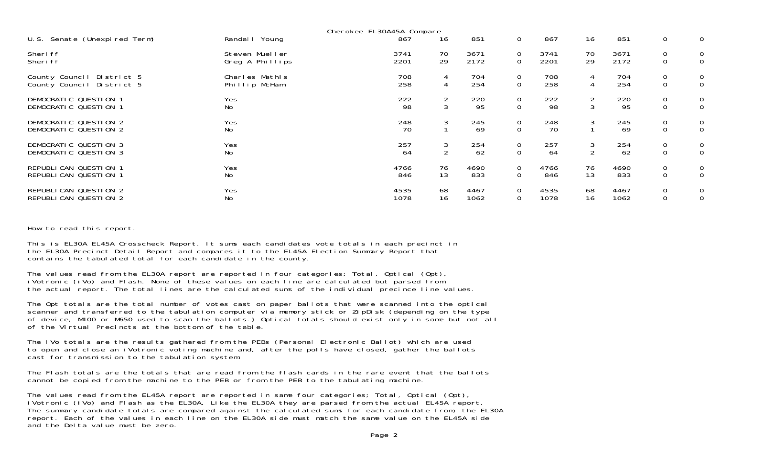Cherokee EL30A45A Compare

| Contest | Candidate | | | | | | | | | |
|---|---|---|---|---|---|---|---|---|---|---|
| U.S. Senate (Unexpired Term) | Randall Young | 867 | 16 | 851 | 0 | 867 | 16 | 851 | 0 | 0 |
| Sheriff | Steven Mueller | 3741 | 70 | 3671 | 0 | 3741 | 70 | 3671 | 0 | 0 |
| Sheriff | Greg A Phillips | 2201 | 29 | 2172 | 0 | 2201 | 29 | 2172 | 0 | 0 |
| County Council District 5 | Charles Mathis | 708 | 4 | 704 | 0 | 708 | 4 | 704 | 0 | 0 |
| County Council District 5 | Phillip McHam | 258 | 4 | 254 | 0 | 258 | 4 | 254 | 0 | 0 |
| DEMOCRATIC QUESTION 1 | Yes | 222 | 2 | 220 | 0 | 222 | 2 | 220 | 0 | 0 |
| DEMOCRATIC QUESTION 1 | No | 98 | 3 | 95 | 0 | 98 | 3 | 95 | 0 | 0 |
| DEMOCRATIC QUESTION 2 | Yes | 248 | 3 | 245 | 0 | 248 | 3 | 245 | 0 | 0 |
| DEMOCRATIC QUESTION 2 | No | 70 | 1 | 69 | 0 | 70 | 1 | 69 | 0 | 0 |
| DEMOCRATIC QUESTION 3 | Yes | 257 | 3 | 254 | 0 | 257 | 3 | 254 | 0 | 0 |
| DEMOCRATIC QUESTION 3 | No | 64 | 2 | 62 | 0 | 64 | 2 | 62 | 0 | 0 |
| REPUBLICAN QUESTION 1 | Yes | 4766 | 76 | 4690 | 0 | 4766 | 76 | 4690 | 0 | 0 |
| REPUBLICAN QUESTION 1 | No | 846 | 13 | 833 | 0 | 846 | 13 | 833 | 0 | 0 |
| REPUBLICAN QUESTION 2 | Yes | 4535 | 68 | 4467 | 0 | 4535 | 68 | 4467 | 0 | 0 |
| REPUBLICAN QUESTION 2 | No | 1078 | 16 | 1062 | 0 | 1078 | 16 | 1062 | 0 | 0 |

How to read this report.

This is EL30A EL45A Crosscheck Report. It sums each candidates vote totals in each precinct in the EL30A Precinct Detail Report and compares it to the EL45A Election Summary Report that contains the tabulated total for each candidate in the county.

The values read from the EL30A report are reported in four categories; Total, Optical (Opt), iVotronic (iVo) and Flash. None of these values on each line are calculated but parsed from the actual report. The total lines are the calculated sums of the individual precince line values.

The Opt totals are the total number of votes cast on paper ballots that were scanned into the optical scanner and transferred to the tabulation computer via memory stick or ZipDisk (depending on the type of device, M100 or M650 used to scan the ballots.) Optical totals should exist only in some but not all of the Virtual Precincts at the bottom of the table.

The iVo totals are the results gathered from the PEBs (Personal Electronic Ballot) which are used to open and close an iVotronic voting machine and, after the polls have closed, gather the ballots cast for transmission to the tabulation system.

The Flash totals are the totals that are read from the flash cards in the rare event that the ballots cannot be copied from the machine to the PEB or from the PEB to the tabulating machine.

The values read from the EL45A report are reported in same four categories; Total, Optical (Opt), iVotronic (iVo) and Flash as the EL30A. Like the EL30A they are parsed from the actual EL45A report. The summary candidate totals are compared against the calculated sums for each candidate from, the EL30A report. Each of the values in each line on the EL30A side must match the same value on the EL45A side and the Delta value must be zero.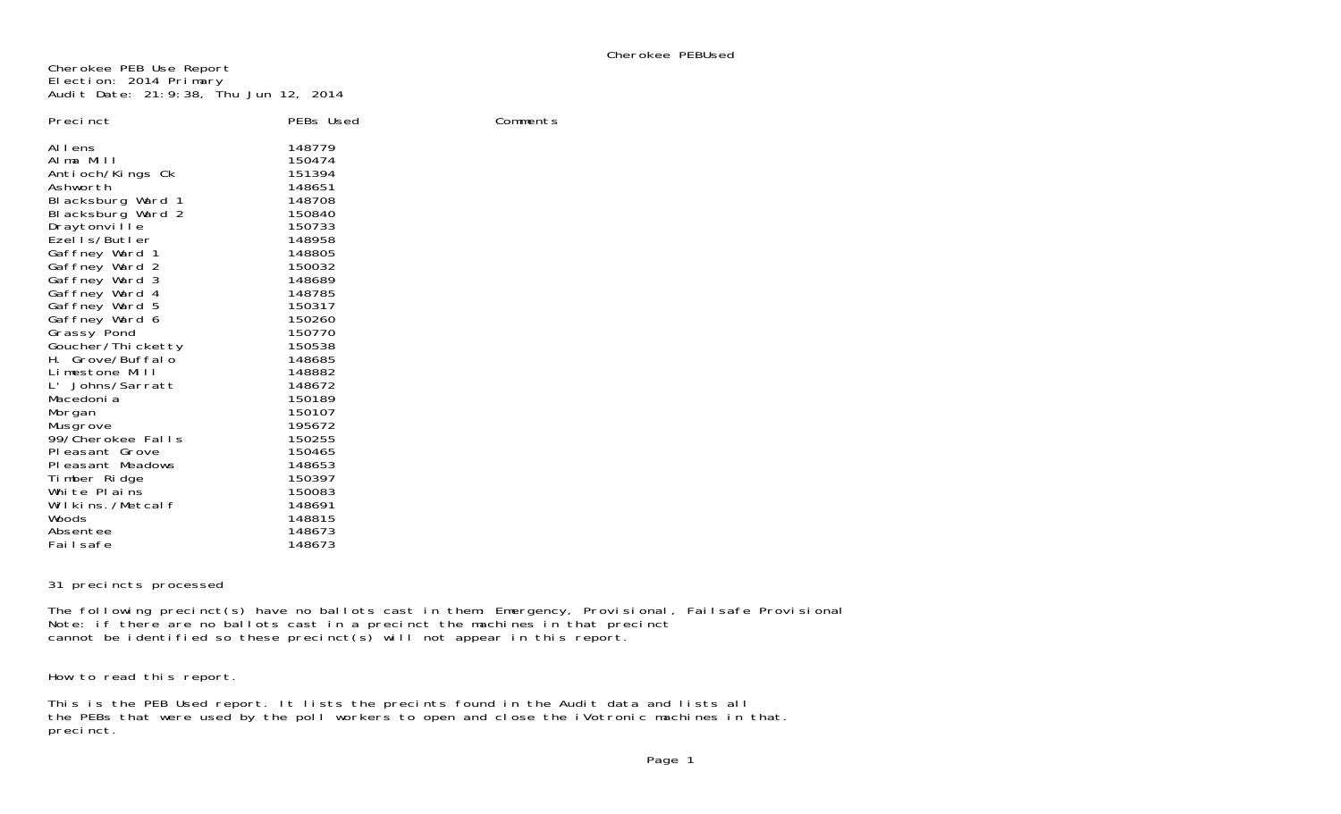Cherokee PEB Use Report
Election: 2014 Primary
Audit Date: 21:9:38, Thu Jun 12, 2014

| Precinct | PEBs Used | Comments |
|---|---|---|
| Allens | 148779 | |
| Alma Mill | 150474 | |
| Antioch/Kings Ck | 151394 | |
| Ashworth | 148651 | |
| Blacksburg Ward 1 | 148708 | |
| Blacksburg Ward 2 | 150840 | |
| Draytonville | 150733 | |
| Ezells/Butler | 148958 | |
| Gaffney Ward 1 | 148805 | |
| Gaffney Ward 2 | 150032 | |
| Gaffney Ward 3 | 148689 | |
| Gaffney Ward 4 | 148785 | |
| Gaffney Ward 5 | 150317 | |
| Gaffney Ward 6 | 150260 | |
| Grassy Pond | 150770 | |
| Goucher/Thicketty | 150538 | |
| H. Grove/Buffalo | 148685 | |
| Limestone Mill | 148882 | |
| L' Johns/Sarratt | 148672 | |
| Macedonia | 150189 | |
| Morgan | 150107 | |
| Musgrove | 195672 | |
| 99/Cherokee Falls | 150255 | |
| Pleasant Grove | 150465 | |
| Pleasant Meadows | 148653 | |
| Timber Ridge | 150397 | |
| White Plains | 150083 | |
| Wilkins./Metcalf | 148691 | |
| Woods | 148815 | |
| Absentee | 148673 | |
| Failsafe | 148673 | |

31 precincts processed

The following precinct(s) have no ballots cast in them: Emergency, Provisional, Failsafe Provisional
Note: if there are no ballots cast in a precinct the machines in that precinct
cannot be identified so these precinct(s) will not appear in this report.

How to read this report.

This is the PEB Used report. It lists the precints found in the Audit data and lists all
the PEBs that were used by the poll workers to open and close the iVotronic machines in that.
precinct.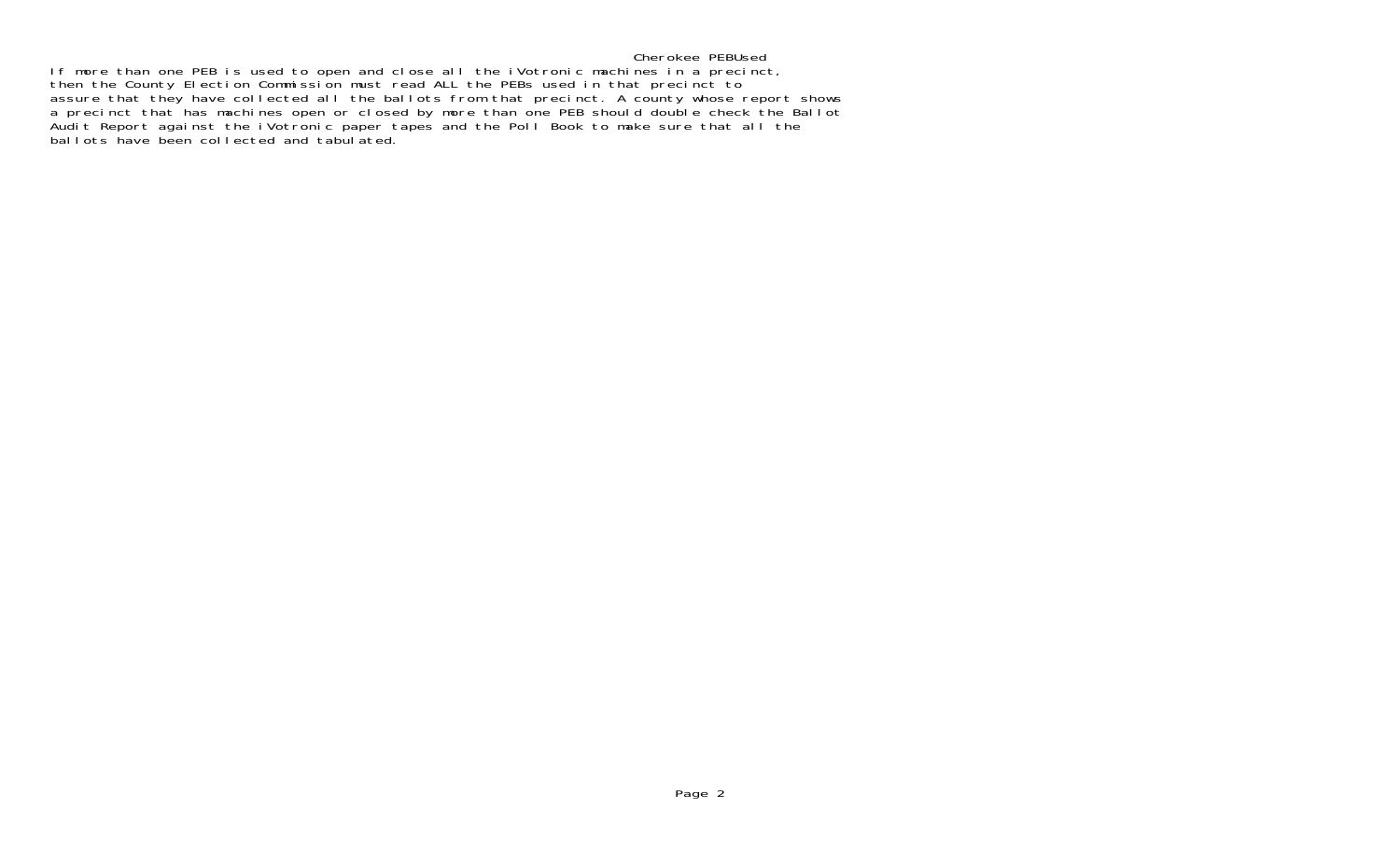If more than one PEB is used to open and close all the iVotronic machines in a precinct, then the County Election Commission must read ALL the PEBs used in that precinct to assure that they have collected all the ballots from that precinct. A county whose report shows a precinct that has machines open or closed by more than one PEB should double check the Ballot Audit Report against the iVotronic paper tapes and the Poll Book to make sure that all the ballots have been collected and tabulated.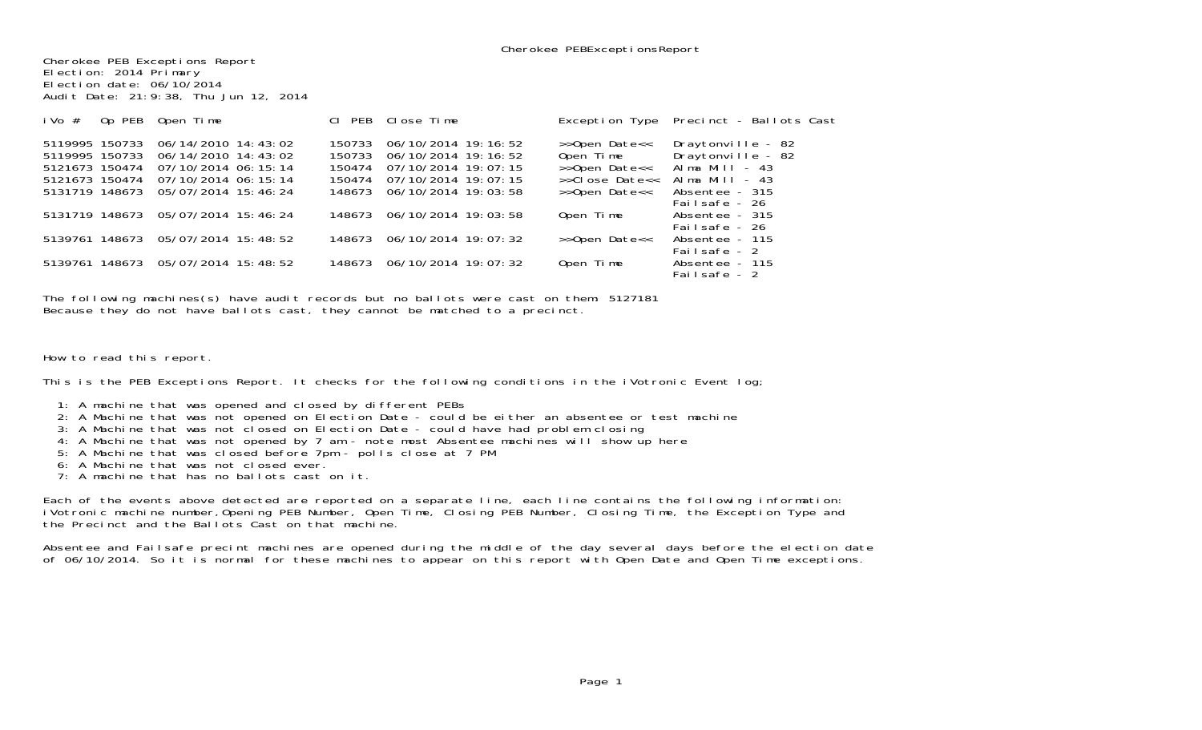Cherokee PEB Exceptions Report
Election: 2014 Primary
Election date: 06/10/2014
Audit Date: 21:9:38, Thu Jun 12, 2014

| iVo # | Op PEB | Open Time | Cl PEB | Close Time | Exception Type | Precinct - Ballots Cast |
|---|---|---|---|---|---|---|
| 5119995 | 150733 | 06/14/2010 14:43:02 | 150733 | 06/10/2014 19:16:52 | >>Open Date<< | Draytonville - 82 |
| 5119995 | 150733 | 06/14/2010 14:43:02 | 150733 | 06/10/2014 19:16:52 | Open Time | Draytonville - 82 |
| 5121673 | 150474 | 07/10/2014 06:15:14 | 150474 | 07/10/2014 19:07:15 | >>Open Date<< | Alma Mill - 43 |
| 5121673 | 150474 | 07/10/2014 06:15:14 | 150474 | 07/10/2014 19:07:15 | >>Close Date<< | Alma Mill - 43 |
| 5131719 | 148673 | 05/07/2014 15:46:24 | 148673 | 06/10/2014 19:03:58 | >>Open Date<< | Absentee - 315<br>Failsafe - 26 |
| 5131719 | 148673 | 05/07/2014 15:46:24 | 148673 | 06/10/2014 19:03:58 | Open Time | Absentee - 315<br>Failsafe - 26 |
| 5139761 | 148673 | 05/07/2014 15:48:52 | 148673 | 06/10/2014 19:07:32 | >>Open Date<< | Absentee - 115<br>Failsafe - 2 |
| 5139761 | 148673 | 05/07/2014 15:48:52 | 148673 | 06/10/2014 19:07:32 | Open Time | Absentee - 115<br>Failsafe - 2 |

The following machines(s) have audit records but no ballots were cast on them: 5127181
Because they do not have ballots cast, they cannot be matched to a precinct.

How to read this report.

This is the PEB Exceptions Report. It checks for the following conditions in the iVotronic Event log;

1: A machine that was opened and closed by different PEBs
2: A Machine that was not opened on Election Date - could be either an absentee or test machine
3: A Machine that was not closed on Election Date - could have had problem closing
4: A Machine that was not opened by 7 am - note most Absentee machines will show up here
5: A Machine that was closed before 7pm - polls close at 7 PM
6: A Machine that was not closed ever.
7: A machine that has no ballots cast on it.

Each of the events above detected are reported on a separate line, each line contains the following information:
iVotronic machine number,Opening PEB Number, Open Time, Closing PEB Number, Closing Time, the Exception Type and the Precinct and the Ballots Cast on that machine.

Absentee and Failsafe precint machines are opened during the middle of the day several days before the election date of 06/10/2014. So it is normal for these machines to appear on this report with Open Date and Open Time exceptions.